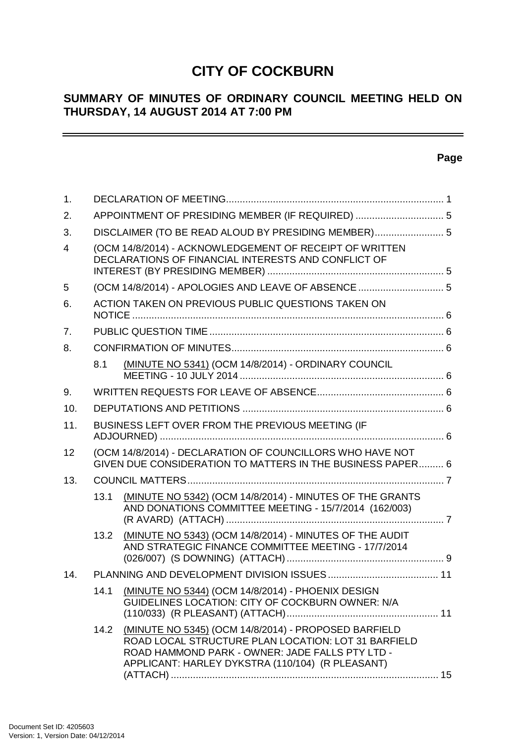# CITY OF COCKBURN

## SUMMARY OF MINUTES OF ORDINARY COUNCIL MEETING HELD ON THURSDAY, 14 AUGUST 2014 AT 7:00 PM

**Page**

| | | | |
|---|---|---|---|
| 1. | DECLARATION OF MEETING | | 1 |
| 2. | APPOINTMENT OF PRESIDING MEMBER (IF REQUIRED) | | 5 |
| 3. | DISCLAIMER (TO BE READ ALOUD BY PRESIDING MEMBER) | | 5 |
| 4 | (OCM 14/8/2014) - ACKNOWLEDGEMENT OF RECEIPT OF WRITTEN DECLARATIONS OF FINANCIAL INTERESTS AND CONFLICT OF INTEREST (BY PRESIDING MEMBER) | | 5 |
| 5 | (OCM 14/8/2014) - APOLOGIES AND LEAVE OF ABSENCE | | 5 |
| 6. | ACTION TAKEN ON PREVIOUS PUBLIC QUESTIONS TAKEN ON NOTICE | | 6 |
| 7. | PUBLIC QUESTION TIME | | 6 |
| 8. | CONFIRMATION OF MINUTES | | 6 |
| | 8.1 | (MINUTE NO 5341) (OCM 14/8/2014) - ORDINARY COUNCIL MEETING - 10 JULY 2014 | 6 |
| 9. | WRITTEN REQUESTS FOR LEAVE OF ABSENCE | | 6 |
| 10. | DEPUTATIONS AND PETITIONS | | 6 |
| 11. | BUSINESS LEFT OVER FROM THE PREVIOUS MEETING (IF ADJOURNED) | | 6 |
| 12 | (OCM 14/8/2014) - DECLARATION OF COUNCILLORS WHO HAVE NOT GIVEN DUE CONSIDERATION TO MATTERS IN THE BUSINESS PAPER | | 6 |
| 13. | COUNCIL MATTERS | | 7 |
| | 13.1 | (MINUTE NO 5342) (OCM 14/8/2014) - MINUTES OF THE GRANTS AND DONATIONS COMMITTEE MEETING - 15/7/2014 (162/003) (R AVARD) (ATTACH) | 7 |
| | 13.2 | (MINUTE NO 5343) (OCM 14/8/2014) - MINUTES OF THE AUDIT AND STRATEGIC FINANCE COMMITTEE MEETING - 17/7/2014 (026/007) (S DOWNING) (ATTACH) | 9 |
| 14. | PLANNING AND DEVELOPMENT DIVISION ISSUES | | 11 |
| | 14.1 | (MINUTE NO 5344) (OCM 14/8/2014) - PHOENIX DESIGN GUIDELINES LOCATION: CITY OF COCKBURN OWNER: N/A (110/033) (R PLEASANT) (ATTACH) | 11 |
| | 14.2 | (MINUTE NO 5345) (OCM 14/8/2014) - PROPOSED BARFIELD ROAD LOCAL STRUCTURE PLAN LOCATION: LOT 31 BARFIELD ROAD HAMMOND PARK - OWNER: JADE FALLS PTY LTD - APPLICANT: HARLEY DYKSTRA (110/104) (R PLEASANT) (ATTACH) | 15 |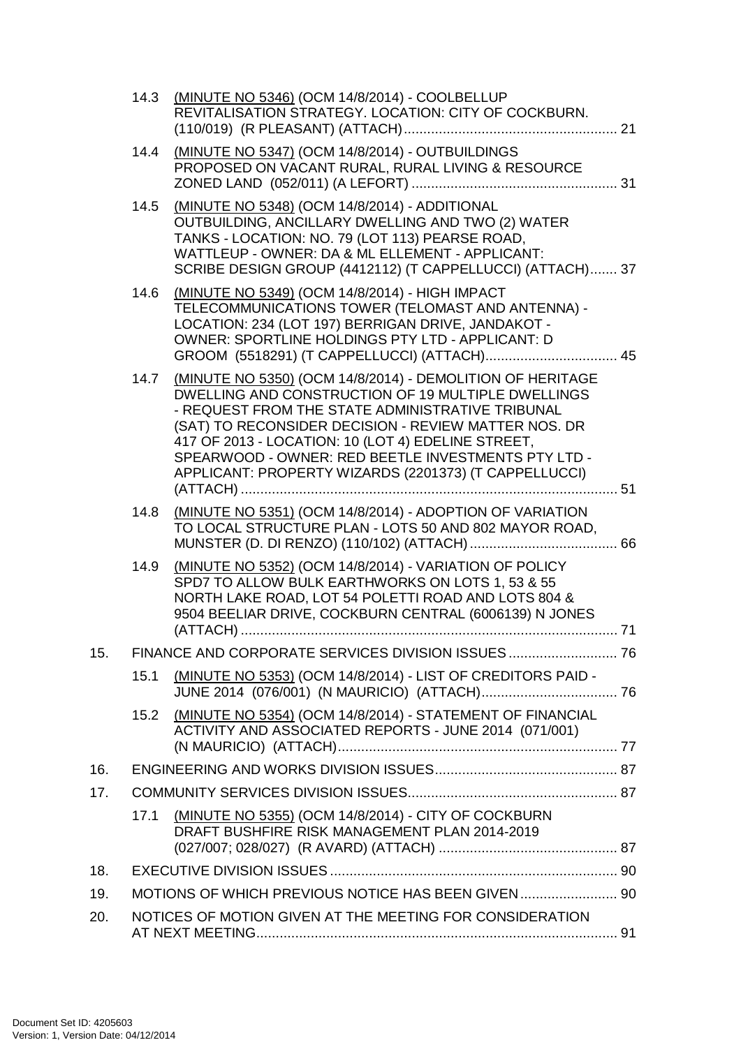14.3 (MINUTE NO 5346) (OCM 14/8/2014) - COOLBELLUP REVITALISATION STRATEGY. LOCATION: CITY OF COCKBURN. (110/019) (R PLEASANT) (ATTACH) ........ 21

14.4 (MINUTE NO 5347) (OCM 14/8/2014) - OUTBUILDINGS PROPOSED ON VACANT RURAL, RURAL LIVING & RESOURCE ZONED LAND (052/011) (A LEFORT) ........ 31

14.5 (MINUTE NO 5348) (OCM 14/8/2014) - ADDITIONAL OUTBUILDING, ANCILLARY DWELLING AND TWO (2) WATER TANKS - LOCATION: NO. 79 (LOT 113) PEARSE ROAD, WATTLEUP - OWNER: DA & ML ELLEMENT - APPLICANT: SCRIBE DESIGN GROUP (4412112) (T CAPPELLUCCI) (ATTACH) ........ 37

14.6 (MINUTE NO 5349) (OCM 14/8/2014) - HIGH IMPACT TELECOMMUNICATIONS TOWER (TELOMAST AND ANTENNA) - LOCATION: 234 (LOT 197) BERRIGAN DRIVE, JANDAKOT - OWNER: SPORTLINE HOLDINGS PTY LTD - APPLICANT: D GROOM (5518291) (T CAPPELLUCCI) (ATTACH) ........ 45

14.7 (MINUTE NO 5350) (OCM 14/8/2014) - DEMOLITION OF HERITAGE DWELLING AND CONSTRUCTION OF 19 MULTIPLE DWELLINGS - REQUEST FROM THE STATE ADMINISTRATIVE TRIBUNAL (SAT) TO RECONSIDER DECISION - REVIEW MATTER NOS. DR 417 OF 2013 - LOCATION: 10 (LOT 4) EDELINE STREET, SPEARWOOD - OWNER: RED BEETLE INVESTMENTS PTY LTD - APPLICANT: PROPERTY WIZARDS (2201373) (T CAPPELLUCCI) (ATTACH) ........ 51

14.8 (MINUTE NO 5351) (OCM 14/8/2014) - ADOPTION OF VARIATION TO LOCAL STRUCTURE PLAN - LOTS 50 AND 802 MAYOR ROAD, MUNSTER (D. DI RENZO) (110/102) (ATTACH) ........ 66

14.9 (MINUTE NO 5352) (OCM 14/8/2014) - VARIATION OF POLICY SPD7 TO ALLOW BULK EARTHWORKS ON LOTS 1, 53 & 55 NORTH LAKE ROAD, LOT 54 POLETTI ROAD AND LOTS 804 & 9504 BEELIAR DRIVE, COCKBURN CENTRAL (6006139) N JONES (ATTACH) ........ 71

15. FINANCE AND CORPORATE SERVICES DIVISION ISSUES ........ 76

15.1 (MINUTE NO 5353) (OCM 14/8/2014) - LIST OF CREDITORS PAID - JUNE 2014 (076/001) (N MAURICIO) (ATTACH) ........ 76

15.2 (MINUTE NO 5354) (OCM 14/8/2014) - STATEMENT OF FINANCIAL ACTIVITY AND ASSOCIATED REPORTS - JUNE 2014 (071/001) (N MAURICIO) (ATTACH) ........ 77

16. ENGINEERING AND WORKS DIVISION ISSUES ........ 87

17. COMMUNITY SERVICES DIVISION ISSUES ........ 87

17.1 (MINUTE NO 5355) (OCM 14/8/2014) - CITY OF COCKBURN DRAFT BUSHFIRE RISK MANAGEMENT PLAN 2014-2019 (027/007; 028/027) (R AVARD) (ATTACH) ........ 87

18. EXECUTIVE DIVISION ISSUES ........ 90

19. MOTIONS OF WHICH PREVIOUS NOTICE HAS BEEN GIVEN ........ 90

20. NOTICES OF MOTION GIVEN AT THE MEETING FOR CONSIDERATION AT NEXT MEETING ........ 91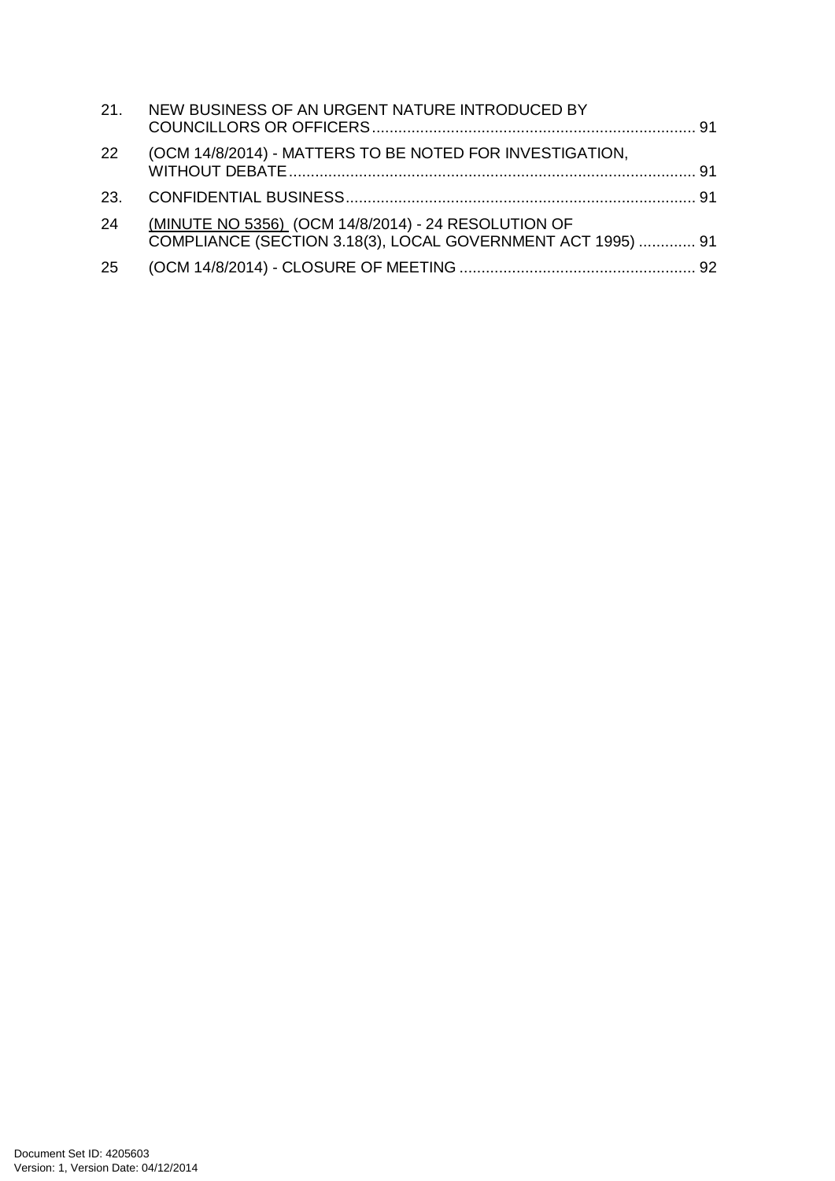21. NEW BUSINESS OF AN URGENT NATURE INTRODUCED BY COUNCILLORS OR OFFICERS ........................................................................ 91

22 (OCM 14/8/2014) - MATTERS TO BE NOTED FOR INVESTIGATION, WITHOUT DEBATE ............................................................................................ 91

23. CONFIDENTIAL BUSINESS ............................................................................... 91

24 (MINUTE NO 5356) (OCM 14/8/2014) - 24 RESOLUTION OF COMPLIANCE (SECTION 3.18(3), LOCAL GOVERNMENT ACT 1995) ............. 91

25 (OCM 14/8/2014) - CLOSURE OF MEETING ...................................................... 92

Document Set ID: 4205603
Version: 1, Version Date: 04/12/2014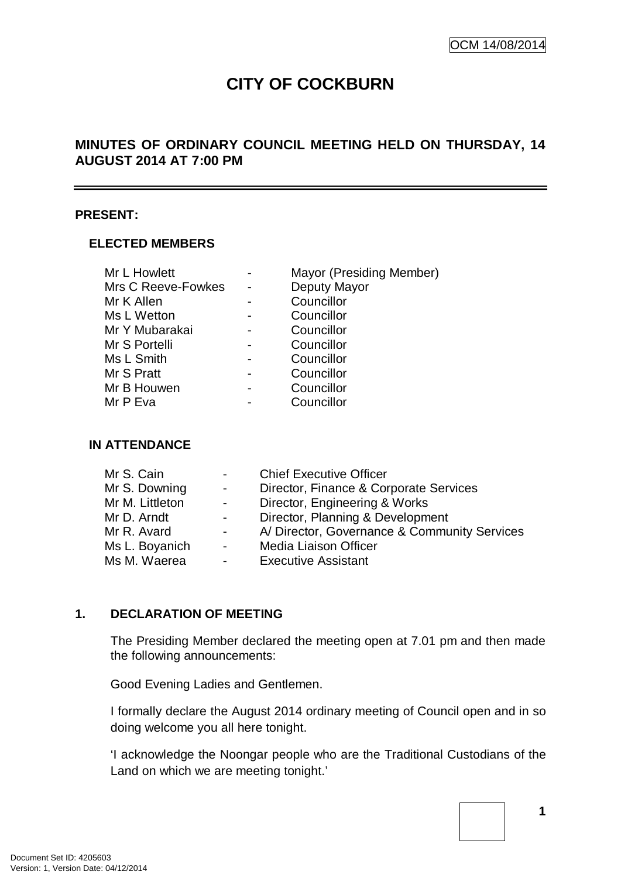OCM 14/08/2014

# CITY OF COCKBURN

## MINUTES OF ORDINARY COUNCIL MEETING HELD ON THURSDAY, 14 AUGUST 2014 AT 7:00 PM

---

**PRESENT:**

### ELECTED MEMBERS

| | | |
|---|---|---|
| Mr L Howlett | - | Mayor (Presiding Member) |
| Mrs C Reeve-Fowkes | - | Deputy Mayor |
| Mr K Allen | - | Councillor |
| Ms L Wetton | - | Councillor |
| Mr Y Mubarakai | - | Councillor |
| Mr S Portelli | - | Councillor |
| Ms L Smith | - | Councillor |
| Mr S Pratt | - | Councillor |
| Mr B Houwen | - | Councillor |
| Mr P Eva | - | Councillor |

### IN ATTENDANCE

| | | |
|---|---|---|
| Mr S. Cain | - | Chief Executive Officer |
| Mr S. Downing | - | Director, Finance & Corporate Services |
| Mr M. Littleton | - | Director, Engineering & Works |
| Mr D. Arndt | - | Director, Planning & Development |
| Mr R. Avard | - | A/ Director, Governance & Community Services |
| Ms L. Boyanich | - | Media Liaison Officer |
| Ms M. Waerea | - | Executive Assistant |

## 1. DECLARATION OF MEETING

The Presiding Member declared the meeting open at 7.01 pm and then made the following announcements:

Good Evening Ladies and Gentlemen.

I formally declare the August 2014 ordinary meeting of Council open and in so doing welcome you all here tonight.

'I acknowledge the Noongar people who are the Traditional Custodians of the Land on which we are meeting tonight.'

Document Set ID: 4205603
Version: 1, Version Date: 04/12/2014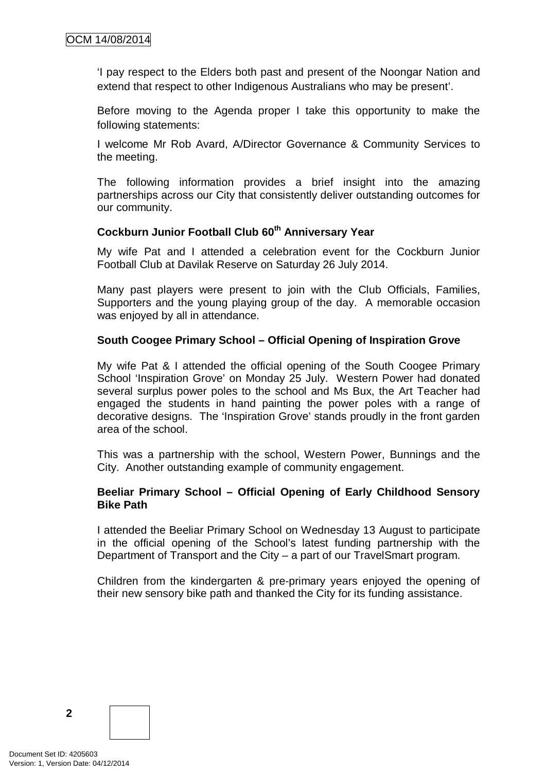'I pay respect to the Elders both past and present of the Noongar Nation and extend that respect to other Indigenous Australians who may be present'.

Before moving to the Agenda proper I take this opportunity to make the following statements:

I welcome Mr Rob Avard, A/Director Governance & Community Services to the meeting.

The following information provides a brief insight into the amazing partnerships across our City that consistently deliver outstanding outcomes for our community.

**Cockburn Junior Football Club 60th Anniversary Year**

My wife Pat and I attended a celebration event for the Cockburn Junior Football Club at Davilak Reserve on Saturday 26 July 2014.

Many past players were present to join with the Club Officials, Families, Supporters and the young playing group of the day. A memorable occasion was enjoyed by all in attendance.

**South Coogee Primary School – Official Opening of Inspiration Grove**

My wife Pat & I attended the official opening of the South Coogee Primary School 'Inspiration Grove' on Monday 25 July. Western Power had donated several surplus power poles to the school and Ms Bux, the Art Teacher had engaged the students in hand painting the power poles with a range of decorative designs. The 'Inspiration Grove' stands proudly in the front garden area of the school.

This was a partnership with the school, Western Power, Bunnings and the City. Another outstanding example of community engagement.

**Beeliar Primary School – Official Opening of Early Childhood Sensory Bike Path**

I attended the Beeliar Primary School on Wednesday 13 August to participate in the official opening of the School's latest funding partnership with the Department of Transport and the City – a part of our TravelSmart program.

Children from the kindergarten & pre-primary years enjoyed the opening of their new sensory bike path and thanked the City for its funding assistance.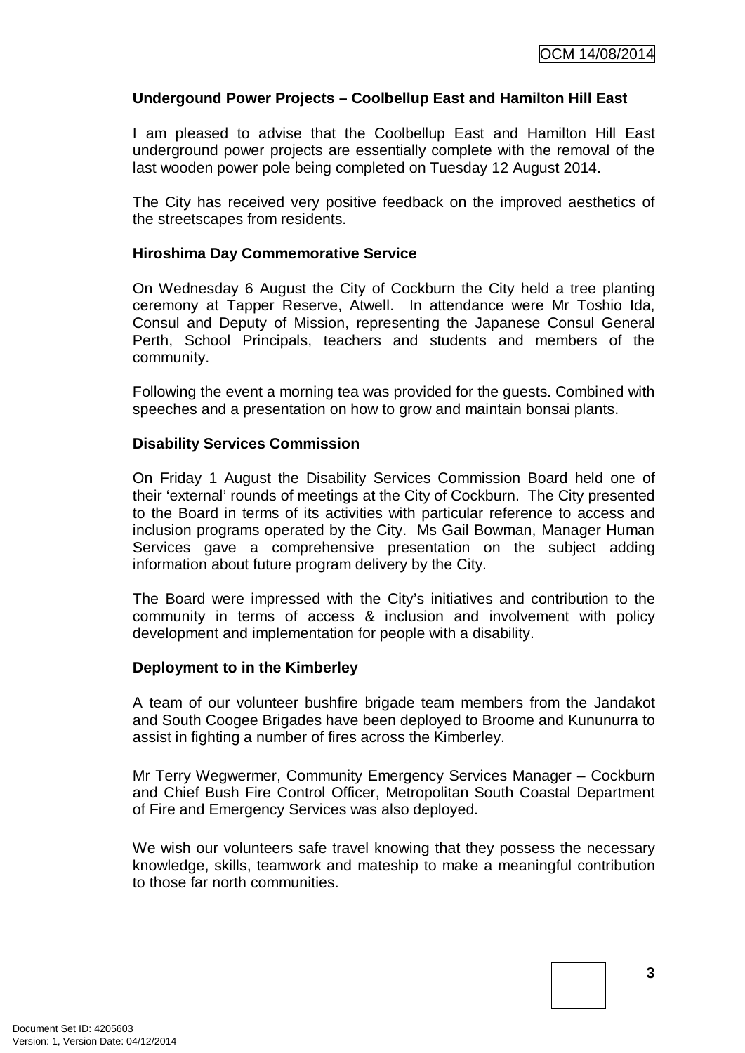**Undergound Power Projects – Coolbellup East and Hamilton Hill East**

I am pleased to advise that the Coolbellup East and Hamilton Hill East underground power projects are essentially complete with the removal of the last wooden power pole being completed on Tuesday 12 August 2014.

The City has received very positive feedback on the improved aesthetics of the streetscapes from residents.

**Hiroshima Day Commemorative Service**

On Wednesday 6 August the City of Cockburn the City held a tree planting ceremony at Tapper Reserve, Atwell. In attendance were Mr Toshio Ida, Consul and Deputy of Mission, representing the Japanese Consul General Perth, School Principals, teachers and students and members of the community.

Following the event a morning tea was provided for the guests. Combined with speeches and a presentation on how to grow and maintain bonsai plants.

**Disability Services Commission**

On Friday 1 August the Disability Services Commission Board held one of their 'external' rounds of meetings at the City of Cockburn. The City presented to the Board in terms of its activities with particular reference to access and inclusion programs operated by the City. Ms Gail Bowman, Manager Human Services gave a comprehensive presentation on the subject adding information about future program delivery by the City.

The Board were impressed with the City's initiatives and contribution to the community in terms of access & inclusion and involvement with policy development and implementation for people with a disability.

**Deployment to in the Kimberley**

A team of our volunteer bushfire brigade team members from the Jandakot and South Coogee Brigades have been deployed to Broome and Kununurra to assist in fighting a number of fires across the Kimberley.

Mr Terry Wegwermer, Community Emergency Services Manager – Cockburn and Chief Bush Fire Control Officer, Metropolitan South Coastal Department of Fire and Emergency Services was also deployed.

We wish our volunteers safe travel knowing that they possess the necessary knowledge, skills, teamwork and mateship to make a meaningful contribution to those far north communities.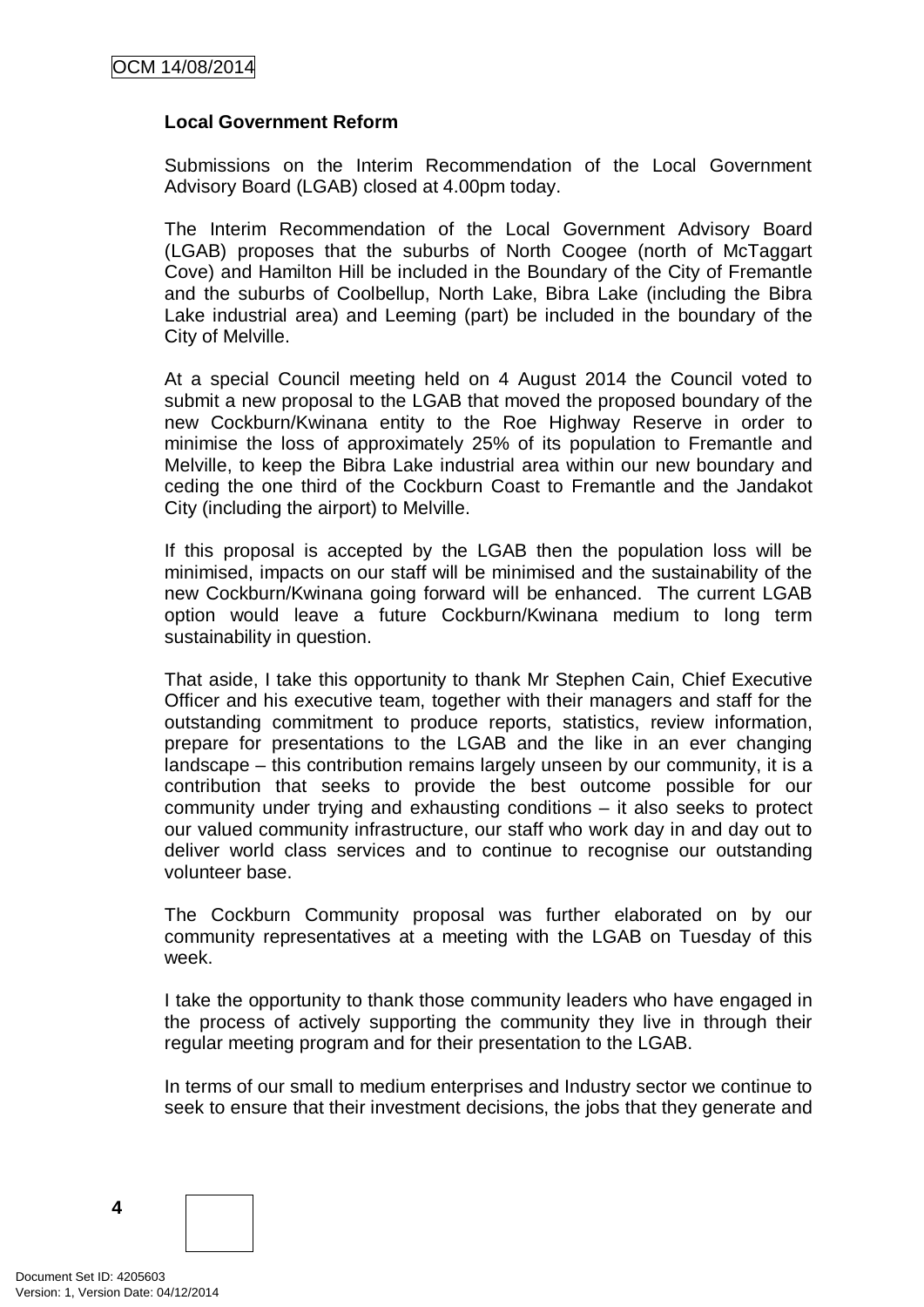**Local Government Reform**

Submissions on the Interim Recommendation of the Local Government Advisory Board (LGAB) closed at 4.00pm today.

The Interim Recommendation of the Local Government Advisory Board (LGAB) proposes that the suburbs of North Coogee (north of McTaggart Cove) and Hamilton Hill be included in the Boundary of the City of Fremantle and the suburbs of Coolbellup, North Lake, Bibra Lake (including the Bibra Lake industrial area) and Leeming (part) be included in the boundary of the City of Melville.

At a special Council meeting held on 4 August 2014 the Council voted to submit a new proposal to the LGAB that moved the proposed boundary of the new Cockburn/Kwinana entity to the Roe Highway Reserve in order to minimise the loss of approximately 25% of its population to Fremantle and Melville, to keep the Bibra Lake industrial area within our new boundary and ceding the one third of the Cockburn Coast to Fremantle and the Jandakot City (including the airport) to Melville.

If this proposal is accepted by the LGAB then the population loss will be minimised, impacts on our staff will be minimised and the sustainability of the new Cockburn/Kwinana going forward will be enhanced. The current LGAB option would leave a future Cockburn/Kwinana medium to long term sustainability in question.

That aside, I take this opportunity to thank Mr Stephen Cain, Chief Executive Officer and his executive team, together with their managers and staff for the outstanding commitment to produce reports, statistics, review information, prepare for presentations to the LGAB and the like in an ever changing landscape – this contribution remains largely unseen by our community, it is a contribution that seeks to provide the best outcome possible for our community under trying and exhausting conditions – it also seeks to protect our valued community infrastructure, our staff who work day in and day out to deliver world class services and to continue to recognise our outstanding volunteer base.

The Cockburn Community proposal was further elaborated on by our community representatives at a meeting with the LGAB on Tuesday of this week.

I take the opportunity to thank those community leaders who have engaged in the process of actively supporting the community they live in through their regular meeting program and for their presentation to the LGAB.

In terms of our small to medium enterprises and Industry sector we continue to seek to ensure that their investment decisions, the jobs that they generate and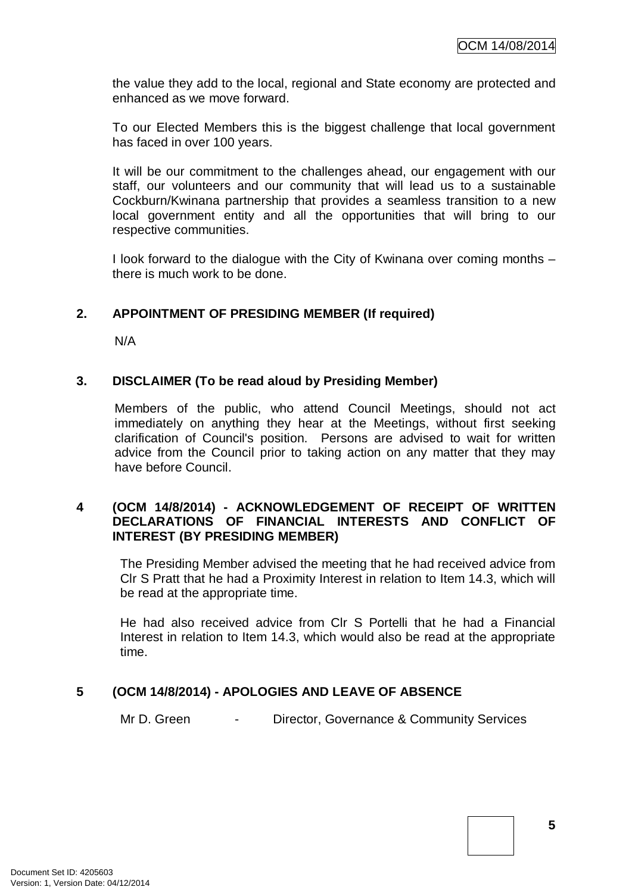the value they add to the local, regional and State economy are protected and enhanced as we move forward.

To our Elected Members this is the biggest challenge that local government has faced in over 100 years.

It will be our commitment to the challenges ahead, our engagement with our staff, our volunteers and our community that will lead us to a sustainable Cockburn/Kwinana partnership that provides a seamless transition to a new local government entity and all the opportunities that will bring to our respective communities.

I look forward to the dialogue with the City of Kwinana over coming months – there is much work to be done.

## 2. APPOINTMENT OF PRESIDING MEMBER (If required)

N/A

## 3. DISCLAIMER (To be read aloud by Presiding Member)

Members of the public, who attend Council Meetings, should not act immediately on anything they hear at the Meetings, without first seeking clarification of Council's position. Persons are advised to wait for written advice from the Council prior to taking action on any matter that they may have before Council.

## 4 (OCM 14/8/2014) - ACKNOWLEDGEMENT OF RECEIPT OF WRITTEN DECLARATIONS OF FINANCIAL INTERESTS AND CONFLICT OF INTEREST (BY PRESIDING MEMBER)

The Presiding Member advised the meeting that he had received advice from Clr S Pratt that he had a Proximity Interest in relation to Item 14.3, which will be read at the appropriate time.

He had also received advice from Clr S Portelli that he had a Financial Interest in relation to Item 14.3, which would also be read at the appropriate time.

## 5 (OCM 14/8/2014) - APOLOGIES AND LEAVE OF ABSENCE

Mr D. Green - Director, Governance & Community Services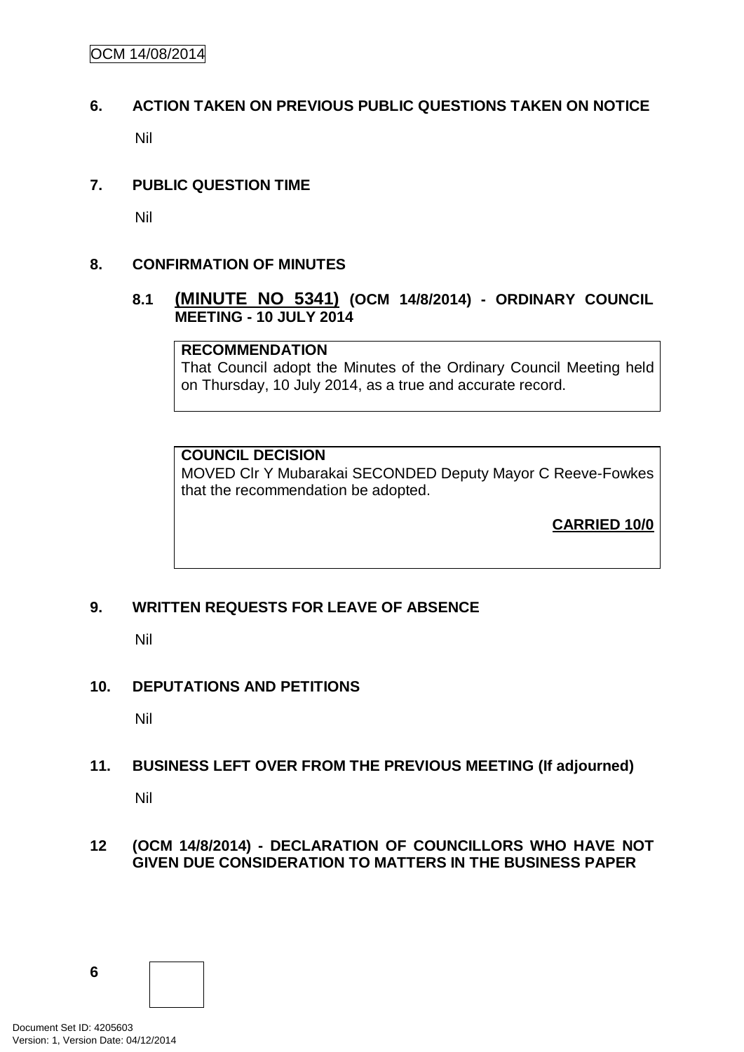## 6. ACTION TAKEN ON PREVIOUS PUBLIC QUESTIONS TAKEN ON NOTICE

Nil

## 7. PUBLIC QUESTION TIME

Nil

## 8. CONFIRMATION OF MINUTES

### 8.1 (MINUTE NO 5341) (OCM 14/8/2014) - ORDINARY COUNCIL MEETING - 10 JULY 2014

**RECOMMENDATION**

That Council adopt the Minutes of the Ordinary Council Meeting held on Thursday, 10 July 2014, as a true and accurate record.

**COUNCIL DECISION**

MOVED Clr Y Mubarakai SECONDED Deputy Mayor C Reeve-Fowkes that the recommendation be adopted.

**CARRIED 10/0**

## 9. WRITTEN REQUESTS FOR LEAVE OF ABSENCE

Nil

## 10. DEPUTATIONS AND PETITIONS

Nil

## 11. BUSINESS LEFT OVER FROM THE PREVIOUS MEETING (If adjourned)

Nil

## 12 (OCM 14/8/2014) - DECLARATION OF COUNCILLORS WHO HAVE NOT GIVEN DUE CONSIDERATION TO MATTERS IN THE BUSINESS PAPER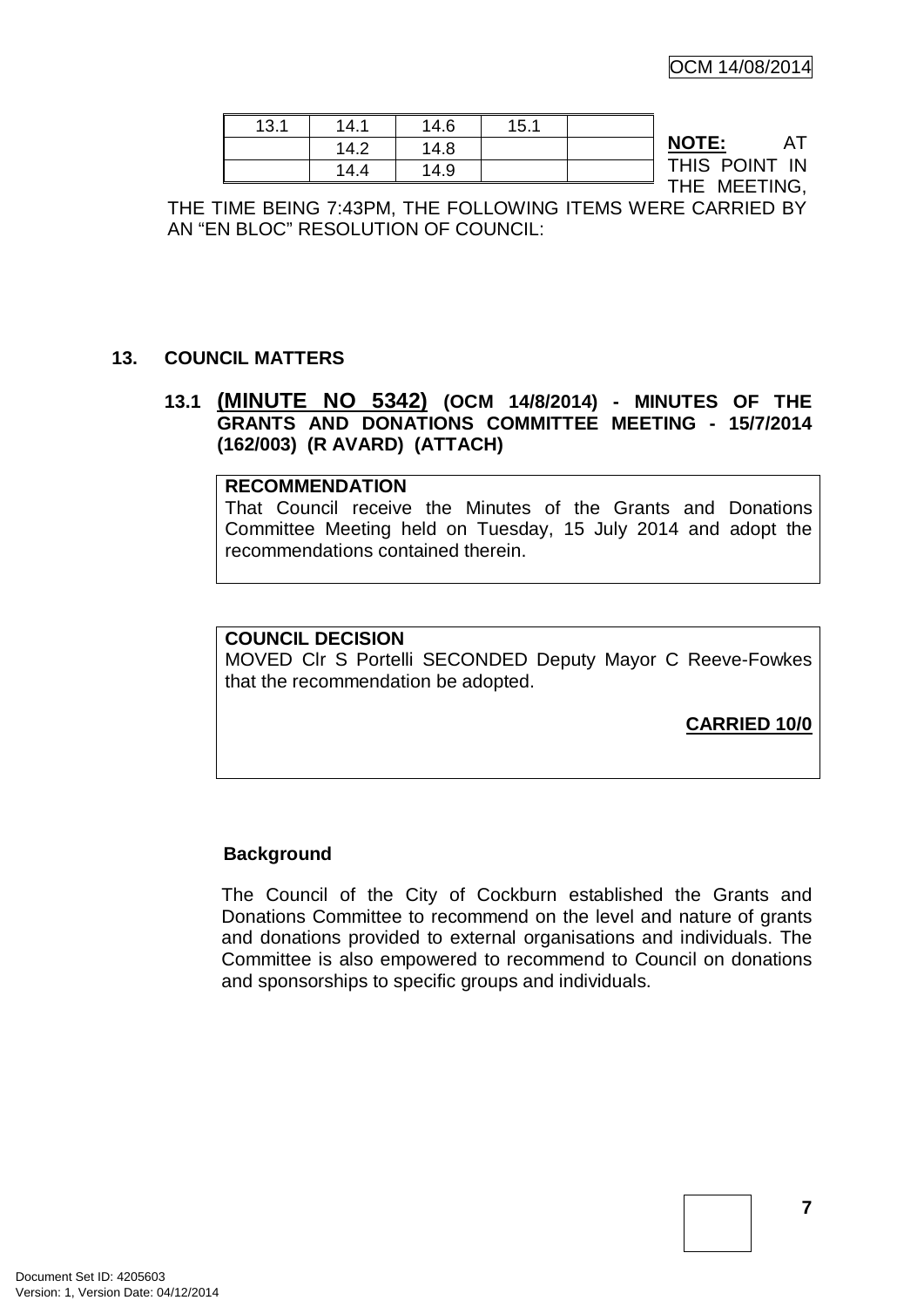| 13.1 | 14.1 | 14.6 | 15.1 | |
|---|---|---|---|---|
| | 14.2 | 14.8 | | |
| | 14.4 | 14.9 | | |

**NOTE:** AT THIS POINT IN THE MEETING, THE TIME BEING 7:43PM, THE FOLLOWING ITEMS WERE CARRIED BY AN "EN BLOC" RESOLUTION OF COUNCIL:

## 13. COUNCIL MATTERS

### 13.1 (MINUTE NO 5342) (OCM 14/8/2014) - MINUTES OF THE GRANTS AND DONATIONS COMMITTEE MEETING - 15/7/2014 (162/003) (R AVARD) (ATTACH)

**RECOMMENDATION**

That Council receive the Minutes of the Grants and Donations Committee Meeting held on Tuesday, 15 July 2014 and adopt the recommendations contained therein.

**COUNCIL DECISION**

MOVED Clr S Portelli SECONDED Deputy Mayor C Reeve-Fowkes that the recommendation be adopted.

**CARRIED 10/0**

**Background**

The Council of the City of Cockburn established the Grants and Donations Committee to recommend on the level and nature of grants and donations provided to external organisations and individuals. The Committee is also empowered to recommend to Council on donations and sponsorships to specific groups and individuals.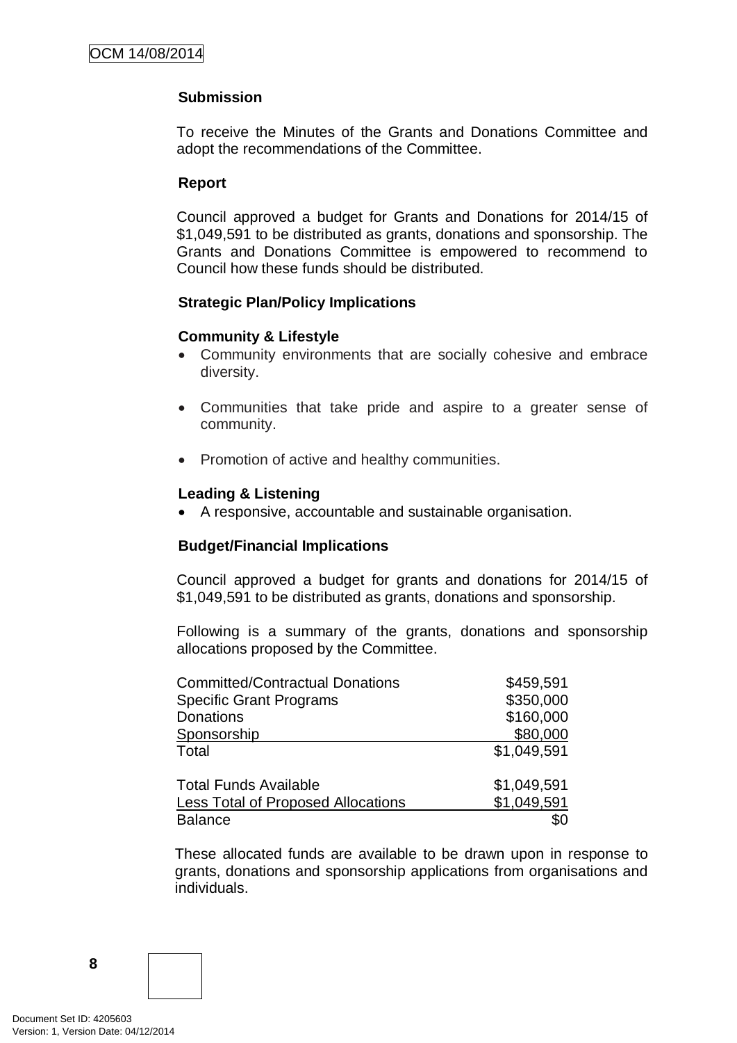**Submission**

To receive the Minutes of the Grants and Donations Committee and adopt the recommendations of the Committee.

**Report**

Council approved a budget for Grants and Donations for 2014/15 of $1,049,591 to be distributed as grants, donations and sponsorship. The Grants and Donations Committee is empowered to recommend to Council how these funds should be distributed.

**Strategic Plan/Policy Implications**

**Community & Lifestyle**

- Community environments that are socially cohesive and embrace diversity.
- Communities that take pride and aspire to a greater sense of community.
- Promotion of active and healthy communities.

**Leading & Listening**

- A responsive, accountable and sustainable organisation.

**Budget/Financial Implications**

Council approved a budget for grants and donations for 2014/15 of $1,049,591 to be distributed as grants, donations and sponsorship.

Following is a summary of the grants, donations and sponsorship allocations proposed by the Committee.

| | |
|---|---|
| Committed/Contractual Donations | $459,591 |
| Specific Grant Programs | $350,000 |
| Donations | $160,000 |
| Sponsorship | $80,000 |
| Total | $1,049,591 |
| | |
| Total Funds Available | $1,049,591 |
| Less Total of Proposed Allocations | $1,049,591 |
| Balance | $0 |

These allocated funds are available to be drawn upon in response to grants, donations and sponsorship applications from organisations and individuals.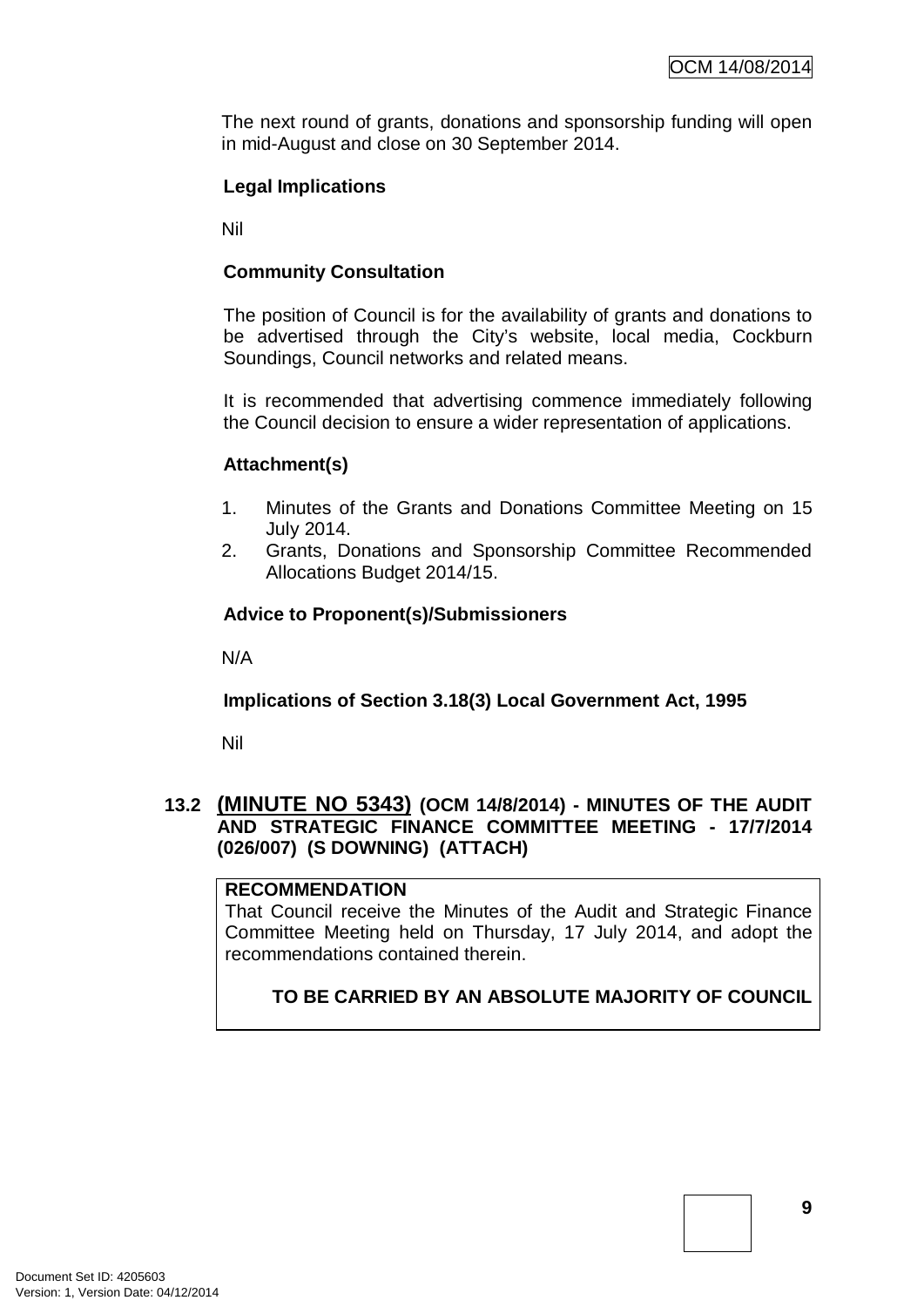The next round of grants, donations and sponsorship funding will open in mid-August and close on 30 September 2014.

**Legal Implications**

Nil

**Community Consultation**

The position of Council is for the availability of grants and donations to be advertised through the City's website, local media, Cockburn Soundings, Council networks and related means.

It is recommended that advertising commence immediately following the Council decision to ensure a wider representation of applications.

**Attachment(s)**

1. Minutes of the Grants and Donations Committee Meeting on 15 July 2014.
2. Grants, Donations and Sponsorship Committee Recommended Allocations Budget 2014/15.

**Advice to Proponent(s)/Submissioners**

N/A

**Implications of Section 3.18(3) Local Government Act, 1995**

Nil

### 13.2 (MINUTE NO 5343) (OCM 14/8/2014) - MINUTES OF THE AUDIT AND STRATEGIC FINANCE COMMITTEE MEETING - 17/7/2014 (026/007) (S DOWNING) (ATTACH)

**RECOMMENDATION**

That Council receive the Minutes of the Audit and Strategic Finance Committee Meeting held on Thursday, 17 July 2014, and adopt the recommendations contained therein.

**TO BE CARRIED BY AN ABSOLUTE MAJORITY OF COUNCIL**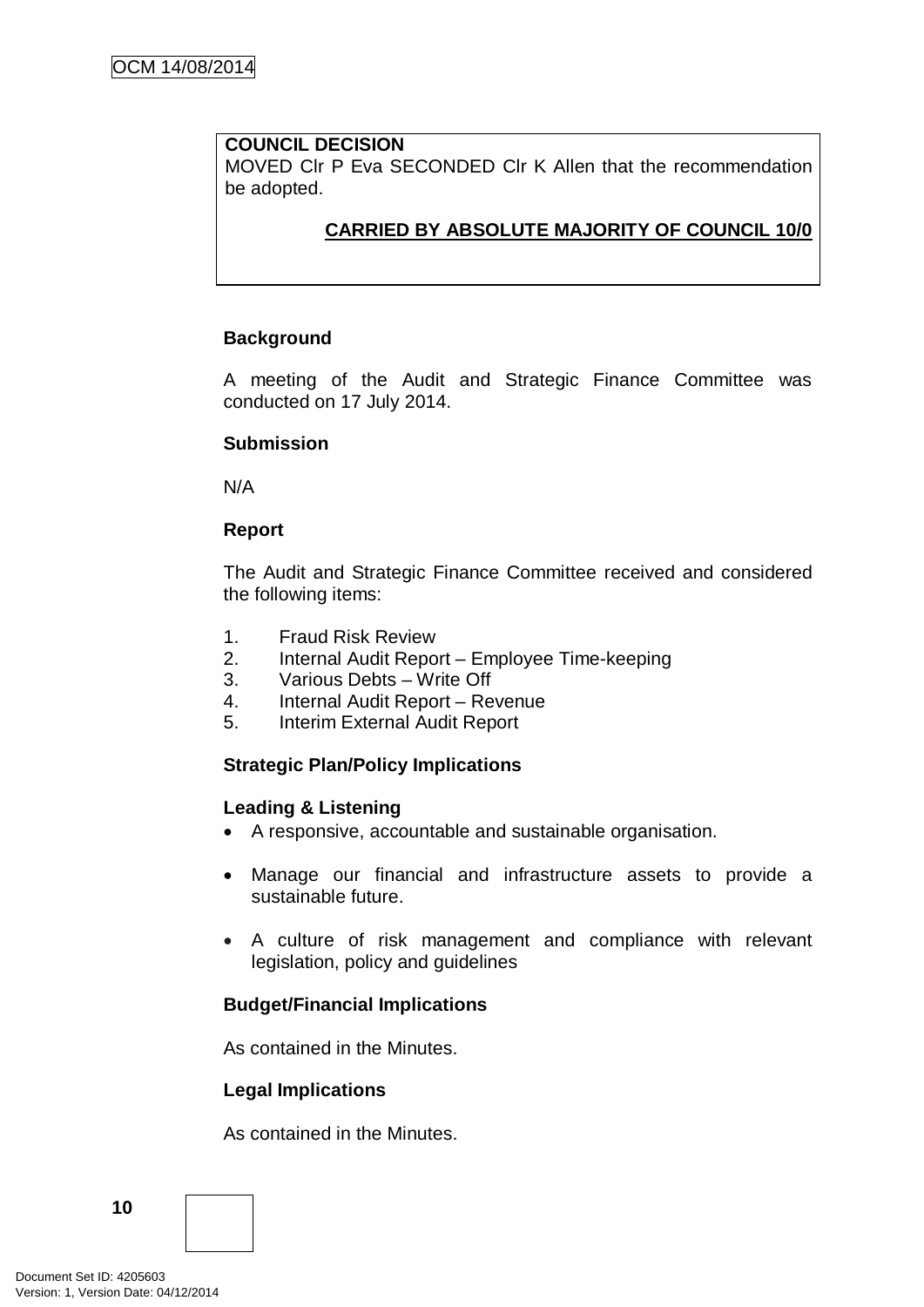**COUNCIL DECISION**

MOVED Clr P Eva SECONDED Clr K Allen that the recommendation be adopted.

**CARRIED BY ABSOLUTE MAJORITY OF COUNCIL 10/0**

**Background**

A meeting of the Audit and Strategic Finance Committee was conducted on 17 July 2014.

**Submission**

N/A

**Report**

The Audit and Strategic Finance Committee received and considered the following items:

1. Fraud Risk Review
2. Internal Audit Report – Employee Time-keeping
3. Various Debts – Write Off
4. Internal Audit Report – Revenue
5. Interim External Audit Report

**Strategic Plan/Policy Implications**

**Leading & Listening**

- A responsive, accountable and sustainable organisation.
- Manage our financial and infrastructure assets to provide a sustainable future.
- A culture of risk management and compliance with relevant legislation, policy and guidelines

**Budget/Financial Implications**

As contained in the Minutes.

**Legal Implications**

As contained in the Minutes.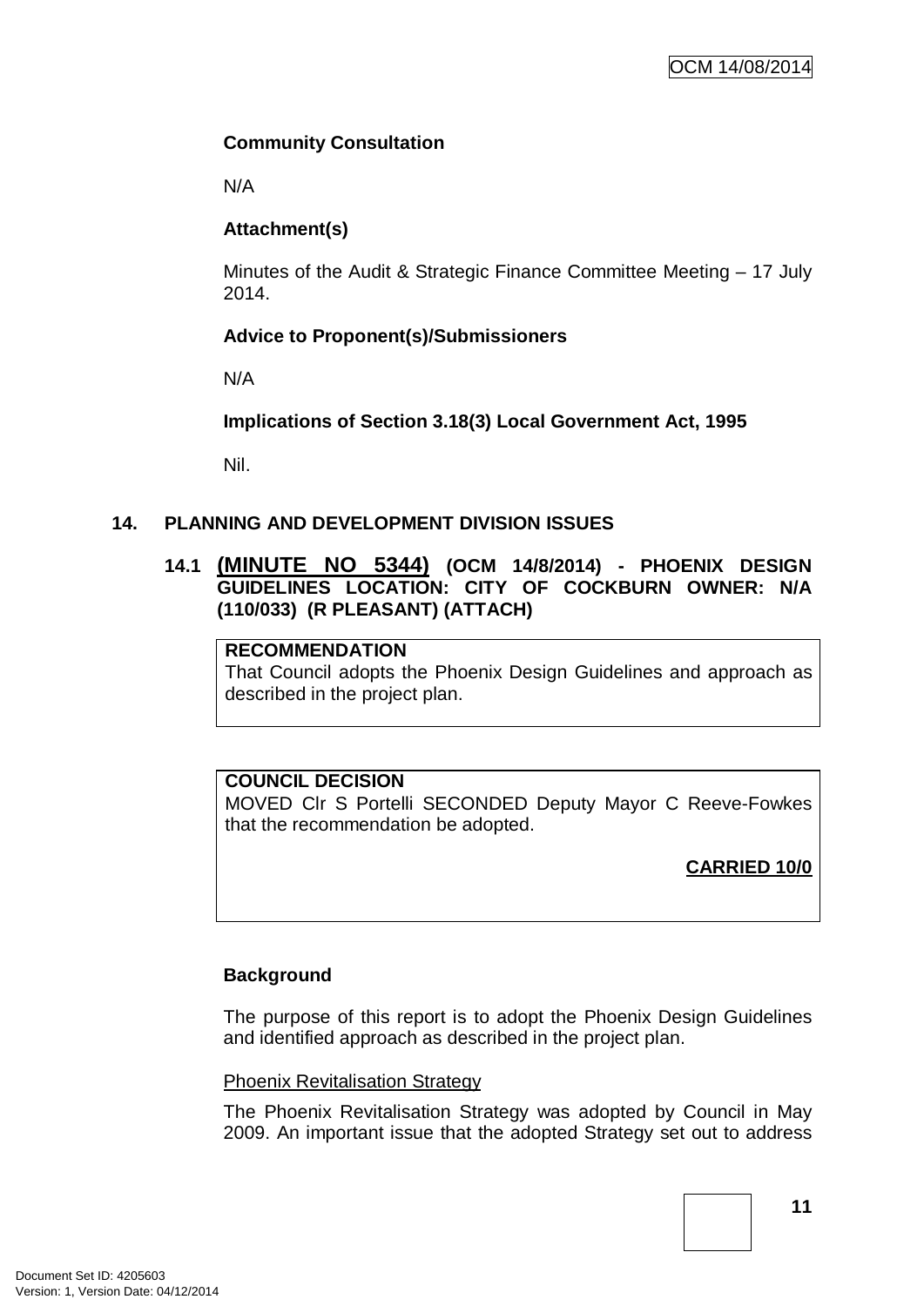**Community Consultation**

N/A

**Attachment(s)**

Minutes of the Audit & Strategic Finance Committee Meeting – 17 July 2014.

**Advice to Proponent(s)/Submissioners**

N/A

**Implications of Section 3.18(3) Local Government Act, 1995**

Nil.

## 14. PLANNING AND DEVELOPMENT DIVISION ISSUES

### 14.1 (MINUTE NO 5344) (OCM 14/8/2014) - PHOENIX DESIGN GUIDELINES LOCATION: CITY OF COCKBURN OWNER: N/A (110/033) (R PLEASANT) (ATTACH)

**RECOMMENDATION**
That Council adopts the Phoenix Design Guidelines and approach as described in the project plan.

**COUNCIL DECISION**
MOVED Clr S Portelli SECONDED Deputy Mayor C Reeve-Fowkes that the recommendation be adopted.

**CARRIED 10/0**

**Background**

The purpose of this report is to adopt the Phoenix Design Guidelines and identified approach as described in the project plan.

Phoenix Revitalisation Strategy

The Phoenix Revitalisation Strategy was adopted by Council in May 2009. An important issue that the adopted Strategy set out to address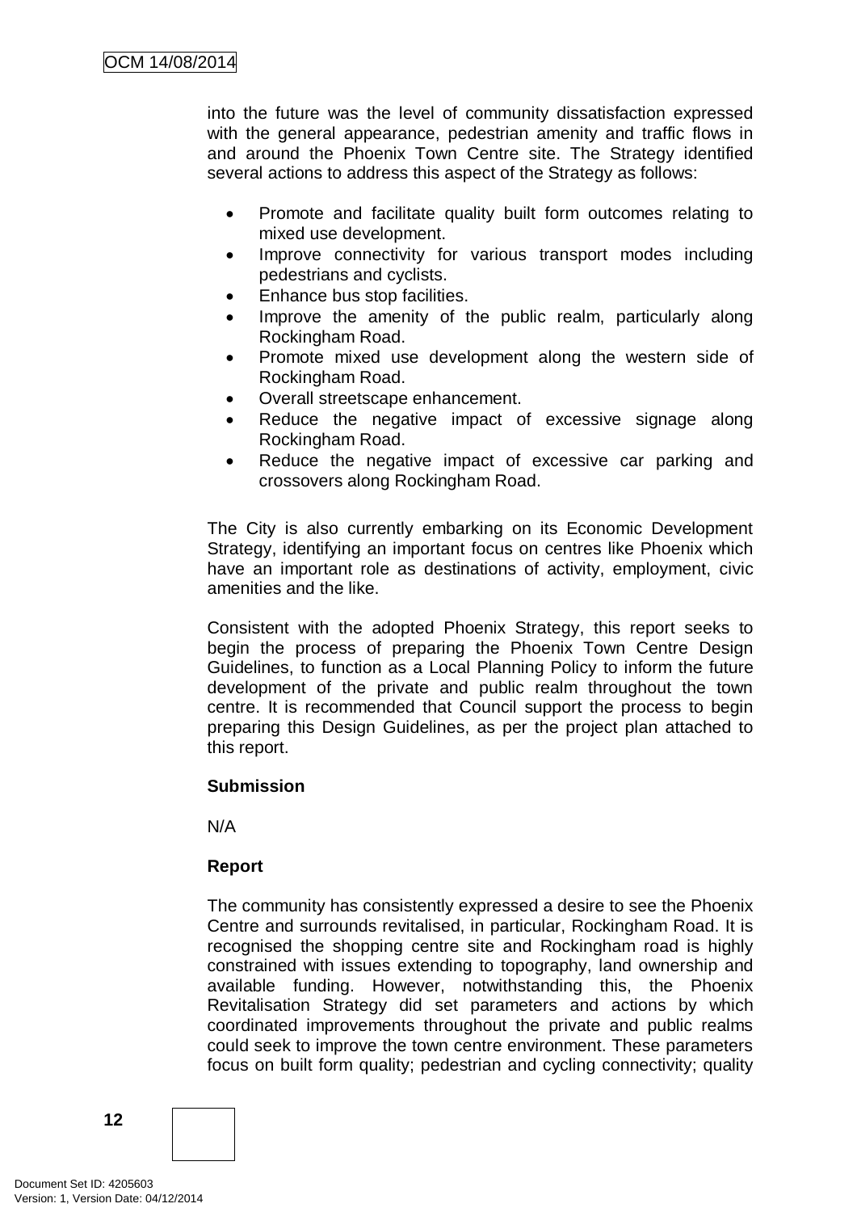into the future was the level of community dissatisfaction expressed with the general appearance, pedestrian amenity and traffic flows in and around the Phoenix Town Centre site. The Strategy identified several actions to address this aspect of the Strategy as follows:

- Promote and facilitate quality built form outcomes relating to mixed use development.
- Improve connectivity for various transport modes including pedestrians and cyclists.
- Enhance bus stop facilities.
- Improve the amenity of the public realm, particularly along Rockingham Road.
- Promote mixed use development along the western side of Rockingham Road.
- Overall streetscape enhancement.
- Reduce the negative impact of excessive signage along Rockingham Road.
- Reduce the negative impact of excessive car parking and crossovers along Rockingham Road.

The City is also currently embarking on its Economic Development Strategy, identifying an important focus on centres like Phoenix which have an important role as destinations of activity, employment, civic amenities and the like.

Consistent with the adopted Phoenix Strategy, this report seeks to begin the process of preparing the Phoenix Town Centre Design Guidelines, to function as a Local Planning Policy to inform the future development of the private and public realm throughout the town centre. It is recommended that Council support the process to begin preparing this Design Guidelines, as per the project plan attached to this report.

**Submission**

N/A

**Report**

The community has consistently expressed a desire to see the Phoenix Centre and surrounds revitalised, in particular, Rockingham Road. It is recognised the shopping centre site and Rockingham road is highly constrained with issues extending to topography, land ownership and available funding. However, notwithstanding this, the Phoenix Revitalisation Strategy did set parameters and actions by which coordinated improvements throughout the private and public realms could seek to improve the town centre environment. These parameters focus on built form quality; pedestrian and cycling connectivity; quality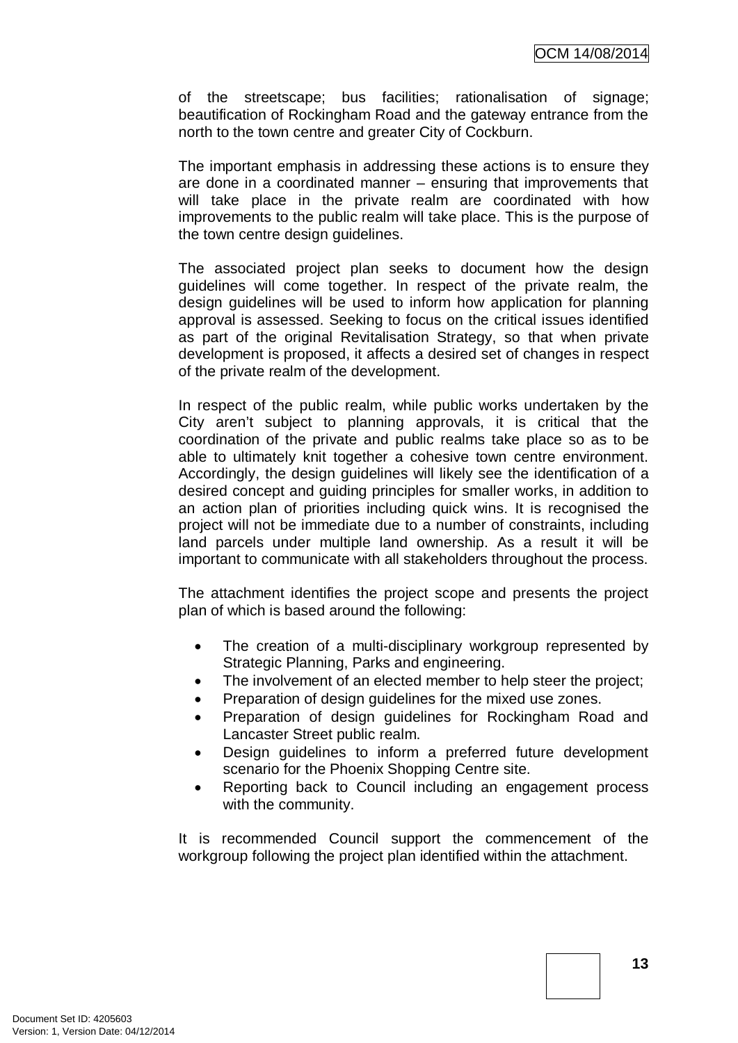of the streetscape; bus facilities; rationalisation of signage; beautification of Rockingham Road and the gateway entrance from the north to the town centre and greater City of Cockburn.

The important emphasis in addressing these actions is to ensure they are done in a coordinated manner – ensuring that improvements that will take place in the private realm are coordinated with how improvements to the public realm will take place. This is the purpose of the town centre design guidelines.

The associated project plan seeks to document how the design guidelines will come together. In respect of the private realm, the design guidelines will be used to inform how application for planning approval is assessed. Seeking to focus on the critical issues identified as part of the original Revitalisation Strategy, so that when private development is proposed, it affects a desired set of changes in respect of the private realm of the development.

In respect of the public realm, while public works undertaken by the City aren't subject to planning approvals, it is critical that the coordination of the private and public realms take place so as to be able to ultimately knit together a cohesive town centre environment. Accordingly, the design guidelines will likely see the identification of a desired concept and guiding principles for smaller works, in addition to an action plan of priorities including quick wins. It is recognised the project will not be immediate due to a number of constraints, including land parcels under multiple land ownership. As a result it will be important to communicate with all stakeholders throughout the process.

The attachment identifies the project scope and presents the project plan of which is based around the following:

- The creation of a multi-disciplinary workgroup represented by Strategic Planning, Parks and engineering.
- The involvement of an elected member to help steer the project;
- Preparation of design guidelines for the mixed use zones.
- Preparation of design guidelines for Rockingham Road and Lancaster Street public realm.
- Design guidelines to inform a preferred future development scenario for the Phoenix Shopping Centre site.
- Reporting back to Council including an engagement process with the community.

It is recommended Council support the commencement of the workgroup following the project plan identified within the attachment.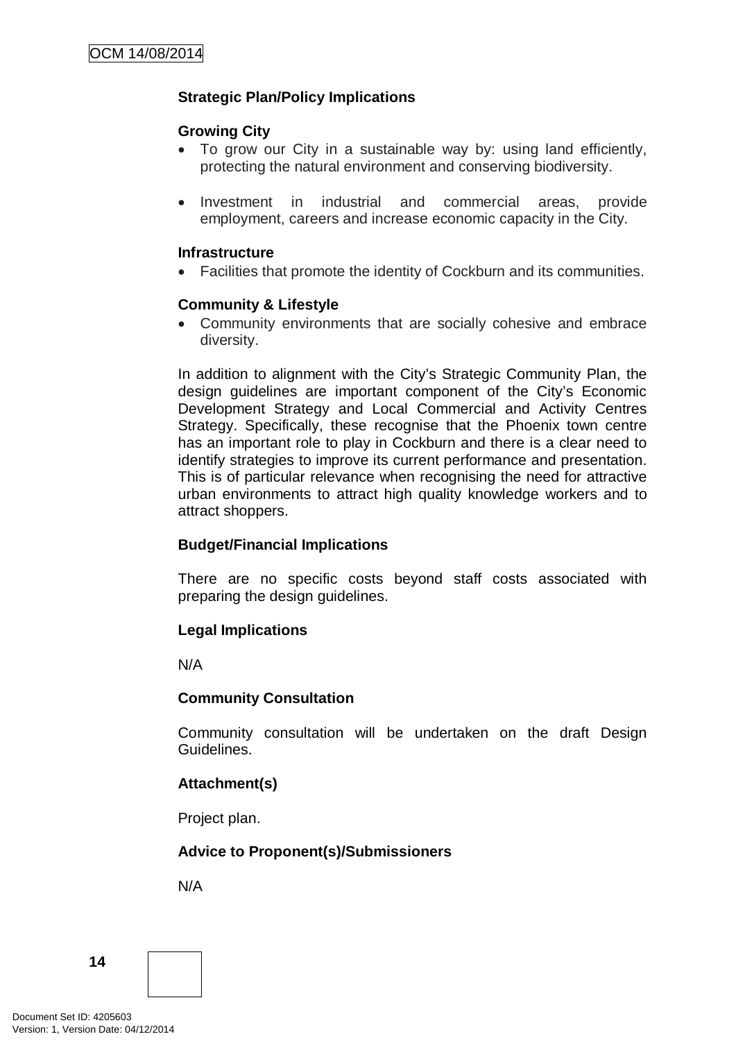**Strategic Plan/Policy Implications**

**Growing City**

- To grow our City in a sustainable way by: using land efficiently, protecting the natural environment and conserving biodiversity.

- Investment in industrial and commercial areas, provide employment, careers and increase economic capacity in the City.

**Infrastructure**

- Facilities that promote the identity of Cockburn and its communities.

**Community & Lifestyle**

- Community environments that are socially cohesive and embrace diversity.

In addition to alignment with the City's Strategic Community Plan, the design guidelines are important component of the City's Economic Development Strategy and Local Commercial and Activity Centres Strategy. Specifically, these recognise that the Phoenix town centre has an important role to play in Cockburn and there is a clear need to identify strategies to improve its current performance and presentation. This is of particular relevance when recognising the need for attractive urban environments to attract high quality knowledge workers and to attract shoppers.

**Budget/Financial Implications**

There are no specific costs beyond staff costs associated with preparing the design guidelines.

**Legal Implications**

N/A

**Community Consultation**

Community consultation will be undertaken on the draft Design Guidelines.

**Attachment(s)**

Project plan.

**Advice to Proponent(s)/Submissioners**

N/A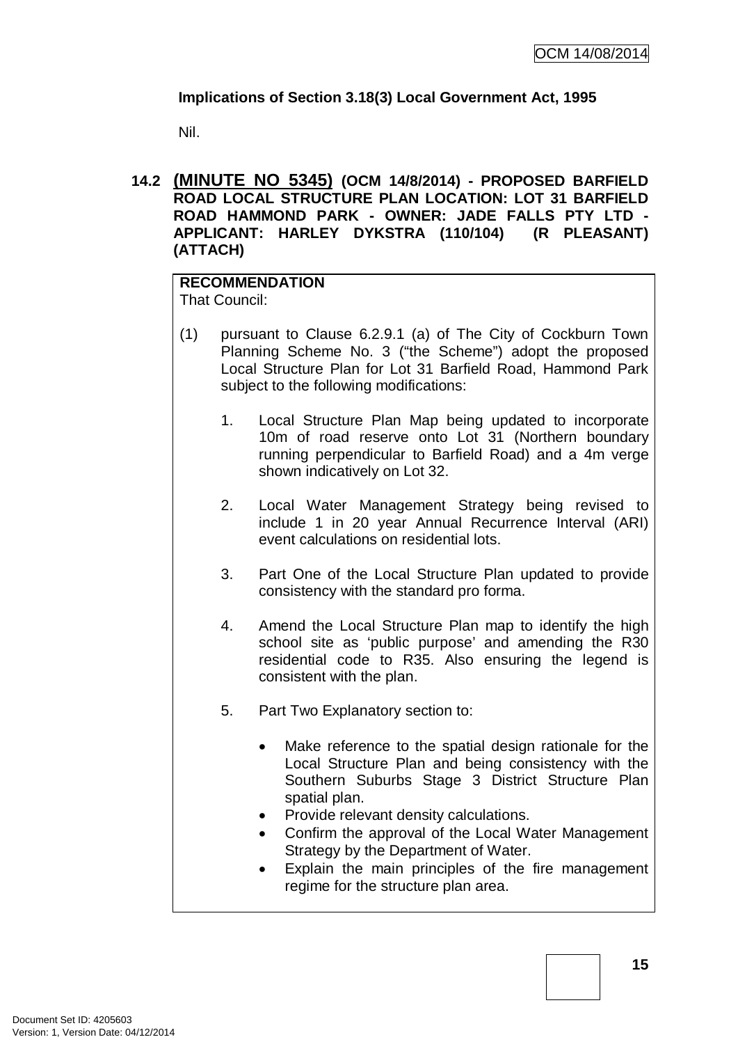**Implications of Section 3.18(3) Local Government Act, 1995**

Nil.

### 14.2 **(MINUTE NO 5345)** (OCM 14/8/2014) - PROPOSED BARFIELD ROAD LOCAL STRUCTURE PLAN LOCATION: LOT 31 BARFIELD ROAD HAMMOND PARK - OWNER: JADE FALLS PTY LTD - APPLICANT: HARLEY DYKSTRA (110/104) (R PLEASANT) (ATTACH)

**RECOMMENDATION**
That Council:

(1) pursuant to Clause 6.2.9.1 (a) of The City of Cockburn Town Planning Scheme No. 3 ("the Scheme") adopt the proposed Local Structure Plan for Lot 31 Barfield Road, Hammond Park subject to the following modifications:

1. Local Structure Plan Map being updated to incorporate 10m of road reserve onto Lot 31 (Northern boundary running perpendicular to Barfield Road) and a 4m verge shown indicatively on Lot 32.

2. Local Water Management Strategy being revised to include 1 in 20 year Annual Recurrence Interval (ARI) event calculations on residential lots.

3. Part One of the Local Structure Plan updated to provide consistency with the standard pro forma.

4. Amend the Local Structure Plan map to identify the high school site as 'public purpose' and amending the R30 residential code to R35. Also ensuring the legend is consistent with the plan.

5. Part Two Explanatory section to:

   - Make reference to the spatial design rationale for the Local Structure Plan and being consistency with the Southern Suburbs Stage 3 District Structure Plan spatial plan.
   - Provide relevant density calculations.
   - Confirm the approval of the Local Water Management Strategy by the Department of Water.
   - Explain the main principles of the fire management regime for the structure plan area.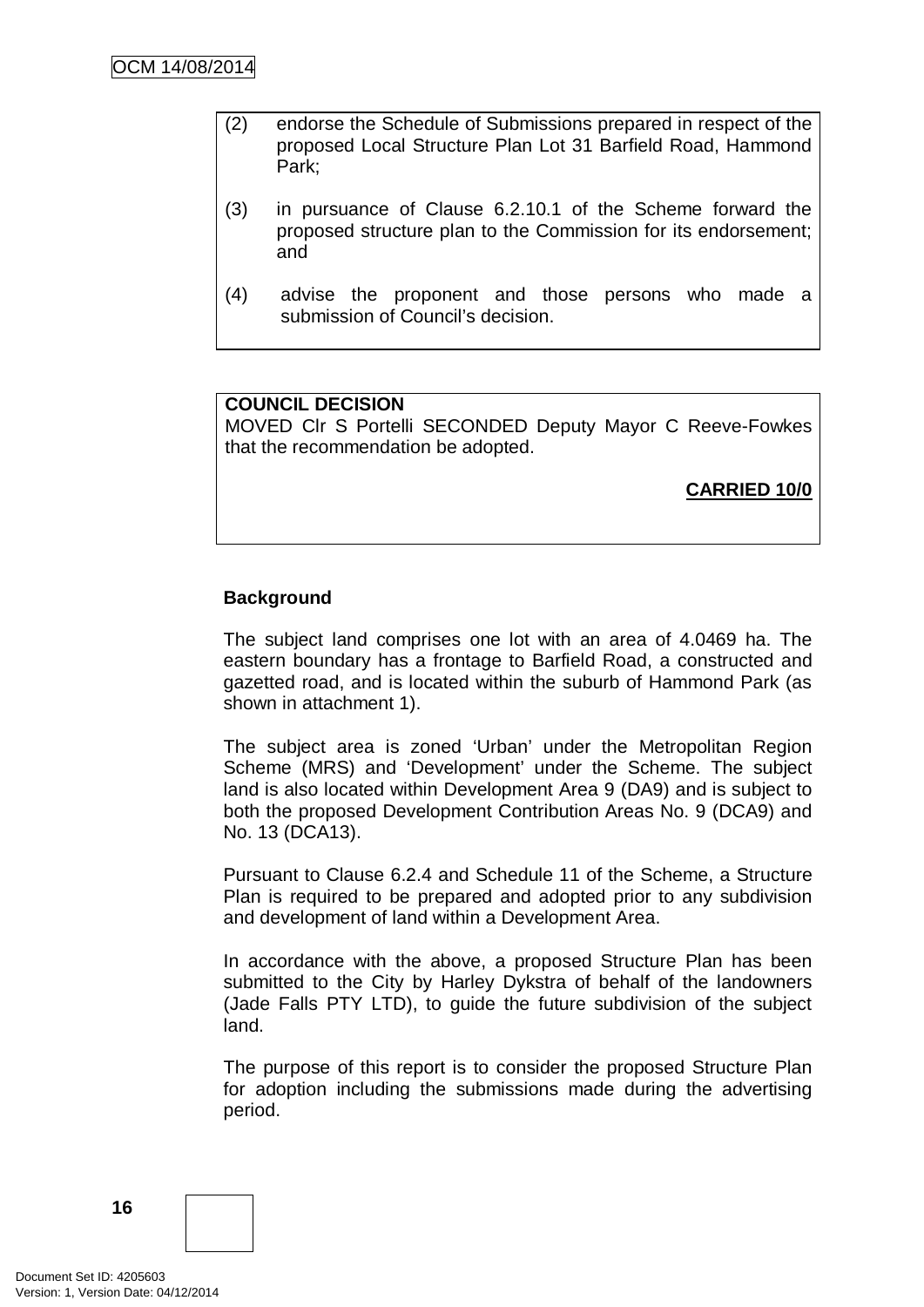(2) endorse the Schedule of Submissions prepared in respect of the proposed Local Structure Plan Lot 31 Barfield Road, Hammond Park;

(3) in pursuance of Clause 6.2.10.1 of the Scheme forward the proposed structure plan to the Commission for its endorsement; and

(4) advise the proponent and those persons who made a submission of Council's decision.

**COUNCIL DECISION**

MOVED Clr S Portelli SECONDED Deputy Mayor C Reeve-Fowkes that the recommendation be adopted.

**CARRIED 10/0**

**Background**

The subject land comprises one lot with an area of 4.0469 ha. The eastern boundary has a frontage to Barfield Road, a constructed and gazetted road, and is located within the suburb of Hammond Park (as shown in attachment 1).

The subject area is zoned 'Urban' under the Metropolitan Region Scheme (MRS) and 'Development' under the Scheme. The subject land is also located within Development Area 9 (DA9) and is subject to both the proposed Development Contribution Areas No. 9 (DCA9) and No. 13 (DCA13).

Pursuant to Clause 6.2.4 and Schedule 11 of the Scheme, a Structure Plan is required to be prepared and adopted prior to any subdivision and development of land within a Development Area.

In accordance with the above, a proposed Structure Plan has been submitted to the City by Harley Dykstra of behalf of the landowners (Jade Falls PTY LTD), to guide the future subdivision of the subject land.

The purpose of this report is to consider the proposed Structure Plan for adoption including the submissions made during the advertising period.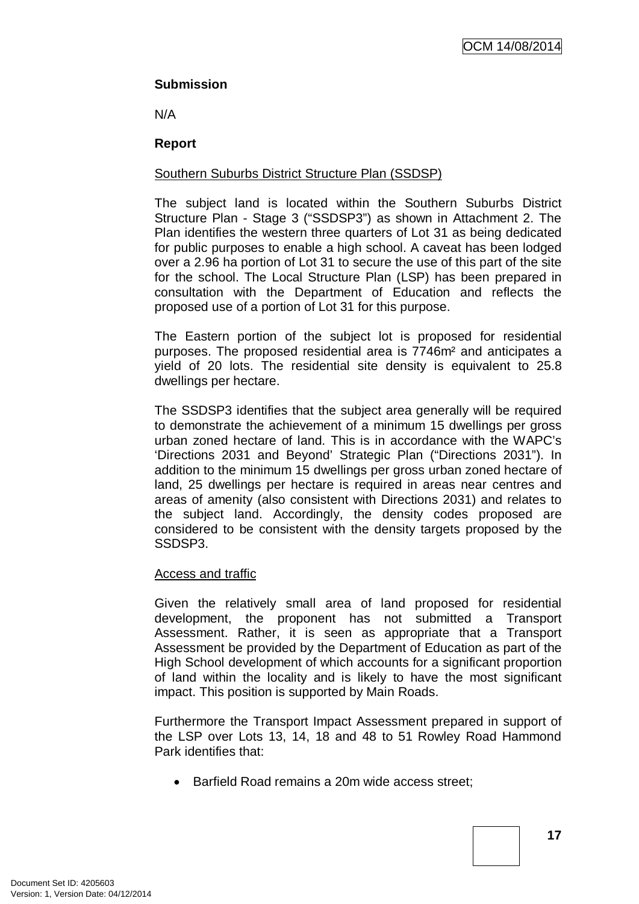**Submission**

N/A

**Report**

Southern Suburbs District Structure Plan (SSDSP)

The subject land is located within the Southern Suburbs District Structure Plan - Stage 3 ("SSDSP3") as shown in Attachment 2. The Plan identifies the western three quarters of Lot 31 as being dedicated for public purposes to enable a high school. A caveat has been lodged over a 2.96 ha portion of Lot 31 to secure the use of this part of the site for the school. The Local Structure Plan (LSP) has been prepared in consultation with the Department of Education and reflects the proposed use of a portion of Lot 31 for this purpose.

The Eastern portion of the subject lot is proposed for residential purposes. The proposed residential area is 7746m² and anticipates a yield of 20 lots. The residential site density is equivalent to 25.8 dwellings per hectare.

The SSDSP3 identifies that the subject area generally will be required to demonstrate the achievement of a minimum 15 dwellings per gross urban zoned hectare of land. This is in accordance with the WAPC's 'Directions 2031 and Beyond' Strategic Plan ("Directions 2031"). In addition to the minimum 15 dwellings per gross urban zoned hectare of land, 25 dwellings per hectare is required in areas near centres and areas of amenity (also consistent with Directions 2031) and relates to the subject land. Accordingly, the density codes proposed are considered to be consistent with the density targets proposed by the SSDSP3.

Access and traffic

Given the relatively small area of land proposed for residential development, the proponent has not submitted a Transport Assessment. Rather, it is seen as appropriate that a Transport Assessment be provided by the Department of Education as part of the High School development of which accounts for a significant proportion of land within the locality and is likely to have the most significant impact. This position is supported by Main Roads.

Furthermore the Transport Impact Assessment prepared in support of the LSP over Lots 13, 14, 18 and 48 to 51 Rowley Road Hammond Park identifies that:

- Barfield Road remains a 20m wide access street;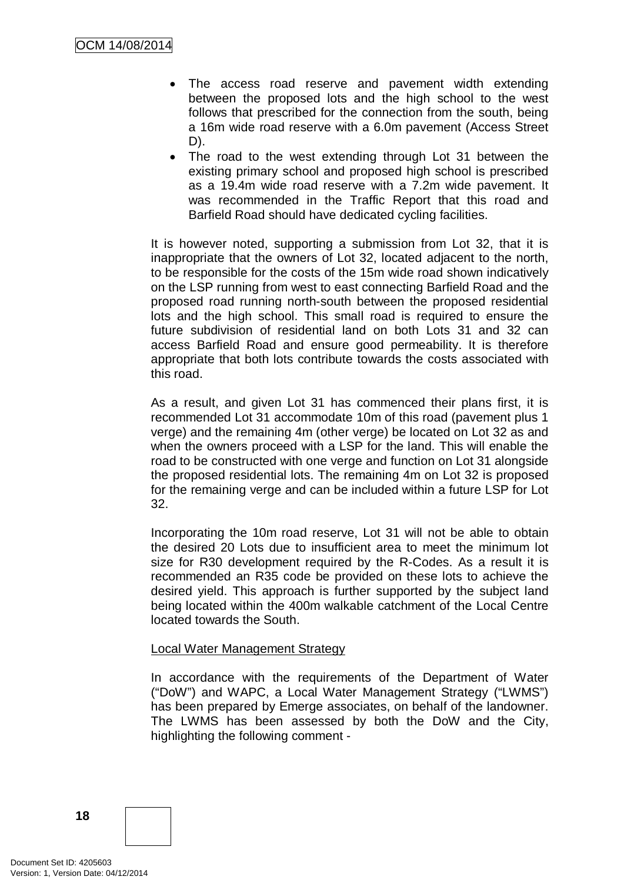- The access road reserve and pavement width extending between the proposed lots and the high school to the west follows that prescribed for the connection from the south, being a 16m wide road reserve with a 6.0m pavement (Access Street D).
- The road to the west extending through Lot 31 between the existing primary school and proposed high school is prescribed as a 19.4m wide road reserve with a 7.2m wide pavement. It was recommended in the Traffic Report that this road and Barfield Road should have dedicated cycling facilities.

It is however noted, supporting a submission from Lot 32, that it is inappropriate that the owners of Lot 32, located adjacent to the north, to be responsible for the costs of the 15m wide road shown indicatively on the LSP running from west to east connecting Barfield Road and the proposed road running north-south between the proposed residential lots and the high school. This small road is required to ensure the future subdivision of residential land on both Lots 31 and 32 can access Barfield Road and ensure good permeability. It is therefore appropriate that both lots contribute towards the costs associated with this road.

As a result, and given Lot 31 has commenced their plans first, it is recommended Lot 31 accommodate 10m of this road (pavement plus 1 verge) and the remaining 4m (other verge) be located on Lot 32 as and when the owners proceed with a LSP for the land. This will enable the road to be constructed with one verge and function on Lot 31 alongside the proposed residential lots. The remaining 4m on Lot 32 is proposed for the remaining verge and can be included within a future LSP for Lot 32.

Incorporating the 10m road reserve, Lot 31 will not be able to obtain the desired 20 Lots due to insufficient area to meet the minimum lot size for R30 development required by the R-Codes. As a result it is recommended an R35 code be provided on these lots to achieve the desired yield. This approach is further supported by the subject land being located within the 400m walkable catchment of the Local Centre located towards the South.

Local Water Management Strategy

In accordance with the requirements of the Department of Water ("DoW") and WAPC, a Local Water Management Strategy ("LWMS") has been prepared by Emerge associates, on behalf of the landowner. The LWMS has been assessed by both the DoW and the City, highlighting the following comment -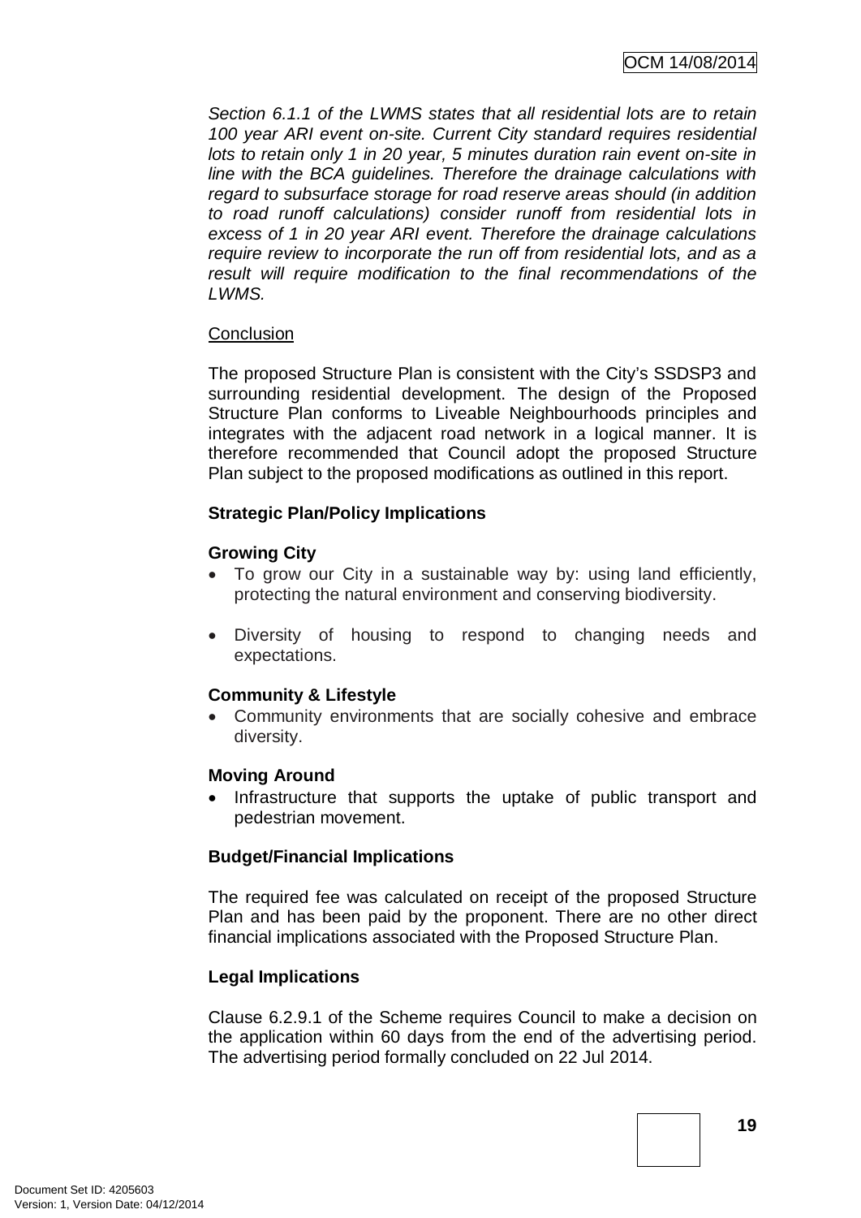*Section 6.1.1 of the LWMS states that all residential lots are to retain 100 year ARI event on-site. Current City standard requires residential lots to retain only 1 in 20 year, 5 minutes duration rain event on-site in line with the BCA guidelines. Therefore the drainage calculations with regard to subsurface storage for road reserve areas should (in addition to road runoff calculations) consider runoff from residential lots in excess of 1 in 20 year ARI event. Therefore the drainage calculations require review to incorporate the run off from residential lots, and as a result will require modification to the final recommendations of the LWMS.*

Conclusion

The proposed Structure Plan is consistent with the City's SSDSP3 and surrounding residential development. The design of the Proposed Structure Plan conforms to Liveable Neighbourhoods principles and integrates with the adjacent road network in a logical manner. It is therefore recommended that Council adopt the proposed Structure Plan subject to the proposed modifications as outlined in this report.

**Strategic Plan/Policy Implications**

**Growing City**

- To grow our City in a sustainable way by: using land efficiently, protecting the natural environment and conserving biodiversity.
- Diversity of housing to respond to changing needs and expectations.

**Community & Lifestyle**

- Community environments that are socially cohesive and embrace diversity.

**Moving Around**

- Infrastructure that supports the uptake of public transport and pedestrian movement.

**Budget/Financial Implications**

The required fee was calculated on receipt of the proposed Structure Plan and has been paid by the proponent. There are no other direct financial implications associated with the Proposed Structure Plan.

**Legal Implications**

Clause 6.2.9.1 of the Scheme requires Council to make a decision on the application within 60 days from the end of the advertising period. The advertising period formally concluded on 22 Jul 2014.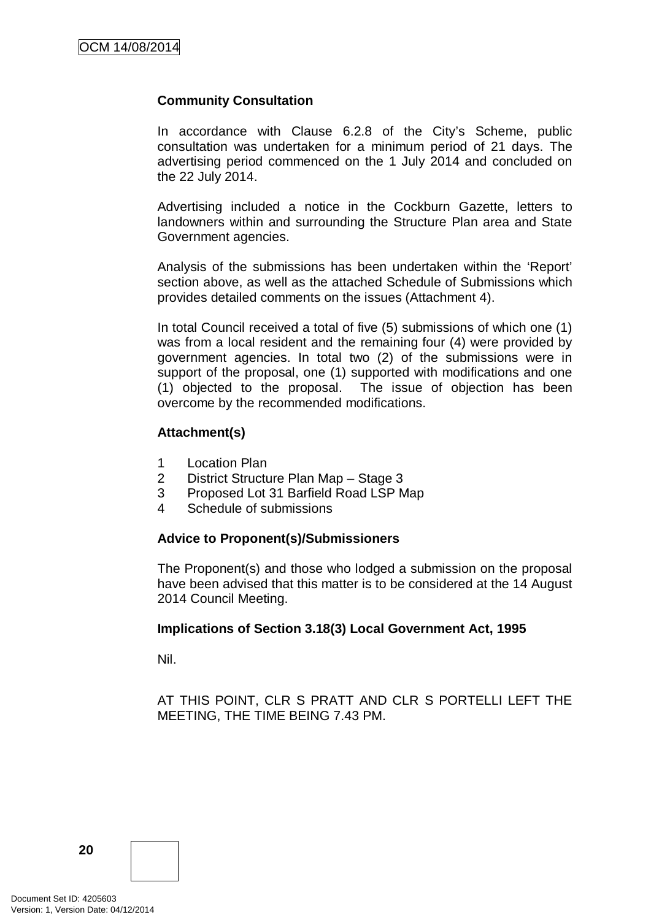**Community Consultation**

In accordance with Clause 6.2.8 of the City's Scheme, public consultation was undertaken for a minimum period of 21 days. The advertising period commenced on the 1 July 2014 and concluded on the 22 July 2014.

Advertising included a notice in the Cockburn Gazette, letters to landowners within and surrounding the Structure Plan area and State Government agencies.

Analysis of the submissions has been undertaken within the 'Report' section above, as well as the attached Schedule of Submissions which provides detailed comments on the issues (Attachment 4).

In total Council received a total of five (5) submissions of which one (1) was from a local resident and the remaining four (4) were provided by government agencies. In total two (2) of the submissions were in support of the proposal, one (1) supported with modifications and one (1) objected to the proposal. The issue of objection has been overcome by the recommended modifications.

**Attachment(s)**

1 Location Plan
2 District Structure Plan Map – Stage 3
3 Proposed Lot 31 Barfield Road LSP Map
4 Schedule of submissions

**Advice to Proponent(s)/Submissioners**

The Proponent(s) and those who lodged a submission on the proposal have been advised that this matter is to be considered at the 14 August 2014 Council Meeting.

**Implications of Section 3.18(3) Local Government Act, 1995**

Nil.

AT THIS POINT, CLR S PRATT AND CLR S PORTELLI LEFT THE MEETING, THE TIME BEING 7.43 PM.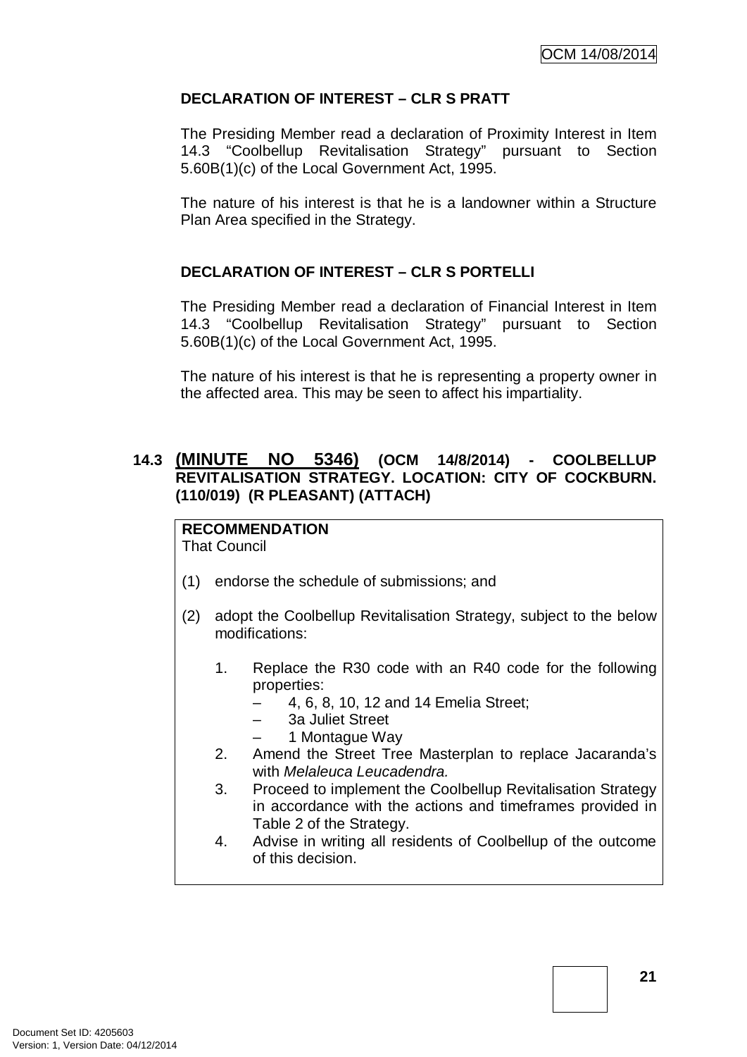### DECLARATION OF INTEREST – CLR S PRATT

The Presiding Member read a declaration of Proximity Interest in Item 14.3 "Coolbellup Revitalisation Strategy" pursuant to Section 5.60B(1)(c) of the Local Government Act, 1995.

The nature of his interest is that he is a landowner within a Structure Plan Area specified in the Strategy.

### DECLARATION OF INTEREST – CLR S PORTELLI

The Presiding Member read a declaration of Financial Interest in Item 14.3 "Coolbellup Revitalisation Strategy" pursuant to Section 5.60B(1)(c) of the Local Government Act, 1995.

The nature of his interest is that he is representing a property owner in the affected area. This may be seen to affect his impartiality.

## 14.3 (MINUTE NO 5346) (OCM 14/8/2014) - COOLBELLUP REVITALISATION STRATEGY. LOCATION: CITY OF COCKBURN. (110/019) (R PLEASANT) (ATTACH)

**RECOMMENDATION**
That Council

(1) endorse the schedule of submissions; and

(2) adopt the Coolbellup Revitalisation Strategy, subject to the below modifications:

1. Replace the R30 code with an R40 code for the following properties:
   - 4, 6, 8, 10, 12 and 14 Emelia Street;
   - 3a Juliet Street
   - 1 Montague Way
2. Amend the Street Tree Masterplan to replace Jacaranda's with *Melaleuca Leucadendra.*
3. Proceed to implement the Coolbellup Revitalisation Strategy in accordance with the actions and timeframes provided in Table 2 of the Strategy.
4. Advise in writing all residents of Coolbellup of the outcome of this decision.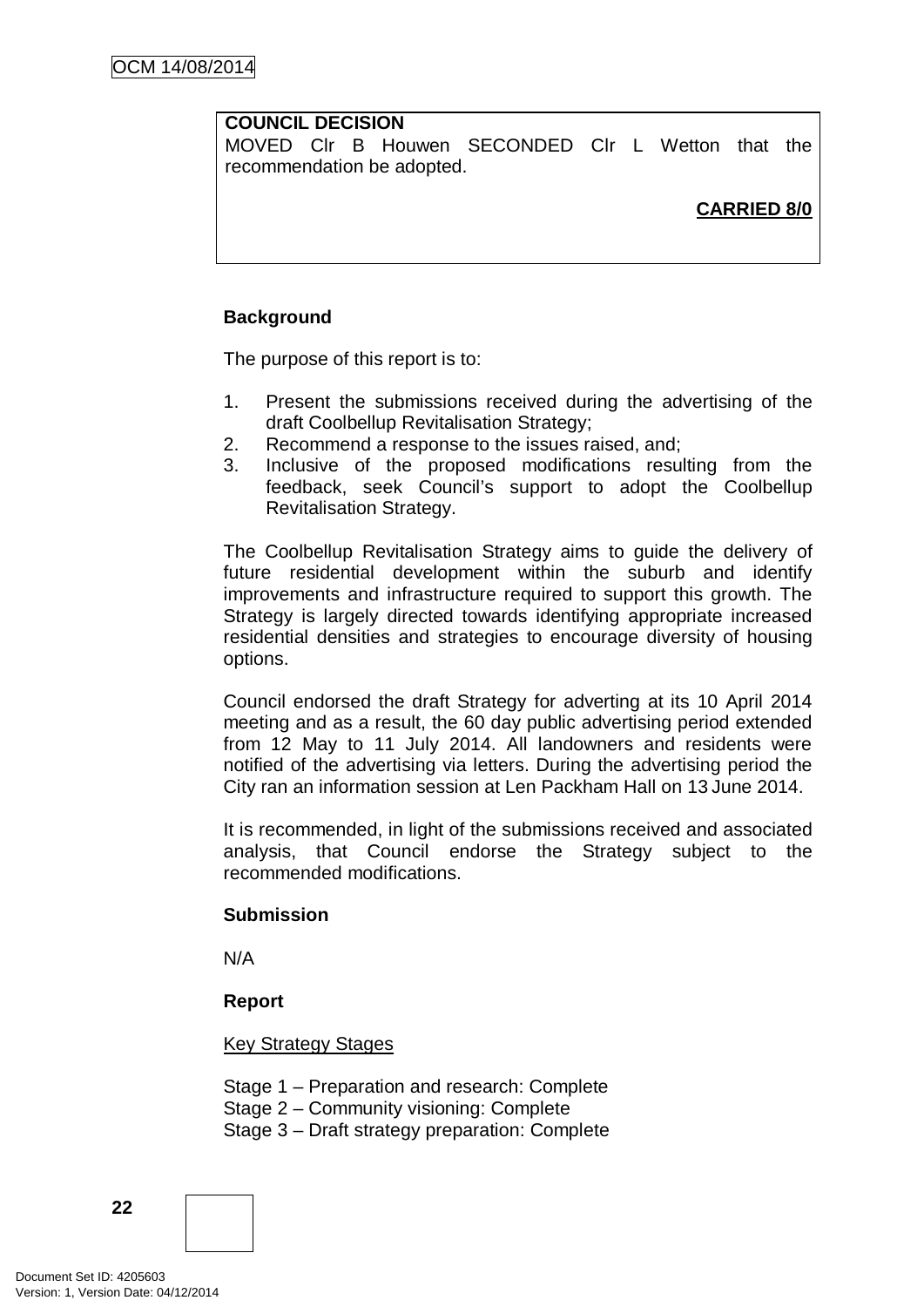**COUNCIL DECISION**
MOVED Clr B Houwen SECONDED Clr L Wetton that the recommendation be adopted.

**CARRIED 8/0**

**Background**

The purpose of this report is to:

1. Present the submissions received during the advertising of the draft Coolbellup Revitalisation Strategy;
2. Recommend a response to the issues raised, and;
3. Inclusive of the proposed modifications resulting from the feedback, seek Council's support to adopt the Coolbellup Revitalisation Strategy.

The Coolbellup Revitalisation Strategy aims to guide the delivery of future residential development within the suburb and identify improvements and infrastructure required to support this growth. The Strategy is largely directed towards identifying appropriate increased residential densities and strategies to encourage diversity of housing options.

Council endorsed the draft Strategy for adverting at its 10 April 2014 meeting and as a result, the 60 day public advertising period extended from 12 May to 11 July 2014. All landowners and residents were notified of the advertising via letters. During the advertising period the City ran an information session at Len Packham Hall on 13 June 2014.

It is recommended, in light of the submissions received and associated analysis, that Council endorse the Strategy subject to the recommended modifications.

**Submission**

N/A

**Report**

Key Strategy Stages

Stage 1 – Preparation and research: Complete
Stage 2 – Community visioning: Complete
Stage 3 – Draft strategy preparation: Complete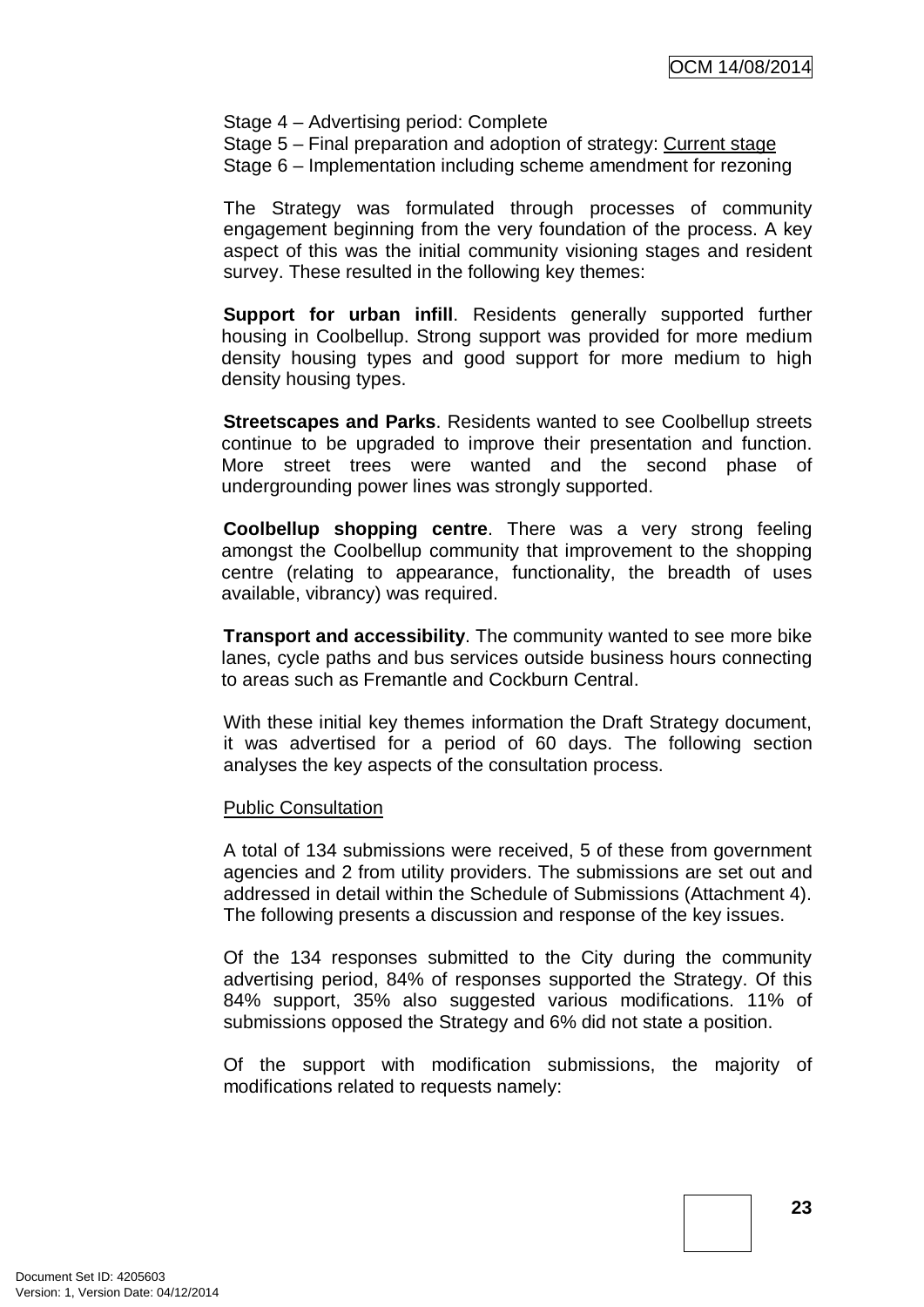Stage 4 – Advertising period: Complete
Stage 5 – Final preparation and adoption of strategy: Current stage
Stage 6 – Implementation including scheme amendment for rezoning

The Strategy was formulated through processes of community engagement beginning from the very foundation of the process. A key aspect of this was the initial community visioning stages and resident survey. These resulted in the following key themes:

**Support for urban infill**. Residents generally supported further housing in Coolbellup. Strong support was provided for more medium density housing types and good support for more medium to high density housing types.

**Streetscapes and Parks**. Residents wanted to see Coolbellup streets continue to be upgraded to improve their presentation and function. More street trees were wanted and the second phase of undergrounding power lines was strongly supported.

**Coolbellup shopping centre**. There was a very strong feeling amongst the Coolbellup community that improvement to the shopping centre (relating to appearance, functionality, the breadth of uses available, vibrancy) was required.

**Transport and accessibility**. The community wanted to see more bike lanes, cycle paths and bus services outside business hours connecting to areas such as Fremantle and Cockburn Central.

With these initial key themes information the Draft Strategy document, it was advertised for a period of 60 days. The following section analyses the key aspects of the consultation process.

Public Consultation

A total of 134 submissions were received, 5 of these from government agencies and 2 from utility providers. The submissions are set out and addressed in detail within the Schedule of Submissions (Attachment 4). The following presents a discussion and response of the key issues.

Of the 134 responses submitted to the City during the community advertising period, 84% of responses supported the Strategy. Of this 84% support, 35% also suggested various modifications. 11% of submissions opposed the Strategy and 6% did not state a position.

Of the support with modification submissions, the majority of modifications related to requests namely: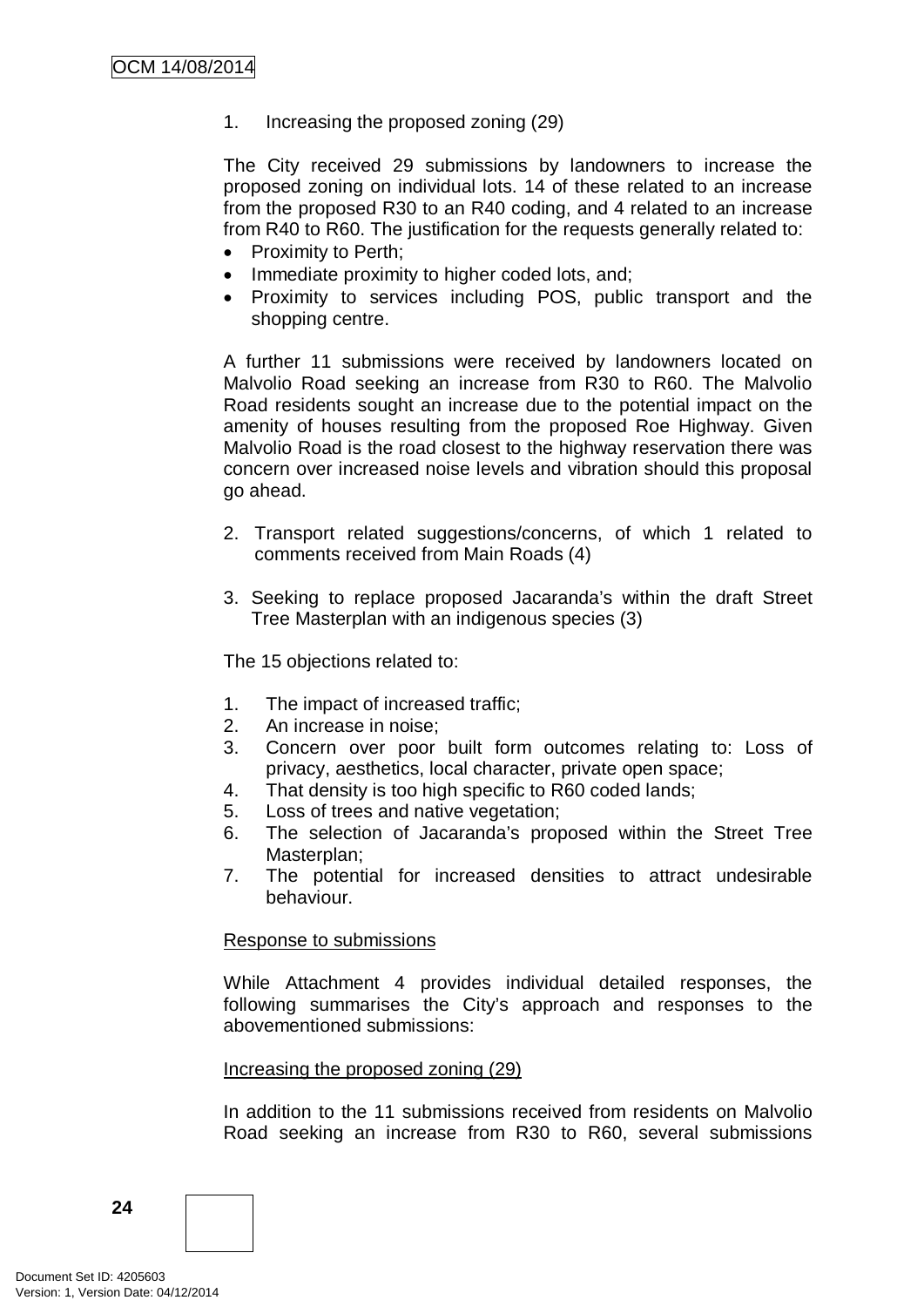1. Increasing the proposed zoning (29)

The City received 29 submissions by landowners to increase the proposed zoning on individual lots. 14 of these related to an increase from the proposed R30 to an R40 coding, and 4 related to an increase from R40 to R60. The justification for the requests generally related to:

- Proximity to Perth;
- Immediate proximity to higher coded lots, and;
- Proximity to services including POS, public transport and the shopping centre.

A further 11 submissions were received by landowners located on Malvolio Road seeking an increase from R30 to R60. The Malvolio Road residents sought an increase due to the potential impact on the amenity of houses resulting from the proposed Roe Highway. Given Malvolio Road is the road closest to the highway reservation there was concern over increased noise levels and vibration should this proposal go ahead.

2. Transport related suggestions/concerns, of which 1 related to comments received from Main Roads (4)

3. Seeking to replace proposed Jacaranda's within the draft Street Tree Masterplan with an indigenous species (3)

The 15 objections related to:

1. The impact of increased traffic;
2. An increase in noise;
3. Concern over poor built form outcomes relating to: Loss of privacy, aesthetics, local character, private open space;
4. That density is too high specific to R60 coded lands;
5. Loss of trees and native vegetation;
6. The selection of Jacaranda's proposed within the Street Tree Masterplan;
7. The potential for increased densities to attract undesirable behaviour.

<u>Response to submissions</u>

While Attachment 4 provides individual detailed responses, the following summarises the City's approach and responses to the abovementioned submissions:

<u>Increasing the proposed zoning (29)</u>

In addition to the 11 submissions received from residents on Malvolio Road seeking an increase from R30 to R60, several submissions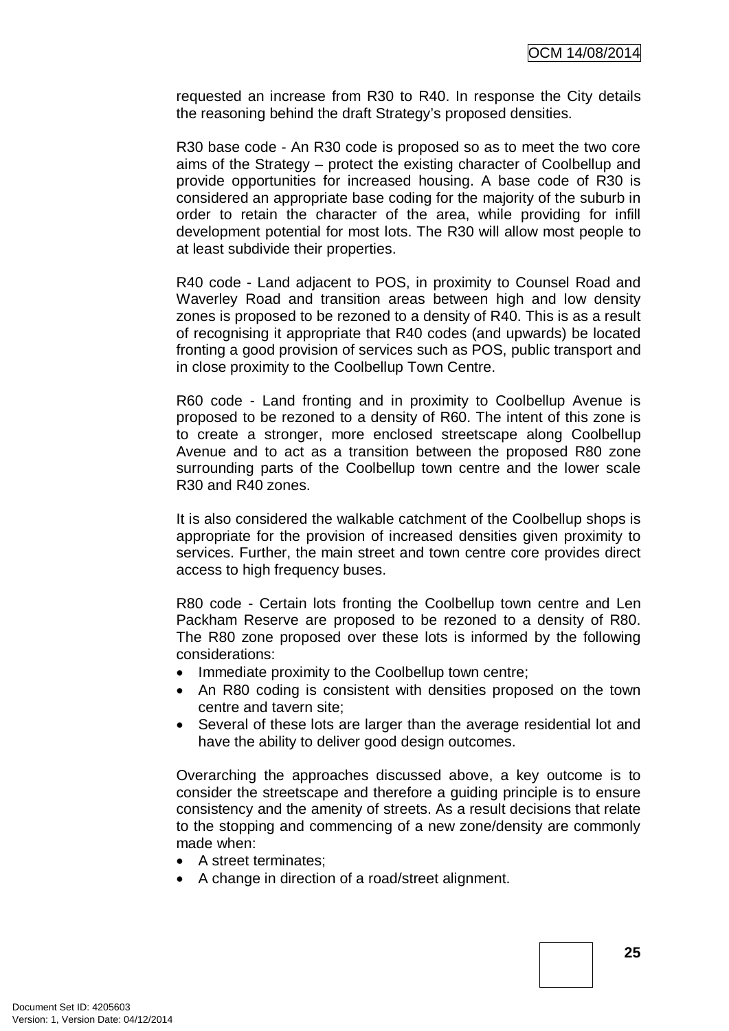requested an increase from R30 to R40. In response the City details the reasoning behind the draft Strategy's proposed densities.

R30 base code - An R30 code is proposed so as to meet the two core aims of the Strategy – protect the existing character of Coolbellup and provide opportunities for increased housing. A base code of R30 is considered an appropriate base coding for the majority of the suburb in order to retain the character of the area, while providing for infill development potential for most lots. The R30 will allow most people to at least subdivide their properties.

R40 code - Land adjacent to POS, in proximity to Counsel Road and Waverley Road and transition areas between high and low density zones is proposed to be rezoned to a density of R40. This is as a result of recognising it appropriate that R40 codes (and upwards) be located fronting a good provision of services such as POS, public transport and in close proximity to the Coolbellup Town Centre.

R60 code - Land fronting and in proximity to Coolbellup Avenue is proposed to be rezoned to a density of R60. The intent of this zone is to create a stronger, more enclosed streetscape along Coolbellup Avenue and to act as a transition between the proposed R80 zone surrounding parts of the Coolbellup town centre and the lower scale R30 and R40 zones.

It is also considered the walkable catchment of the Coolbellup shops is appropriate for the provision of increased densities given proximity to services. Further, the main street and town centre core provides direct access to high frequency buses.

R80 code - Certain lots fronting the Coolbellup town centre and Len Packham Reserve are proposed to be rezoned to a density of R80. The R80 zone proposed over these lots is informed by the following considerations:

- Immediate proximity to the Coolbellup town centre;
- An R80 coding is consistent with densities proposed on the town centre and tavern site;
- Several of these lots are larger than the average residential lot and have the ability to deliver good design outcomes.

Overarching the approaches discussed above, a key outcome is to consider the streetscape and therefore a guiding principle is to ensure consistency and the amenity of streets. As a result decisions that relate to the stopping and commencing of a new zone/density are commonly made when:

- A street terminates;
- A change in direction of a road/street alignment.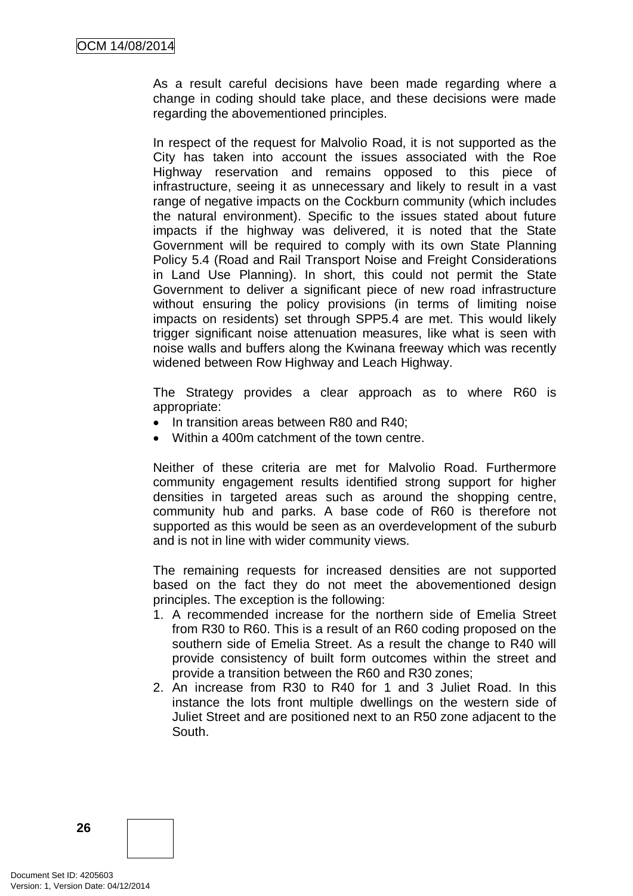As a result careful decisions have been made regarding where a change in coding should take place, and these decisions were made regarding the abovementioned principles.

In respect of the request for Malvolio Road, it is not supported as the City has taken into account the issues associated with the Roe Highway reservation and remains opposed to this piece of infrastructure, seeing it as unnecessary and likely to result in a vast range of negative impacts on the Cockburn community (which includes the natural environment). Specific to the issues stated about future impacts if the highway was delivered, it is noted that the State Government will be required to comply with its own State Planning Policy 5.4 (Road and Rail Transport Noise and Freight Considerations in Land Use Planning). In short, this could not permit the State Government to deliver a significant piece of new road infrastructure without ensuring the policy provisions (in terms of limiting noise impacts on residents) set through SPP5.4 are met. This would likely trigger significant noise attenuation measures, like what is seen with noise walls and buffers along the Kwinana freeway which was recently widened between Row Highway and Leach Highway.

The Strategy provides a clear approach as to where R60 is appropriate:

- In transition areas between R80 and R40;
- Within a 400m catchment of the town centre.

Neither of these criteria are met for Malvolio Road. Furthermore community engagement results identified strong support for higher densities in targeted areas such as around the shopping centre, community hub and parks. A base code of R60 is therefore not supported as this would be seen as an overdevelopment of the suburb and is not in line with wider community views.

The remaining requests for increased densities are not supported based on the fact they do not meet the abovementioned design principles. The exception is the following:

1. A recommended increase for the northern side of Emelia Street from R30 to R60. This is a result of an R60 coding proposed on the southern side of Emelia Street. As a result the change to R40 will provide consistency of built form outcomes within the street and provide a transition between the R60 and R30 zones;
2. An increase from R30 to R40 for 1 and 3 Juliet Road. In this instance the lots front multiple dwellings on the western side of Juliet Street and are positioned next to an R50 zone adjacent to the South.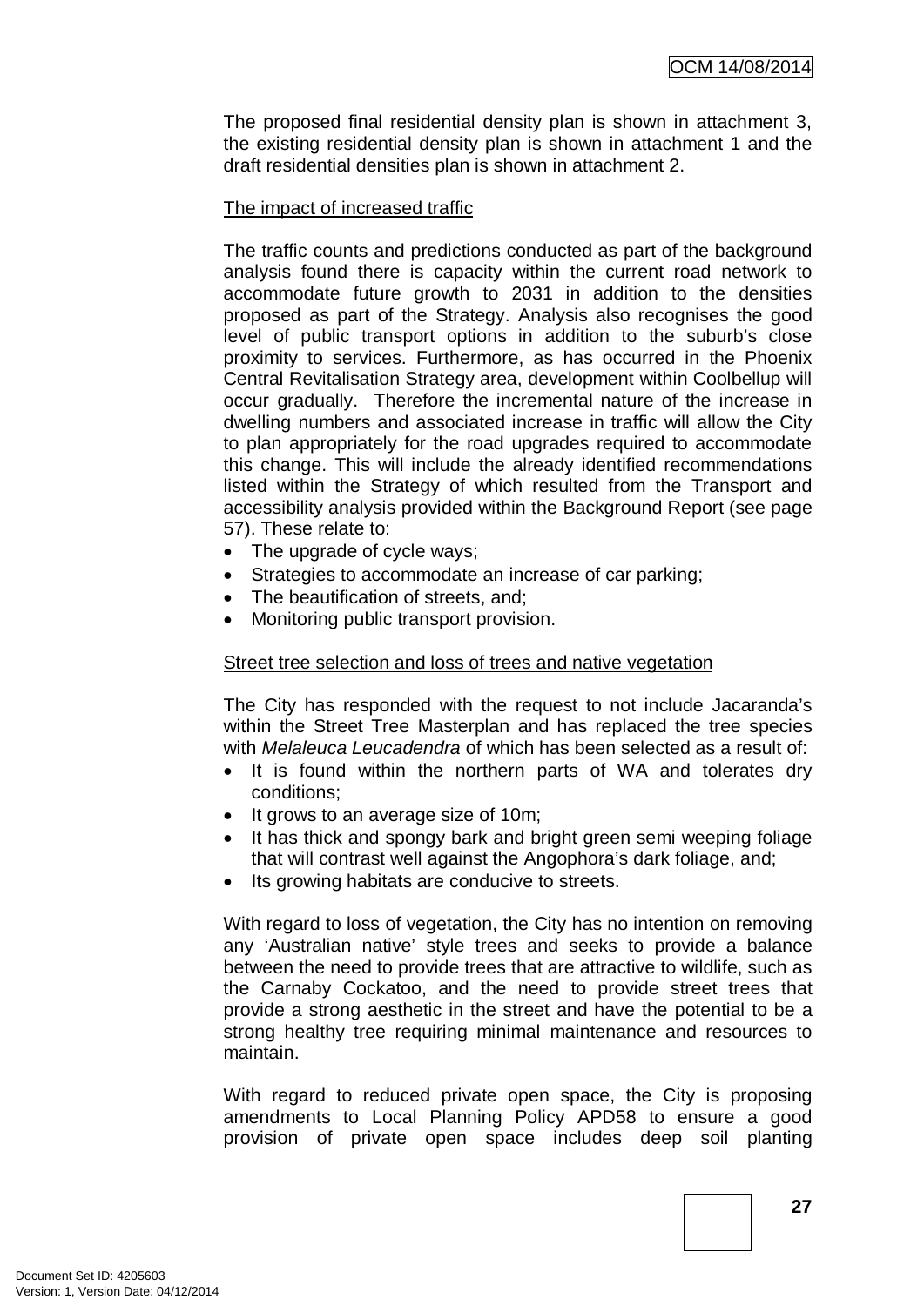The proposed final residential density plan is shown in attachment 3, the existing residential density plan is shown in attachment 1 and the draft residential densities plan is shown in attachment 2.

The impact of increased traffic

The traffic counts and predictions conducted as part of the background analysis found there is capacity within the current road network to accommodate future growth to 2031 in addition to the densities proposed as part of the Strategy. Analysis also recognises the good level of public transport options in addition to the suburb's close proximity to services. Furthermore, as has occurred in the Phoenix Central Revitalisation Strategy area, development within Coolbellup will occur gradually. Therefore the incremental nature of the increase in dwelling numbers and associated increase in traffic will allow the City to plan appropriately for the road upgrades required to accommodate this change. This will include the already identified recommendations listed within the Strategy of which resulted from the Transport and accessibility analysis provided within the Background Report (see page 57). These relate to:

- The upgrade of cycle ways;
- Strategies to accommodate an increase of car parking;
- The beautification of streets, and;
- Monitoring public transport provision.

Street tree selection and loss of trees and native vegetation

The City has responded with the request to not include Jacaranda's within the Street Tree Masterplan and has replaced the tree species with *Melaleuca Leucadendra* of which has been selected as a result of:

- It is found within the northern parts of WA and tolerates dry conditions;
- It grows to an average size of 10m;
- It has thick and spongy bark and bright green semi weeping foliage that will contrast well against the Angophora's dark foliage, and;
- Its growing habitats are conducive to streets.

With regard to loss of vegetation, the City has no intention on removing any 'Australian native' style trees and seeks to provide a balance between the need to provide trees that are attractive to wildlife, such as the Carnaby Cockatoo, and the need to provide street trees that provide a strong aesthetic in the street and have the potential to be a strong healthy tree requiring minimal maintenance and resources to maintain.

With regard to reduced private open space, the City is proposing amendments to Local Planning Policy APD58 to ensure a good provision of private open space includes deep soil planting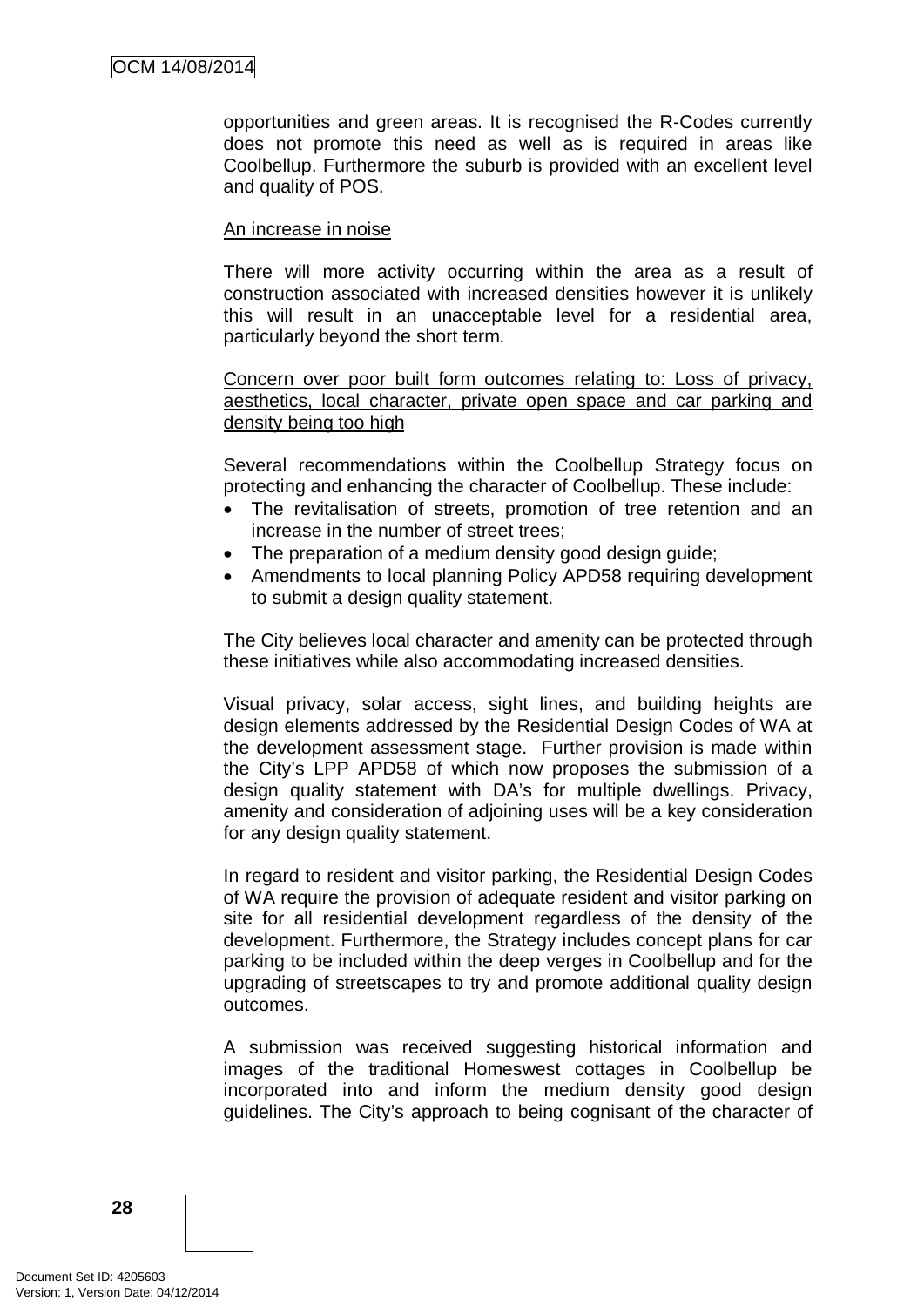opportunities and green areas. It is recognised the R-Codes currently does not promote this need as well as is required in areas like Coolbellup. Furthermore the suburb is provided with an excellent level and quality of POS.

<u>An increase in noise</u>

There will more activity occurring within the area as a result of construction associated with increased densities however it is unlikely this will result in an unacceptable level for a residential area, particularly beyond the short term.

<u>Concern over poor built form outcomes relating to: Loss of privacy, aesthetics, local character, private open space and car parking and density being too high</u>

Several recommendations within the Coolbellup Strategy focus on protecting and enhancing the character of Coolbellup. These include:

- The revitalisation of streets, promotion of tree retention and an increase in the number of street trees;
- The preparation of a medium density good design guide;
- Amendments to local planning Policy APD58 requiring development to submit a design quality statement.

The City believes local character and amenity can be protected through these initiatives while also accommodating increased densities.

Visual privacy, solar access, sight lines, and building heights are design elements addressed by the Residential Design Codes of WA at the development assessment stage. Further provision is made within the City's LPP APD58 of which now proposes the submission of a design quality statement with DA's for multiple dwellings. Privacy, amenity and consideration of adjoining uses will be a key consideration for any design quality statement.

In regard to resident and visitor parking, the Residential Design Codes of WA require the provision of adequate resident and visitor parking on site for all residential development regardless of the density of the development. Furthermore, the Strategy includes concept plans for car parking to be included within the deep verges in Coolbellup and for the upgrading of streetscapes to try and promote additional quality design outcomes.

A submission was received suggesting historical information and images of the traditional Homeswest cottages in Coolbellup be incorporated into and inform the medium density good design guidelines. The City's approach to being cognisant of the character of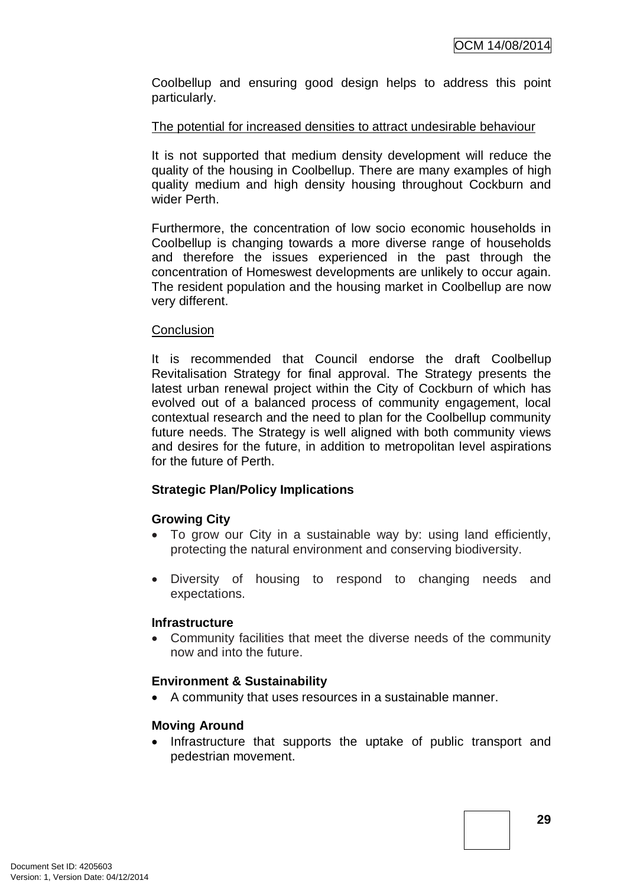Coolbellup and ensuring good design helps to address this point particularly.

The potential for increased densities to attract undesirable behaviour

It is not supported that medium density development will reduce the quality of the housing in Coolbellup. There are many examples of high quality medium and high density housing throughout Cockburn and wider Perth.

Furthermore, the concentration of low socio economic households in Coolbellup is changing towards a more diverse range of households and therefore the issues experienced in the past through the concentration of Homeswest developments are unlikely to occur again. The resident population and the housing market in Coolbellup are now very different.

Conclusion

It is recommended that Council endorse the draft Coolbellup Revitalisation Strategy for final approval. The Strategy presents the latest urban renewal project within the City of Cockburn of which has evolved out of a balanced process of community engagement, local contextual research and the need to plan for the Coolbellup community future needs. The Strategy is well aligned with both community views and desires for the future, in addition to metropolitan level aspirations for the future of Perth.

**Strategic Plan/Policy Implications**

**Growing City**

- To grow our City in a sustainable way by: using land efficiently, protecting the natural environment and conserving biodiversity.
- Diversity of housing to respond to changing needs and expectations.

**Infrastructure**

- Community facilities that meet the diverse needs of the community now and into the future.

**Environment & Sustainability**

- A community that uses resources in a sustainable manner.

**Moving Around**

- Infrastructure that supports the uptake of public transport and pedestrian movement.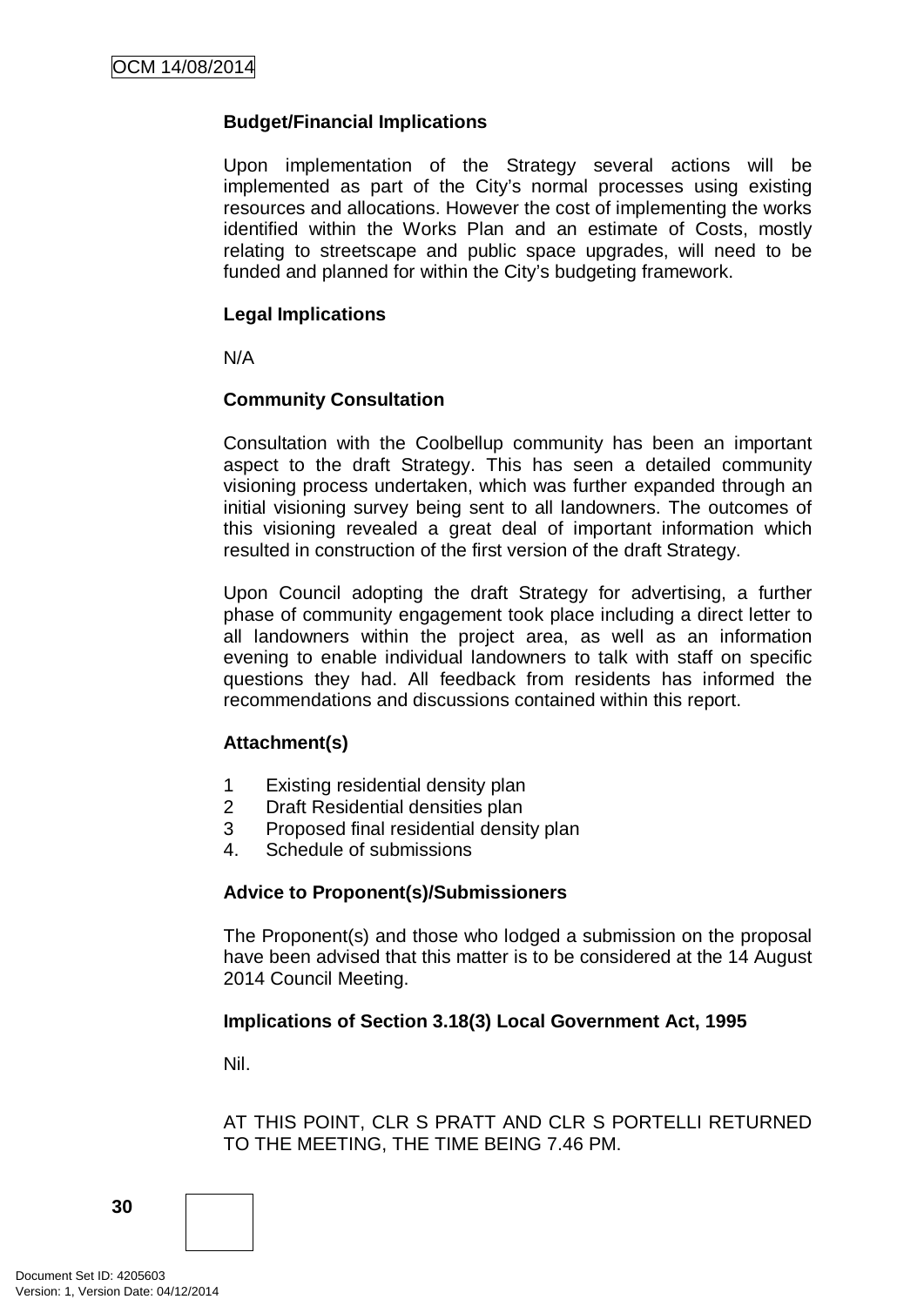**Budget/Financial Implications**

Upon implementation of the Strategy several actions will be implemented as part of the City's normal processes using existing resources and allocations. However the cost of implementing the works identified within the Works Plan and an estimate of Costs, mostly relating to streetscape and public space upgrades, will need to be funded and planned for within the City's budgeting framework.

**Legal Implications**

N/A

**Community Consultation**

Consultation with the Coolbellup community has been an important aspect to the draft Strategy. This has seen a detailed community visioning process undertaken, which was further expanded through an initial visioning survey being sent to all landowners. The outcomes of this visioning revealed a great deal of important information which resulted in construction of the first version of the draft Strategy.

Upon Council adopting the draft Strategy for advertising, a further phase of community engagement took place including a direct letter to all landowners within the project area, as well as an information evening to enable individual landowners to talk with staff on specific questions they had. All feedback from residents has informed the recommendations and discussions contained within this report.

**Attachment(s)**

1 Existing residential density plan
2 Draft Residential densities plan
3 Proposed final residential density plan
4. Schedule of submissions

**Advice to Proponent(s)/Submissioners**

The Proponent(s) and those who lodged a submission on the proposal have been advised that this matter is to be considered at the 14 August 2014 Council Meeting.

**Implications of Section 3.18(3) Local Government Act, 1995**

Nil.

AT THIS POINT, CLR S PRATT AND CLR S PORTELLI RETURNED TO THE MEETING, THE TIME BEING 7.46 PM.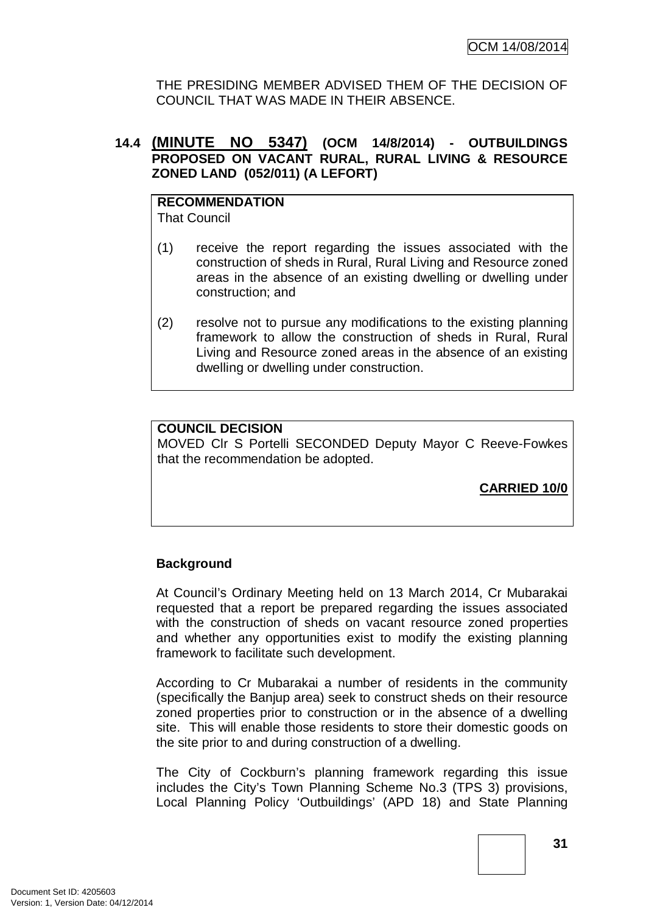THE PRESIDING MEMBER ADVISED THEM OF THE DECISION OF COUNCIL THAT WAS MADE IN THEIR ABSENCE.

### 14.4 (MINUTE NO 5347) (OCM 14/8/2014) - OUTBUILDINGS PROPOSED ON VACANT RURAL, RURAL LIVING & RESOURCE ZONED LAND (052/011) (A LEFORT)

**RECOMMENDATION**
That Council

(1) receive the report regarding the issues associated with the construction of sheds in Rural, Rural Living and Resource zoned areas in the absence of an existing dwelling or dwelling under construction; and

(2) resolve not to pursue any modifications to the existing planning framework to allow the construction of sheds in Rural, Rural Living and Resource zoned areas in the absence of an existing dwelling or dwelling under construction.

**COUNCIL DECISION**
MOVED Clr S Portelli SECONDED Deputy Mayor C Reeve-Fowkes that the recommendation be adopted.

**CARRIED 10/0**

**Background**

At Council's Ordinary Meeting held on 13 March 2014, Cr Mubarakai requested that a report be prepared regarding the issues associated with the construction of sheds on vacant resource zoned properties and whether any opportunities exist to modify the existing planning framework to facilitate such development.

According to Cr Mubarakai a number of residents in the community (specifically the Banjup area) seek to construct sheds on their resource zoned properties prior to construction or in the absence of a dwelling site. This will enable those residents to store their domestic goods on the site prior to and during construction of a dwelling.

The City of Cockburn's planning framework regarding this issue includes the City's Town Planning Scheme No.3 (TPS 3) provisions, Local Planning Policy 'Outbuildings' (APD 18) and State Planning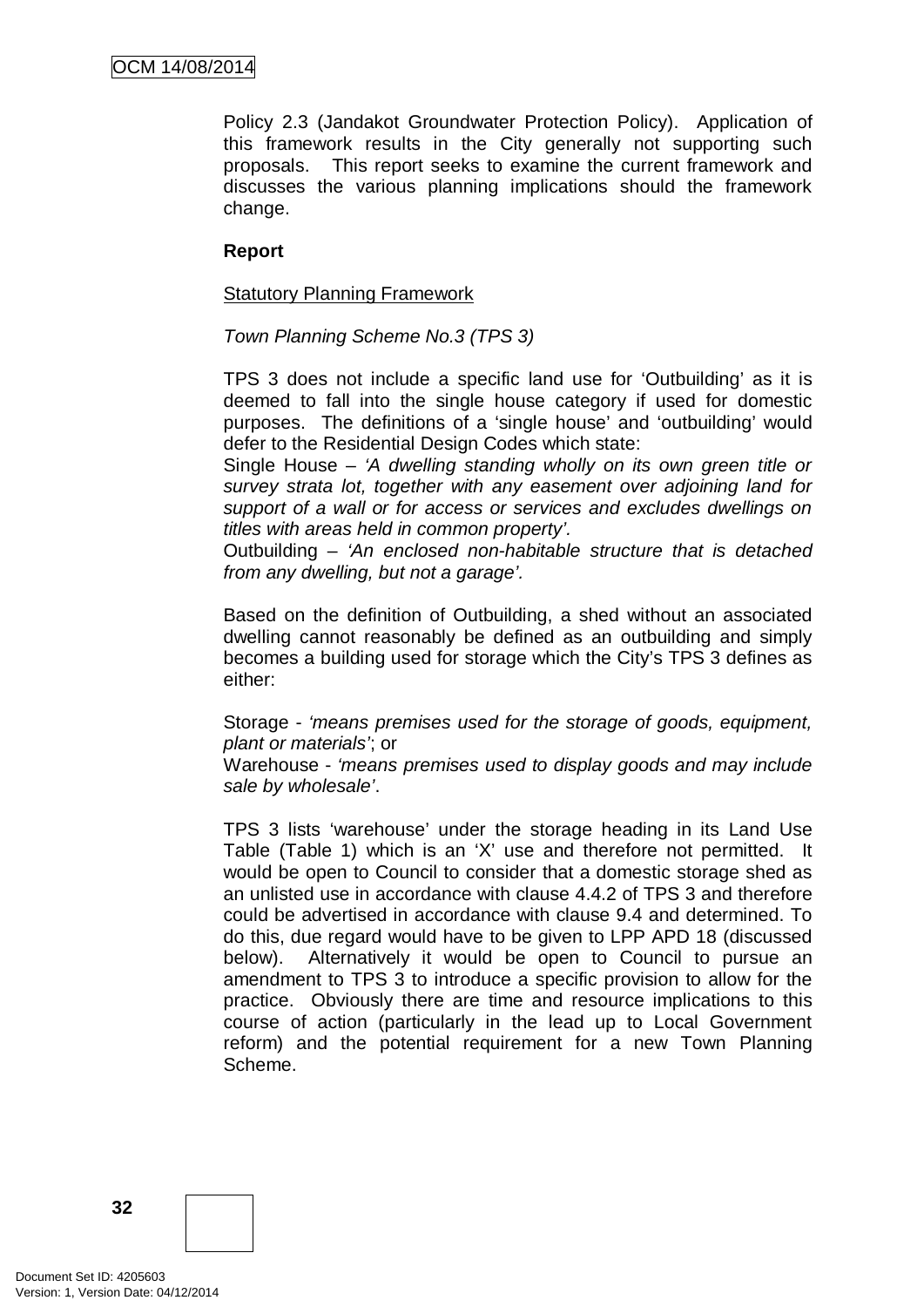Policy 2.3 (Jandakot Groundwater Protection Policy). Application of this framework results in the City generally not supporting such proposals. This report seeks to examine the current framework and discusses the various planning implications should the framework change.

**Report**

Statutory Planning Framework

*Town Planning Scheme No.3 (TPS 3)*

TPS 3 does not include a specific land use for 'Outbuilding' as it is deemed to fall into the single house category if used for domestic purposes. The definitions of a 'single house' and 'outbuilding' would defer to the Residential Design Codes which state:

Single House – *'A dwelling standing wholly on its own green title or survey strata lot, together with any easement over adjoining land for support of a wall or for access or services and excludes dwellings on titles with areas held in common property'.*

Outbuilding – *'An enclosed non-habitable structure that is detached from any dwelling, but not a garage'.*

Based on the definition of Outbuilding, a shed without an associated dwelling cannot reasonably be defined as an outbuilding and simply becomes a building used for storage which the City's TPS 3 defines as either:

Storage - *'means premises used for the storage of goods, equipment, plant or materials'*; or

Warehouse - *'means premises used to display goods and may include sale by wholesale'*.

TPS 3 lists 'warehouse' under the storage heading in its Land Use Table (Table 1) which is an 'X' use and therefore not permitted. It would be open to Council to consider that a domestic storage shed as an unlisted use in accordance with clause 4.4.2 of TPS 3 and therefore could be advertised in accordance with clause 9.4 and determined. To do this, due regard would have to be given to LPP APD 18 (discussed below). Alternatively it would be open to Council to pursue an amendment to TPS 3 to introduce a specific provision to allow for the practice. Obviously there are time and resource implications to this course of action (particularly in the lead up to Local Government reform) and the potential requirement for a new Town Planning Scheme.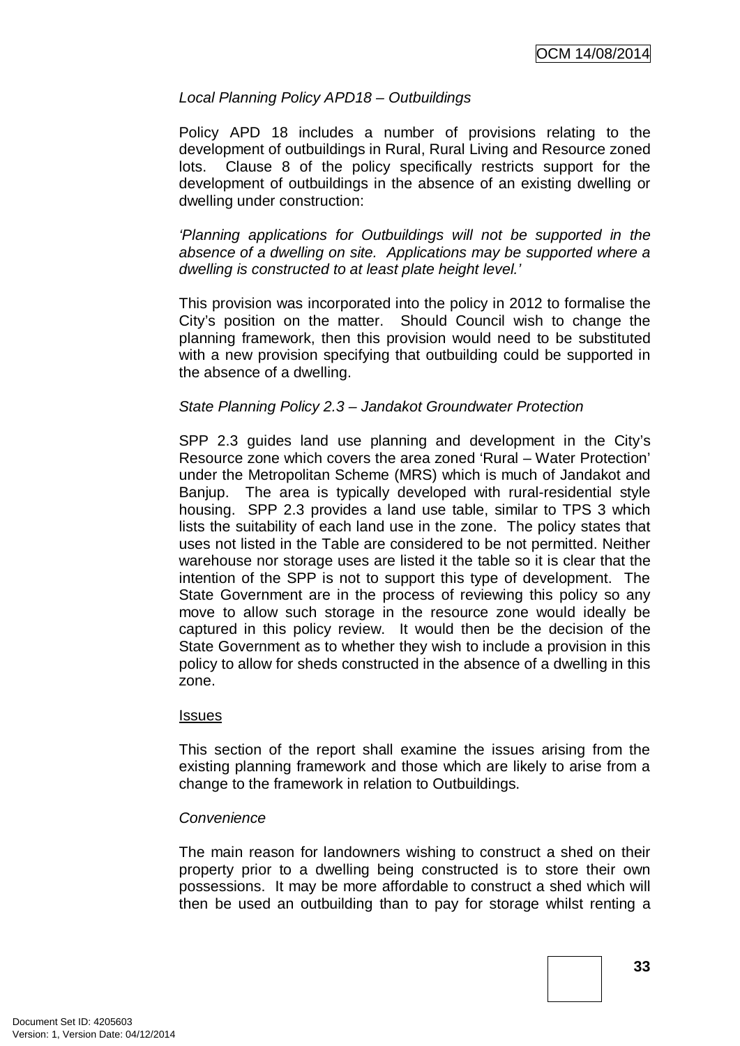*Local Planning Policy APD18 – Outbuildings*

Policy APD 18 includes a number of provisions relating to the development of outbuildings in Rural, Rural Living and Resource zoned lots. Clause 8 of the policy specifically restricts support for the development of outbuildings in the absence of an existing dwelling or dwelling under construction:

*'Planning applications for Outbuildings will not be supported in the absence of a dwelling on site. Applications may be supported where a dwelling is constructed to at least plate height level.'*

This provision was incorporated into the policy in 2012 to formalise the City's position on the matter. Should Council wish to change the planning framework, then this provision would need to be substituted with a new provision specifying that outbuilding could be supported in the absence of a dwelling.

*State Planning Policy 2.3 – Jandakot Groundwater Protection*

SPP 2.3 guides land use planning and development in the City's Resource zone which covers the area zoned 'Rural – Water Protection' under the Metropolitan Scheme (MRS) which is much of Jandakot and Banjup. The area is typically developed with rural-residential style housing. SPP 2.3 provides a land use table, similar to TPS 3 which lists the suitability of each land use in the zone. The policy states that uses not listed in the Table are considered to be not permitted. Neither warehouse nor storage uses are listed it the table so it is clear that the intention of the SPP is not to support this type of development. The State Government are in the process of reviewing this policy so any move to allow such storage in the resource zone would ideally be captured in this policy review. It would then be the decision of the State Government as to whether they wish to include a provision in this policy to allow for sheds constructed in the absence of a dwelling in this zone.

Issues

This section of the report shall examine the issues arising from the existing planning framework and those which are likely to arise from a change to the framework in relation to Outbuildings.

*Convenience*

The main reason for landowners wishing to construct a shed on their property prior to a dwelling being constructed is to store their own possessions. It may be more affordable to construct a shed which will then be used an outbuilding than to pay for storage whilst renting a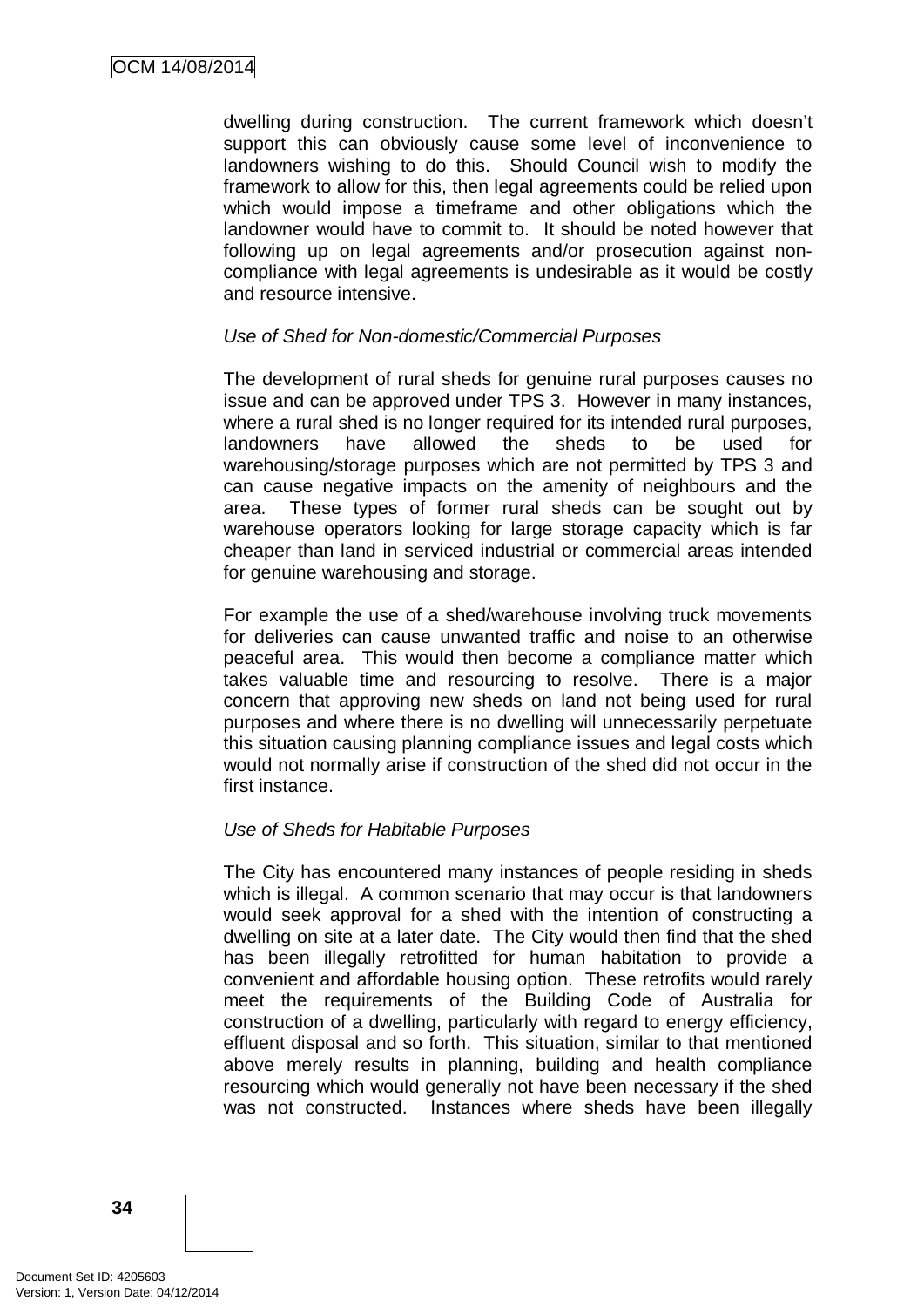dwelling during construction. The current framework which doesn't support this can obviously cause some level of inconvenience to landowners wishing to do this. Should Council wish to modify the framework to allow for this, then legal agreements could be relied upon which would impose a timeframe and other obligations which the landowner would have to commit to. It should be noted however that following up on legal agreements and/or prosecution against non-compliance with legal agreements is undesirable as it would be costly and resource intensive.

*Use of Shed for Non-domestic/Commercial Purposes*

The development of rural sheds for genuine rural purposes causes no issue and can be approved under TPS 3. However in many instances, where a rural shed is no longer required for its intended rural purposes, landowners have allowed the sheds to be used for warehousing/storage purposes which are not permitted by TPS 3 and can cause negative impacts on the amenity of neighbours and the area. These types of former rural sheds can be sought out by warehouse operators looking for large storage capacity which is far cheaper than land in serviced industrial or commercial areas intended for genuine warehousing and storage.

For example the use of a shed/warehouse involving truck movements for deliveries can cause unwanted traffic and noise to an otherwise peaceful area. This would then become a compliance matter which takes valuable time and resourcing to resolve. There is a major concern that approving new sheds on land not being used for rural purposes and where there is no dwelling will unnecessarily perpetuate this situation causing planning compliance issues and legal costs which would not normally arise if construction of the shed did not occur in the first instance.

*Use of Sheds for Habitable Purposes*

The City has encountered many instances of people residing in sheds which is illegal. A common scenario that may occur is that landowners would seek approval for a shed with the intention of constructing a dwelling on site at a later date. The City would then find that the shed has been illegally retrofitted for human habitation to provide a convenient and affordable housing option. These retrofits would rarely meet the requirements of the Building Code of Australia for construction of a dwelling, particularly with regard to energy efficiency, effluent disposal and so forth. This situation, similar to that mentioned above merely results in planning, building and health compliance resourcing which would generally not have been necessary if the shed was not constructed. Instances where sheds have been illegally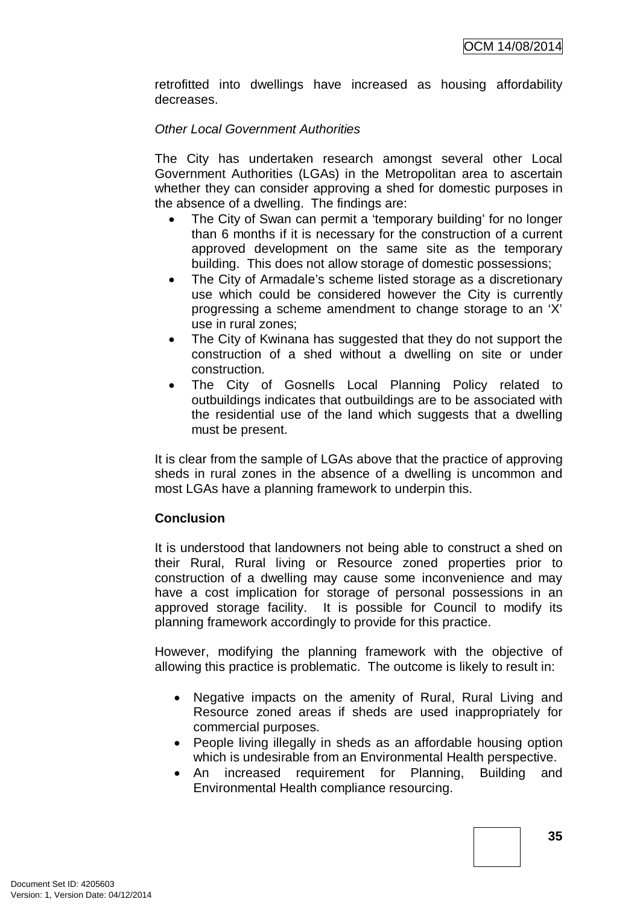retrofitted into dwellings have increased as housing affordability decreases.

*Other Local Government Authorities*

The City has undertaken research amongst several other Local Government Authorities (LGAs) in the Metropolitan area to ascertain whether they can consider approving a shed for domestic purposes in the absence of a dwelling. The findings are:

- The City of Swan can permit a 'temporary building' for no longer than 6 months if it is necessary for the construction of a current approved development on the same site as the temporary building. This does not allow storage of domestic possessions;
- The City of Armadale's scheme listed storage as a discretionary use which could be considered however the City is currently progressing a scheme amendment to change storage to an 'X' use in rural zones;
- The City of Kwinana has suggested that they do not support the construction of a shed without a dwelling on site or under construction.
- The City of Gosnells Local Planning Policy related to outbuildings indicates that outbuildings are to be associated with the residential use of the land which suggests that a dwelling must be present.

It is clear from the sample of LGAs above that the practice of approving sheds in rural zones in the absence of a dwelling is uncommon and most LGAs have a planning framework to underpin this.

**Conclusion**

It is understood that landowners not being able to construct a shed on their Rural, Rural living or Resource zoned properties prior to construction of a dwelling may cause some inconvenience and may have a cost implication for storage of personal possessions in an approved storage facility. It is possible for Council to modify its planning framework accordingly to provide for this practice.

However, modifying the planning framework with the objective of allowing this practice is problematic. The outcome is likely to result in:

- Negative impacts on the amenity of Rural, Rural Living and Resource zoned areas if sheds are used inappropriately for commercial purposes.
- People living illegally in sheds as an affordable housing option which is undesirable from an Environmental Health perspective.
- An increased requirement for Planning, Building and Environmental Health compliance resourcing.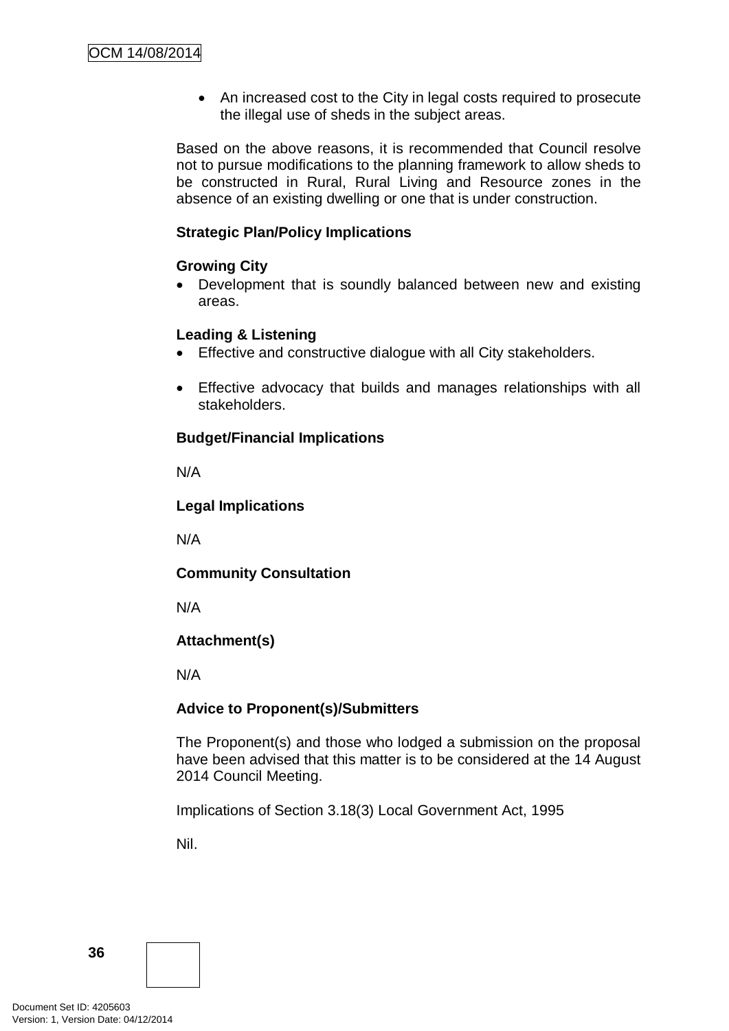- An increased cost to the City in legal costs required to prosecute the illegal use of sheds in the subject areas.

Based on the above reasons, it is recommended that Council resolve not to pursue modifications to the planning framework to allow sheds to be constructed in Rural, Rural Living and Resource zones in the absence of an existing dwelling or one that is under construction.

**Strategic Plan/Policy Implications**

**Growing City**

- Development that is soundly balanced between new and existing areas.

**Leading & Listening**

- Effective and constructive dialogue with all City stakeholders.

- Effective advocacy that builds and manages relationships with all stakeholders.

**Budget/Financial Implications**

N/A

**Legal Implications**

N/A

**Community Consultation**

N/A

**Attachment(s)**

N/A

**Advice to Proponent(s)/Submitters**

The Proponent(s) and those who lodged a submission on the proposal have been advised that this matter is to be considered at the 14 August 2014 Council Meeting.

Implications of Section 3.18(3) Local Government Act, 1995

Nil.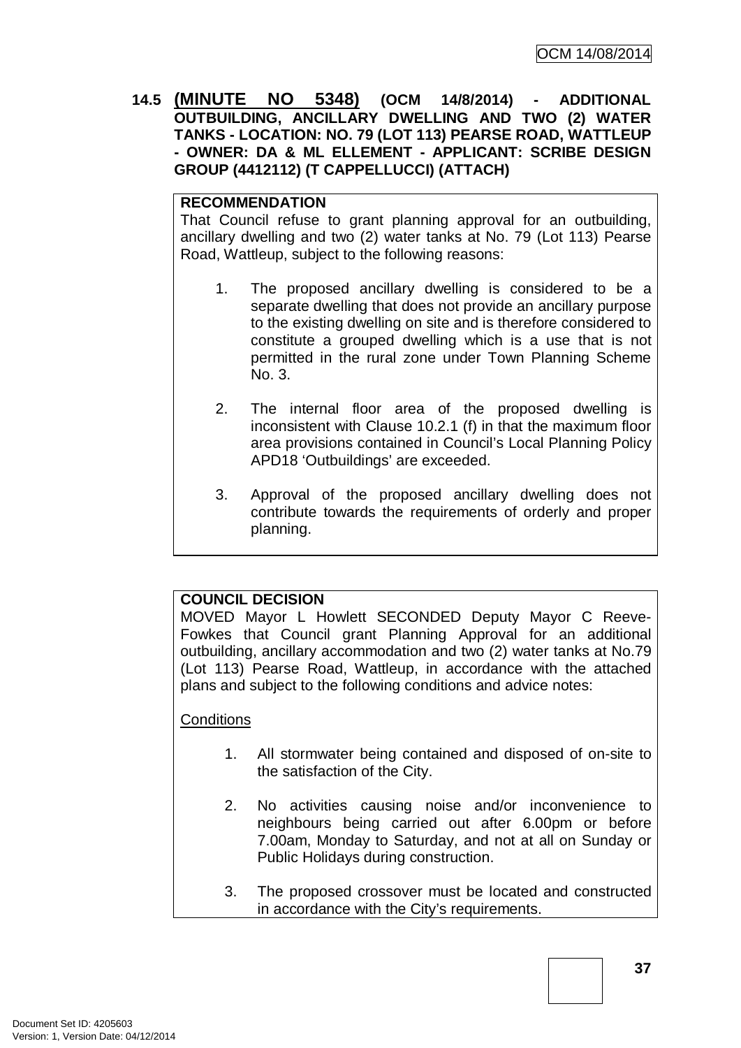**14.5 <u>(MINUTE NO 5348)</u> (OCM 14/8/2014) - ADDITIONAL OUTBUILDING, ANCILLARY DWELLING AND TWO (2) WATER TANKS - LOCATION: NO. 79 (LOT 113) PEARSE ROAD, WATTLEUP - OWNER: DA & ML ELLEMENT - APPLICANT: SCRIBE DESIGN GROUP (4412112) (T CAPPELLUCCI) (ATTACH)**

**RECOMMENDATION**

That Council refuse to grant planning approval for an outbuilding, ancillary dwelling and two (2) water tanks at No. 79 (Lot 113) Pearse Road, Wattleup, subject to the following reasons:

1. The proposed ancillary dwelling is considered to be a separate dwelling that does not provide an ancillary purpose to the existing dwelling on site and is therefore considered to constitute a grouped dwelling which is a use that is not permitted in the rural zone under Town Planning Scheme No. 3.

2. The internal floor area of the proposed dwelling is inconsistent with Clause 10.2.1 (f) in that the maximum floor area provisions contained in Council's Local Planning Policy APD18 'Outbuildings' are exceeded.

3. Approval of the proposed ancillary dwelling does not contribute towards the requirements of orderly and proper planning.

**COUNCIL DECISION**

MOVED Mayor L Howlett SECONDED Deputy Mayor C Reeve-Fowkes that Council grant Planning Approval for an additional outbuilding, ancillary accommodation and two (2) water tanks at No.79 (Lot 113) Pearse Road, Wattleup, in accordance with the attached plans and subject to the following conditions and advice notes:

<u>Conditions</u>

1. All stormwater being contained and disposed of on-site to the satisfaction of the City.

2. No activities causing noise and/or inconvenience to neighbours being carried out after 6.00pm or before 7.00am, Monday to Saturday, and not at all on Sunday or Public Holidays during construction.

3. The proposed crossover must be located and constructed in accordance with the City's requirements.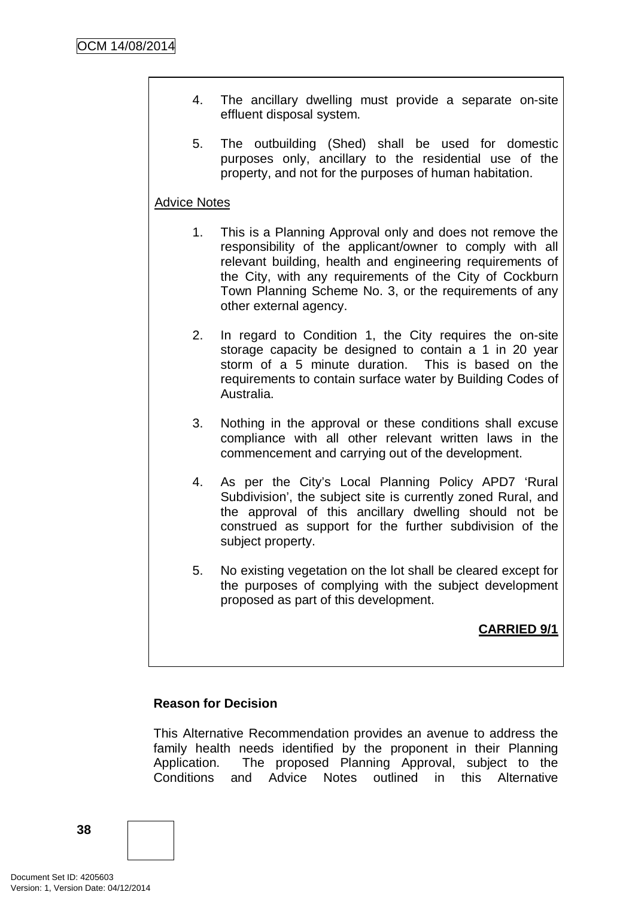4. The ancillary dwelling must provide a separate on-site effluent disposal system.

5. The outbuilding (Shed) shall be used for domestic purposes only, ancillary to the residential use of the property, and not for the purposes of human habitation.

Advice Notes

1. This is a Planning Approval only and does not remove the responsibility of the applicant/owner to comply with all relevant building, health and engineering requirements of the City, with any requirements of the City of Cockburn Town Planning Scheme No. 3, or the requirements of any other external agency.

2. In regard to Condition 1, the City requires the on-site storage capacity be designed to contain a 1 in 20 year storm of a 5 minute duration. This is based on the requirements to contain surface water by Building Codes of Australia.

3. Nothing in the approval or these conditions shall excuse compliance with all other relevant written laws in the commencement and carrying out of the development.

4. As per the City's Local Planning Policy APD7 'Rural Subdivision', the subject site is currently zoned Rural, and the approval of this ancillary dwelling should not be construed as support for the further subdivision of the subject property.

5. No existing vegetation on the lot shall be cleared except for the purposes of complying with the subject development proposed as part of this development.

**CARRIED 9/1**

**Reason for Decision**

This Alternative Recommendation provides an avenue to address the family health needs identified by the proponent in their Planning Application. The proposed Planning Approval, subject to the Conditions and Advice Notes outlined in this Alternative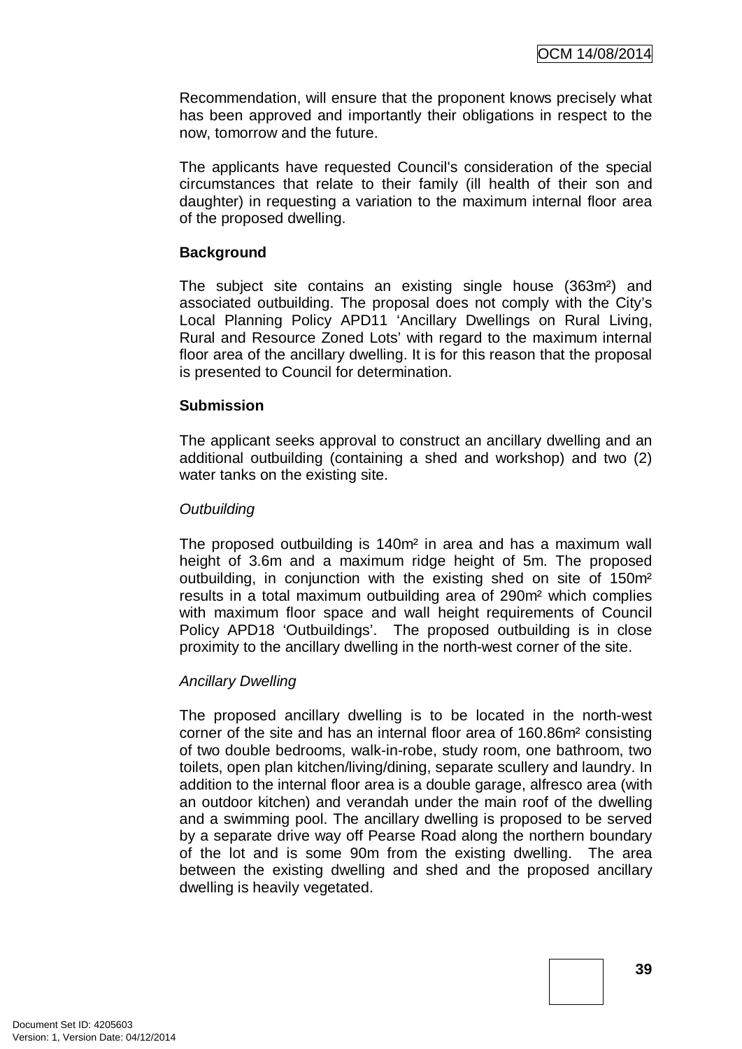Recommendation, will ensure that the proponent knows precisely what has been approved and importantly their obligations in respect to the now, tomorrow and the future.

The applicants have requested Council's consideration of the special circumstances that relate to their family (ill health of their son and daughter) in requesting a variation to the maximum internal floor area of the proposed dwelling.

**Background**

The subject site contains an existing single house (363m²) and associated outbuilding. The proposal does not comply with the City's Local Planning Policy APD11 'Ancillary Dwellings on Rural Living, Rural and Resource Zoned Lots' with regard to the maximum internal floor area of the ancillary dwelling. It is for this reason that the proposal is presented to Council for determination.

**Submission**

The applicant seeks approval to construct an ancillary dwelling and an additional outbuilding (containing a shed and workshop) and two (2) water tanks on the existing site.

*Outbuilding*

The proposed outbuilding is 140m² in area and has a maximum wall height of 3.6m and a maximum ridge height of 5m. The proposed outbuilding, in conjunction with the existing shed on site of 150m² results in a total maximum outbuilding area of 290m² which complies with maximum floor space and wall height requirements of Council Policy APD18 'Outbuildings'. The proposed outbuilding is in close proximity to the ancillary dwelling in the north-west corner of the site.

*Ancillary Dwelling*

The proposed ancillary dwelling is to be located in the north-west corner of the site and has an internal floor area of 160.86m² consisting of two double bedrooms, walk-in-robe, study room, one bathroom, two toilets, open plan kitchen/living/dining, separate scullery and laundry. In addition to the internal floor area is a double garage, alfresco area (with an outdoor kitchen) and verandah under the main roof of the dwelling and a swimming pool. The ancillary dwelling is proposed to be served by a separate drive way off Pearse Road along the northern boundary of the lot and is some 90m from the existing dwelling. The area between the existing dwelling and shed and the proposed ancillary dwelling is heavily vegetated.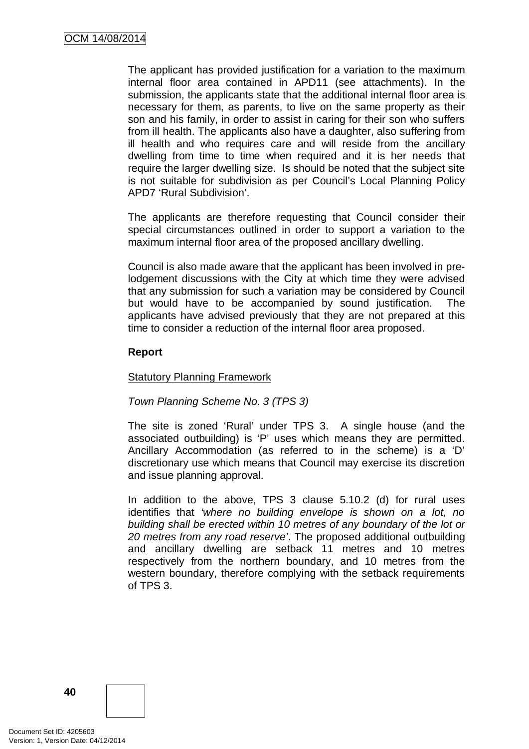The applicant has provided justification for a variation to the maximum internal floor area contained in APD11 (see attachments). In the submission, the applicants state that the additional internal floor area is necessary for them, as parents, to live on the same property as their son and his family, in order to assist in caring for their son who suffers from ill health. The applicants also have a daughter, also suffering from ill health and who requires care and will reside from the ancillary dwelling from time to time when required and it is her needs that require the larger dwelling size. Is should be noted that the subject site is not suitable for subdivision as per Council's Local Planning Policy APD7 'Rural Subdivision'.

The applicants are therefore requesting that Council consider their special circumstances outlined in order to support a variation to the maximum internal floor area of the proposed ancillary dwelling.

Council is also made aware that the applicant has been involved in pre-lodgement discussions with the City at which time they were advised that any submission for such a variation may be considered by Council but would have to be accompanied by sound justification. The applicants have advised previously that they are not prepared at this time to consider a reduction of the internal floor area proposed.

**Report**

Statutory Planning Framework

*Town Planning Scheme No. 3 (TPS 3)*

The site is zoned 'Rural' under TPS 3. A single house (and the associated outbuilding) is 'P' uses which means they are permitted. Ancillary Accommodation (as referred to in the scheme) is a 'D' discretionary use which means that Council may exercise its discretion and issue planning approval.

In addition to the above, TPS 3 clause 5.10.2 (d) for rural uses identifies that *'where no building envelope is shown on a lot, no building shall be erected within 10 metres of any boundary of the lot or 20 metres from any road reserve'*. The proposed additional outbuilding and ancillary dwelling are setback 11 metres and 10 metres respectively from the northern boundary, and 10 metres from the western boundary, therefore complying with the setback requirements of TPS 3.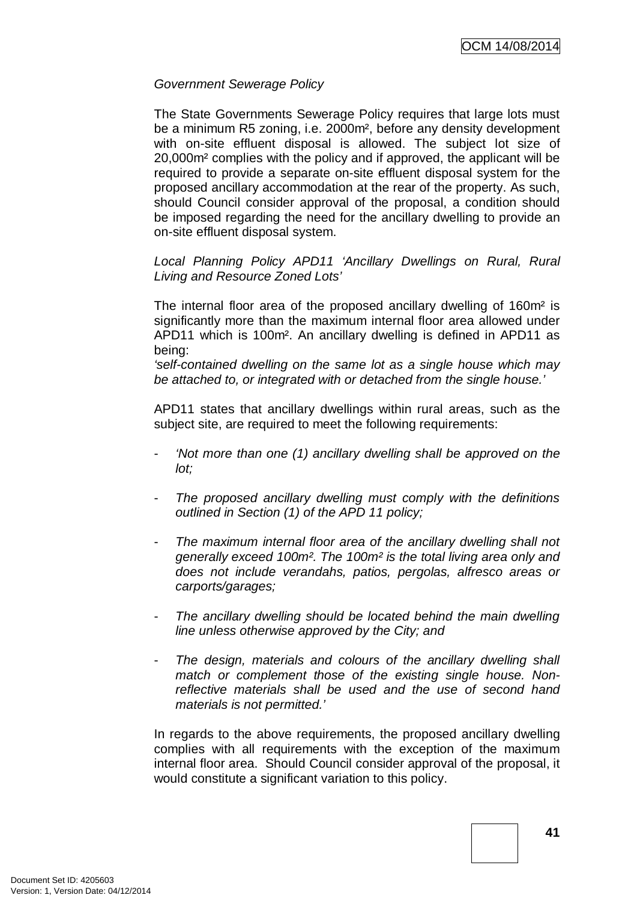*Government Sewerage Policy*

The State Governments Sewerage Policy requires that large lots must be a minimum R5 zoning, i.e. 2000m², before any density development with on-site effluent disposal is allowed. The subject lot size of 20,000m² complies with the policy and if approved, the applicant will be required to provide a separate on-site effluent disposal system for the proposed ancillary accommodation at the rear of the property. As such, should Council consider approval of the proposal, a condition should be imposed regarding the need for the ancillary dwelling to provide an on-site effluent disposal system.

*Local Planning Policy APD11 'Ancillary Dwellings on Rural, Rural Living and Resource Zoned Lots'*

The internal floor area of the proposed ancillary dwelling of 160m² is significantly more than the maximum internal floor area allowed under APD11 which is 100m². An ancillary dwelling is defined in APD11 as being:
*'self-contained dwelling on the same lot as a single house which may be attached to, or integrated with or detached from the single house.'*

APD11 states that ancillary dwellings within rural areas, such as the subject site, are required to meet the following requirements:

- *'Not more than one (1) ancillary dwelling shall be approved on the lot;*
- *The proposed ancillary dwelling must comply with the definitions outlined in Section (1) of the APD 11 policy;*
- *The maximum internal floor area of the ancillary dwelling shall not generally exceed 100m². The 100m² is the total living area only and does not include verandahs, patios, pergolas, alfresco areas or carports/garages;*
- *The ancillary dwelling should be located behind the main dwelling line unless otherwise approved by the City; and*
- *The design, materials and colours of the ancillary dwelling shall match or complement those of the existing single house. Non-reflective materials shall be used and the use of second hand materials is not permitted.'*

In regards to the above requirements, the proposed ancillary dwelling complies with all requirements with the exception of the maximum internal floor area. Should Council consider approval of the proposal, it would constitute a significant variation to this policy.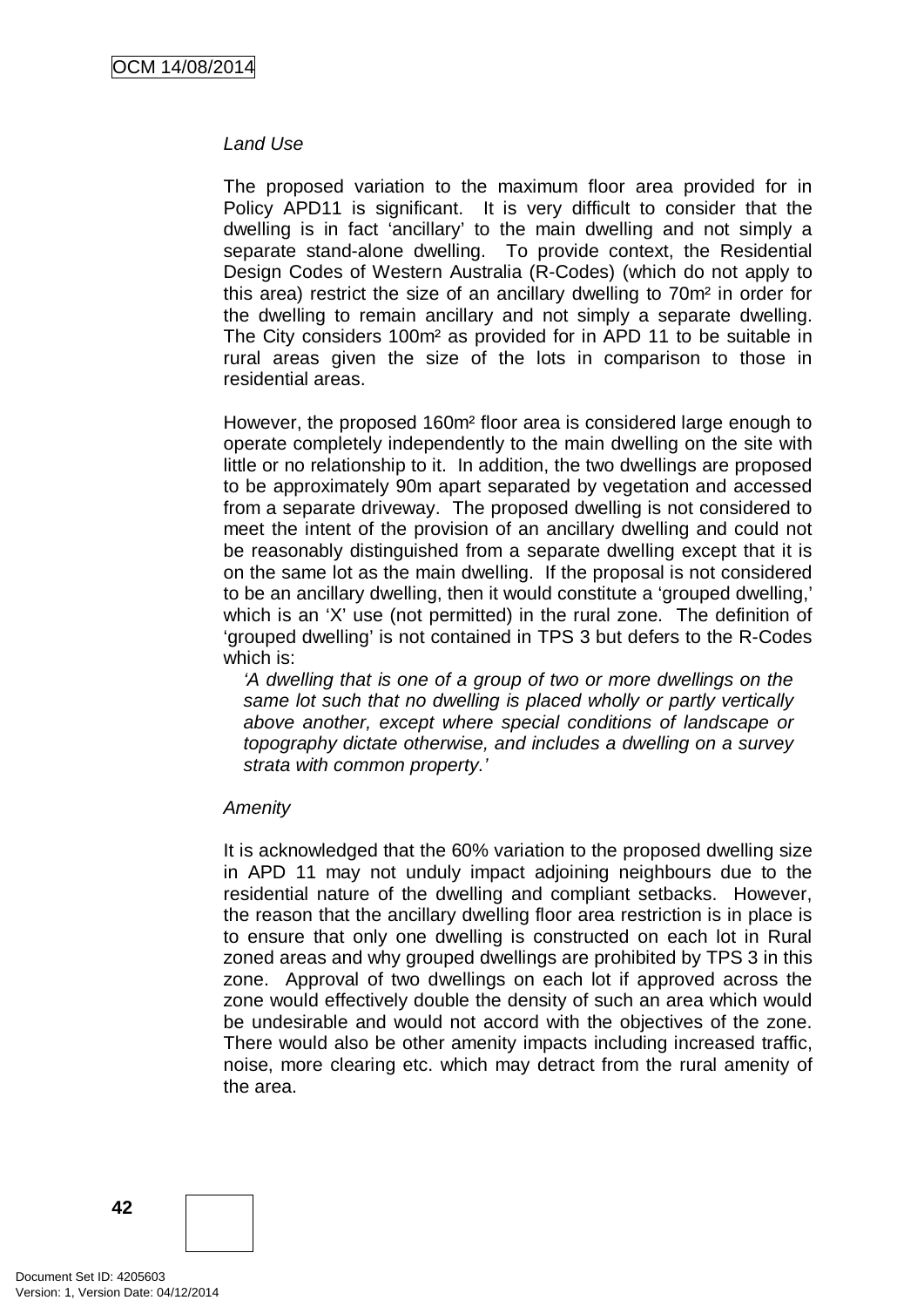*Land Use*

The proposed variation to the maximum floor area provided for in Policy APD11 is significant. It is very difficult to consider that the dwelling is in fact 'ancillary' to the main dwelling and not simply a separate stand-alone dwelling. To provide context, the Residential Design Codes of Western Australia (R-Codes) (which do not apply to this area) restrict the size of an ancillary dwelling to 70m² in order for the dwelling to remain ancillary and not simply a separate dwelling. The City considers 100m² as provided for in APD 11 to be suitable in rural areas given the size of the lots in comparison to those in residential areas.

However, the proposed 160m² floor area is considered large enough to operate completely independently to the main dwelling on the site with little or no relationship to it. In addition, the two dwellings are proposed to be approximately 90m apart separated by vegetation and accessed from a separate driveway. The proposed dwelling is not considered to meet the intent of the provision of an ancillary dwelling and could not be reasonably distinguished from a separate dwelling except that it is on the same lot as the main dwelling. If the proposal is not considered to be an ancillary dwelling, then it would constitute a 'grouped dwelling,' which is an 'X' use (not permitted) in the rural zone. The definition of 'grouped dwelling' is not contained in TPS 3 but defers to the R-Codes which is:

> *'A dwelling that is one of a group of two or more dwellings on the same lot such that no dwelling is placed wholly or partly vertically above another, except where special conditions of landscape or topography dictate otherwise, and includes a dwelling on a survey strata with common property.'*

*Amenity*

It is acknowledged that the 60% variation to the proposed dwelling size in APD 11 may not unduly impact adjoining neighbours due to the residential nature of the dwelling and compliant setbacks. However, the reason that the ancillary dwelling floor area restriction is in place is to ensure that only one dwelling is constructed on each lot in Rural zoned areas and why grouped dwellings are prohibited by TPS 3 in this zone. Approval of two dwellings on each lot if approved across the zone would effectively double the density of such an area which would be undesirable and would not accord with the objectives of the zone. There would also be other amenity impacts including increased traffic, noise, more clearing etc. which may detract from the rural amenity of the area.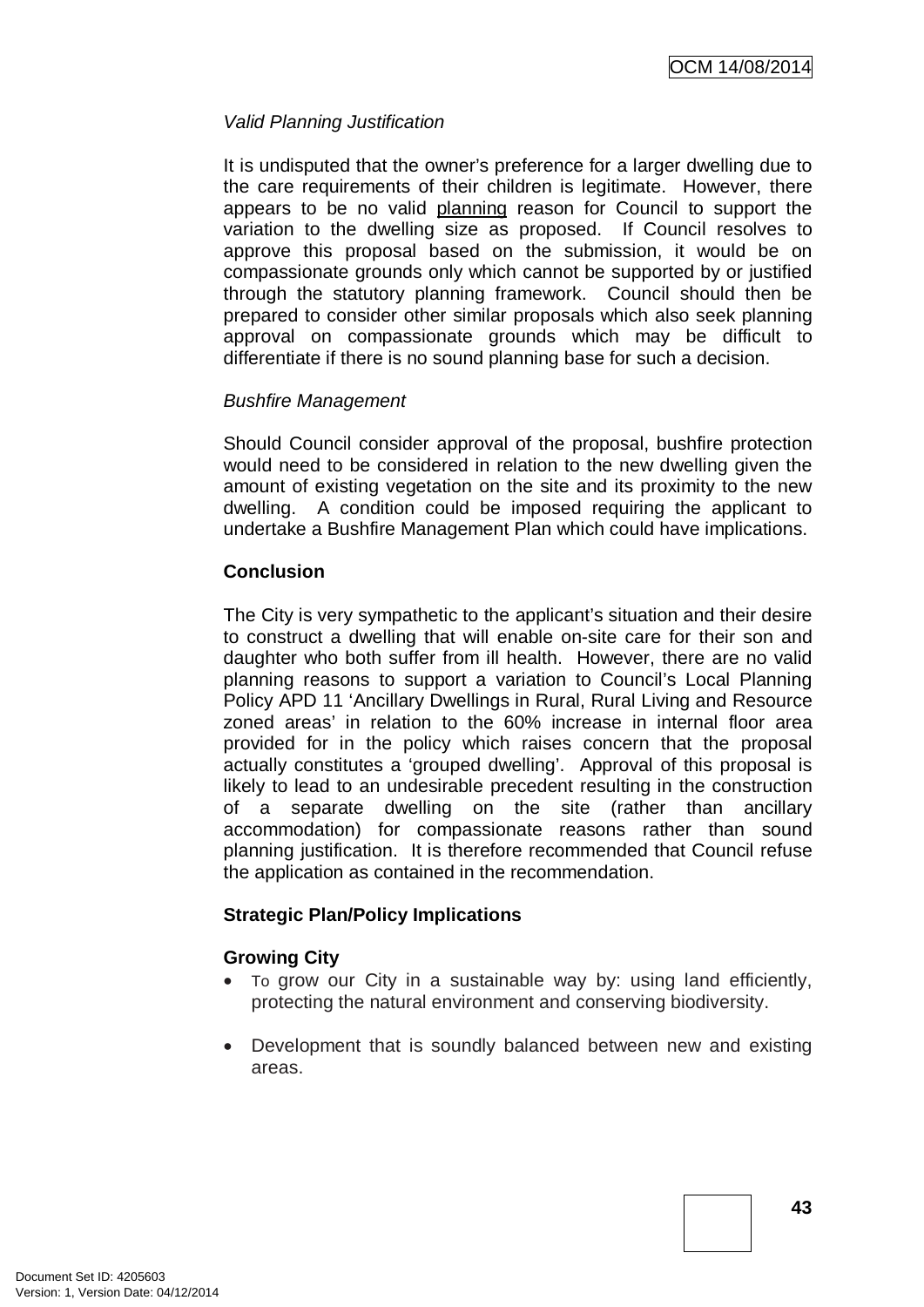*Valid Planning Justification*

It is undisputed that the owner's preference for a larger dwelling due to the care requirements of their children is legitimate. However, there appears to be no valid planning reason for Council to support the variation to the dwelling size as proposed. If Council resolves to approve this proposal based on the submission, it would be on compassionate grounds only which cannot be supported by or justified through the statutory planning framework. Council should then be prepared to consider other similar proposals which also seek planning approval on compassionate grounds which may be difficult to differentiate if there is no sound planning base for such a decision.

*Bushfire Management*

Should Council consider approval of the proposal, bushfire protection would need to be considered in relation to the new dwelling given the amount of existing vegetation on the site and its proximity to the new dwelling. A condition could be imposed requiring the applicant to undertake a Bushfire Management Plan which could have implications.

**Conclusion**

The City is very sympathetic to the applicant's situation and their desire to construct a dwelling that will enable on-site care for their son and daughter who both suffer from ill health. However, there are no valid planning reasons to support a variation to Council's Local Planning Policy APD 11 'Ancillary Dwellings in Rural, Rural Living and Resource zoned areas' in relation to the 60% increase in internal floor area provided for in the policy which raises concern that the proposal actually constitutes a 'grouped dwelling'. Approval of this proposal is likely to lead to an undesirable precedent resulting in the construction of a separate dwelling on the site (rather than ancillary accommodation) for compassionate reasons rather than sound planning justification. It is therefore recommended that Council refuse the application as contained in the recommendation.

**Strategic Plan/Policy Implications**

**Growing City**

- To grow our City in a sustainable way by: using land efficiently, protecting the natural environment and conserving biodiversity.

- Development that is soundly balanced between new and existing areas.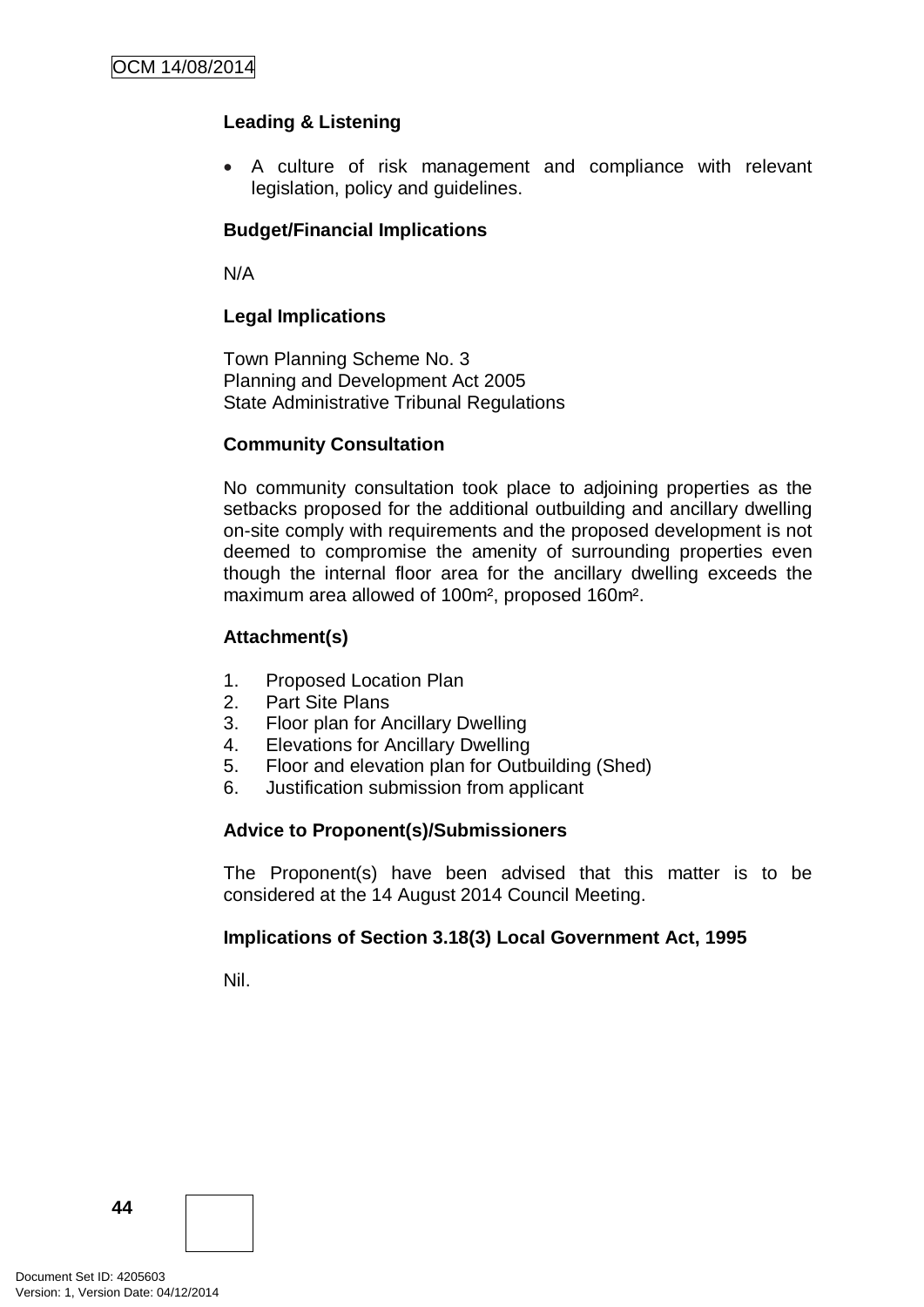**Leading & Listening**

- A culture of risk management and compliance with relevant legislation, policy and guidelines.

**Budget/Financial Implications**

N/A

**Legal Implications**

Town Planning Scheme No. 3
Planning and Development Act 2005
State Administrative Tribunal Regulations

**Community Consultation**

No community consultation took place to adjoining properties as the setbacks proposed for the additional outbuilding and ancillary dwelling on-site comply with requirements and the proposed development is not deemed to compromise the amenity of surrounding properties even though the internal floor area for the ancillary dwelling exceeds the maximum area allowed of 100m², proposed 160m².

**Attachment(s)**

1. Proposed Location Plan
2. Part Site Plans
3. Floor plan for Ancillary Dwelling
4. Elevations for Ancillary Dwelling
5. Floor and elevation plan for Outbuilding (Shed)
6. Justification submission from applicant

**Advice to Proponent(s)/Submissioners**

The Proponent(s) have been advised that this matter is to be considered at the 14 August 2014 Council Meeting.

**Implications of Section 3.18(3) Local Government Act, 1995**

Nil.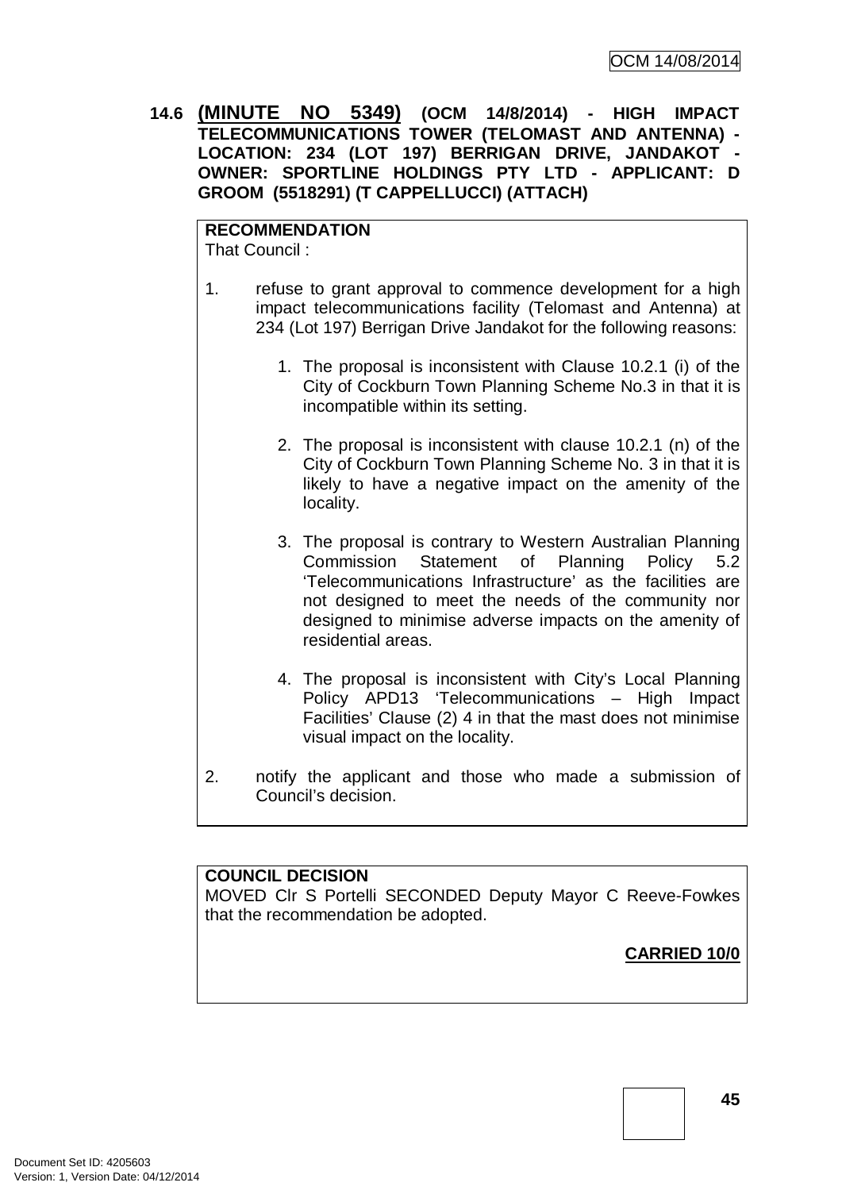**14.6 (MINUTE NO 5349) (OCM 14/8/2014) - HIGH IMPACT TELECOMMUNICATIONS TOWER (TELOMAST AND ANTENNA) - LOCATION: 234 (LOT 197) BERRIGAN DRIVE, JANDAKOT - OWNER: SPORTLINE HOLDINGS PTY LTD - APPLICANT: D GROOM (5518291) (T CAPPELLUCCI) (ATTACH)**

**RECOMMENDATION**

That Council :

1. refuse to grant approval to commence development for a high impact telecommunications facility (Telomast and Antenna) at 234 (Lot 197) Berrigan Drive Jandakot for the following reasons:

    1. The proposal is inconsistent with Clause 10.2.1 (i) of the City of Cockburn Town Planning Scheme No.3 in that it is incompatible within its setting.

    2. The proposal is inconsistent with clause 10.2.1 (n) of the City of Cockburn Town Planning Scheme No. 3 in that it is likely to have a negative impact on the amenity of the locality.

    3. The proposal is contrary to Western Australian Planning Commission Statement of Planning Policy 5.2 'Telecommunications Infrastructure' as the facilities are not designed to meet the needs of the community nor designed to minimise adverse impacts on the amenity of residential areas.

    4. The proposal is inconsistent with City's Local Planning Policy APD13 'Telecommunications – High Impact Facilities' Clause (2) 4 in that the mast does not minimise visual impact on the locality.

2. notify the applicant and those who made a submission of Council's decision.

**COUNCIL DECISION**

MOVED Clr S Portelli SECONDED Deputy Mayor C Reeve-Fowkes that the recommendation be adopted.

**CARRIED 10/0**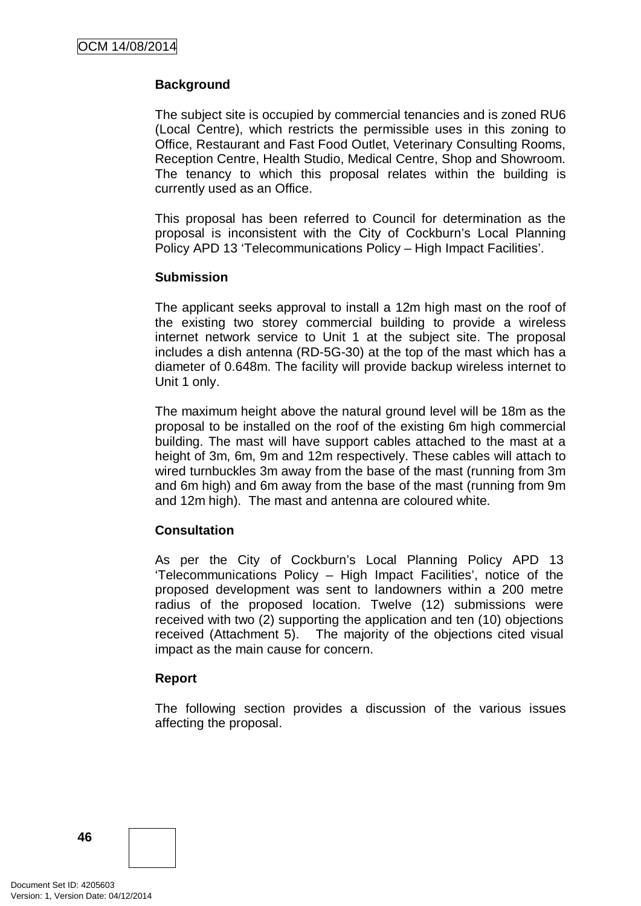**Background**

The subject site is occupied by commercial tenancies and is zoned RU6 (Local Centre), which restricts the permissible uses in this zoning to Office, Restaurant and Fast Food Outlet, Veterinary Consulting Rooms, Reception Centre, Health Studio, Medical Centre, Shop and Showroom. The tenancy to which this proposal relates within the building is currently used as an Office.

This proposal has been referred to Council for determination as the proposal is inconsistent with the City of Cockburn's Local Planning Policy APD 13 'Telecommunications Policy – High Impact Facilities'.

**Submission**

The applicant seeks approval to install a 12m high mast on the roof of the existing two storey commercial building to provide a wireless internet network service to Unit 1 at the subject site. The proposal includes a dish antenna (RD-5G-30) at the top of the mast which has a diameter of 0.648m. The facility will provide backup wireless internet to Unit 1 only.

The maximum height above the natural ground level will be 18m as the proposal to be installed on the roof of the existing 6m high commercial building. The mast will have support cables attached to the mast at a height of 3m, 6m, 9m and 12m respectively. These cables will attach to wired turnbuckles 3m away from the base of the mast (running from 3m and 6m high) and 6m away from the base of the mast (running from 9m and 12m high). The mast and antenna are coloured white.

**Consultation**

As per the City of Cockburn's Local Planning Policy APD 13 'Telecommunications Policy – High Impact Facilities', notice of the proposed development was sent to landowners within a 200 metre radius of the proposed location. Twelve (12) submissions were received with two (2) supporting the application and ten (10) objections received (Attachment 5). The majority of the objections cited visual impact as the main cause for concern.

**Report**

The following section provides a discussion of the various issues affecting the proposal.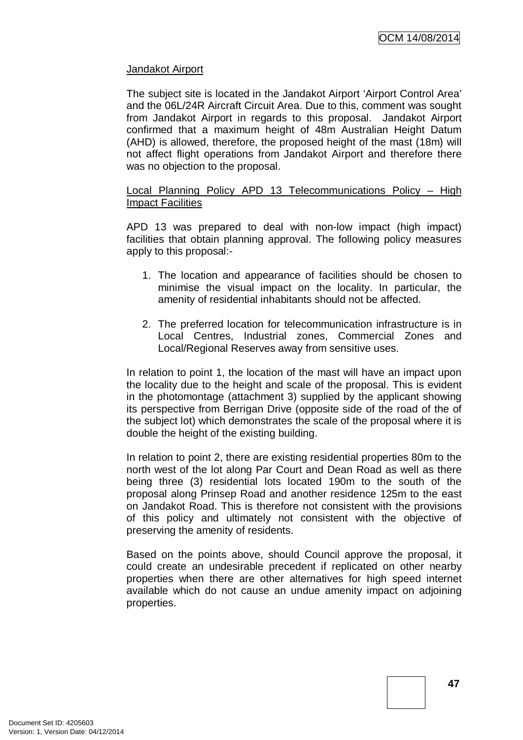Jandakot Airport

The subject site is located in the Jandakot Airport 'Airport Control Area' and the 06L/24R Aircraft Circuit Area. Due to this, comment was sought from Jandakot Airport in regards to this proposal. Jandakot Airport confirmed that a maximum height of 48m Australian Height Datum (AHD) is allowed, therefore, the proposed height of the mast (18m) will not affect flight operations from Jandakot Airport and therefore there was no objection to the proposal.

Local Planning Policy APD 13 Telecommunications Policy – High Impact Facilities

APD 13 was prepared to deal with non-low impact (high impact) facilities that obtain planning approval. The following policy measures apply to this proposal:-

1. The location and appearance of facilities should be chosen to minimise the visual impact on the locality. In particular, the amenity of residential inhabitants should not be affected.

2. The preferred location for telecommunication infrastructure is in Local Centres, Industrial zones, Commercial Zones and Local/Regional Reserves away from sensitive uses.

In relation to point 1, the location of the mast will have an impact upon the locality due to the height and scale of the proposal. This is evident in the photomontage (attachment 3) supplied by the applicant showing its perspective from Berrigan Drive (opposite side of the road of the of the subject lot) which demonstrates the scale of the proposal where it is double the height of the existing building.

In relation to point 2, there are existing residential properties 80m to the north west of the lot along Par Court and Dean Road as well as there being three (3) residential lots located 190m to the south of the proposal along Prinsep Road and another residence 125m to the east on Jandakot Road. This is therefore not consistent with the provisions of this policy and ultimately not consistent with the objective of preserving the amenity of residents.

Based on the points above, should Council approve the proposal, it could create an undesirable precedent if replicated on other nearby properties when there are other alternatives for high speed internet available which do not cause an undue amenity impact on adjoining properties.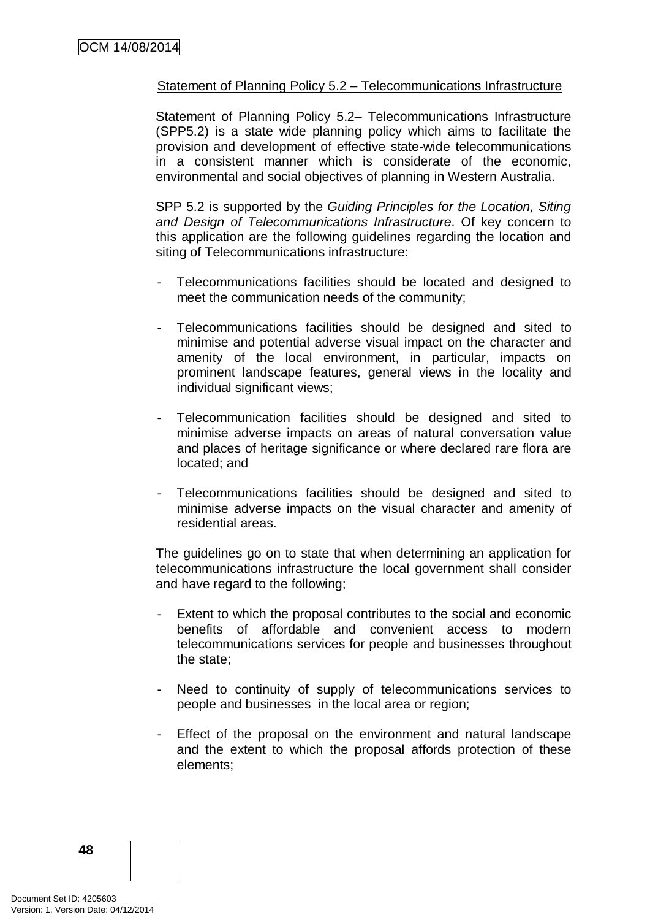Statement of Planning Policy 5.2 – Telecommunications Infrastructure

Statement of Planning Policy 5.2– Telecommunications Infrastructure (SPP5.2) is a state wide planning policy which aims to facilitate the provision and development of effective state-wide telecommunications in a consistent manner which is considerate of the economic, environmental and social objectives of planning in Western Australia.

SPP 5.2 is supported by the *Guiding Principles for the Location, Siting and Design of Telecommunications Infrastructure*. Of key concern to this application are the following guidelines regarding the location and siting of Telecommunications infrastructure:

- Telecommunications facilities should be located and designed to meet the communication needs of the community;
- Telecommunications facilities should be designed and sited to minimise and potential adverse visual impact on the character and amenity of the local environment, in particular, impacts on prominent landscape features, general views in the locality and individual significant views;
- Telecommunication facilities should be designed and sited to minimise adverse impacts on areas of natural conversation value and places of heritage significance or where declared rare flora are located; and
- Telecommunications facilities should be designed and sited to minimise adverse impacts on the visual character and amenity of residential areas.

The guidelines go on to state that when determining an application for telecommunications infrastructure the local government shall consider and have regard to the following;

- Extent to which the proposal contributes to the social and economic benefits of affordable and convenient access to modern telecommunications services for people and businesses throughout the state;
- Need to continuity of supply of telecommunications services to people and businesses in the local area or region;
- Effect of the proposal on the environment and natural landscape and the extent to which the proposal affords protection of these elements;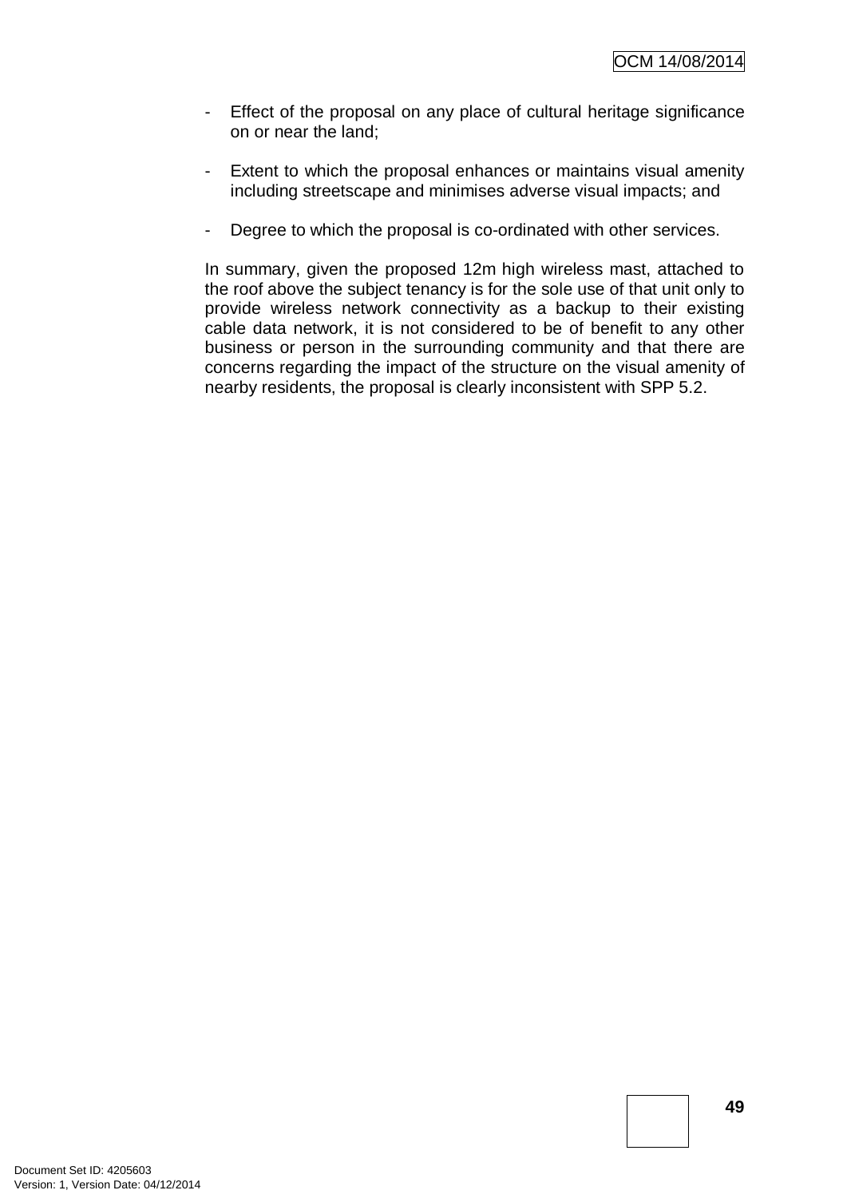- Effect of the proposal on any place of cultural heritage significance on or near the land;

- Extent to which the proposal enhances or maintains visual amenity including streetscape and minimises adverse visual impacts; and

- Degree to which the proposal is co-ordinated with other services.

In summary, given the proposed 12m high wireless mast, attached to the roof above the subject tenancy is for the sole use of that unit only to provide wireless network connectivity as a backup to their existing cable data network, it is not considered to be of benefit to any other business or person in the surrounding community and that there are concerns regarding the impact of the structure on the visual amenity of nearby residents, the proposal is clearly inconsistent with SPP 5.2.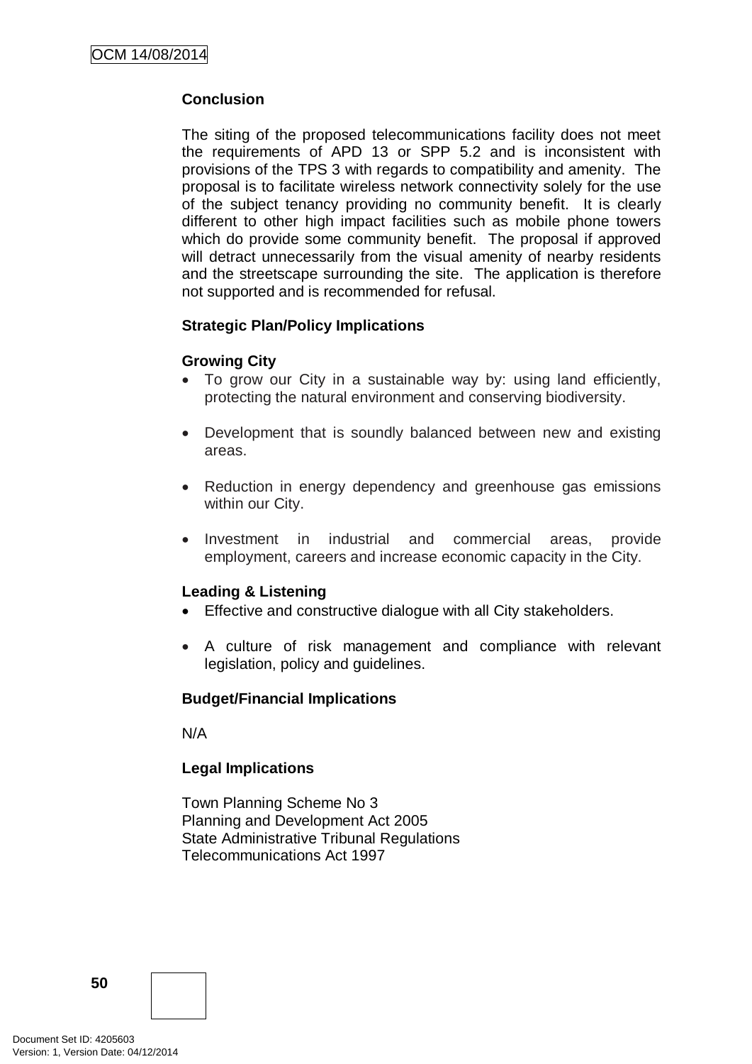**Conclusion**

The siting of the proposed telecommunications facility does not meet the requirements of APD 13 or SPP 5.2 and is inconsistent with provisions of the TPS 3 with regards to compatibility and amenity. The proposal is to facilitate wireless network connectivity solely for the use of the subject tenancy providing no community benefit. It is clearly different to other high impact facilities such as mobile phone towers which do provide some community benefit. The proposal if approved will detract unnecessarily from the visual amenity of nearby residents and the streetscape surrounding the site. The application is therefore not supported and is recommended for refusal.

**Strategic Plan/Policy Implications**

**Growing City**

- To grow our City in a sustainable way by: using land efficiently, protecting the natural environment and conserving biodiversity.
- Development that is soundly balanced between new and existing areas.
- Reduction in energy dependency and greenhouse gas emissions within our City.
- Investment in industrial and commercial areas, provide employment, careers and increase economic capacity in the City.

**Leading & Listening**

- Effective and constructive dialogue with all City stakeholders.
- A culture of risk management and compliance with relevant legislation, policy and guidelines.

**Budget/Financial Implications**

N/A

**Legal Implications**

Town Planning Scheme No 3
Planning and Development Act 2005
State Administrative Tribunal Regulations
Telecommunications Act 1997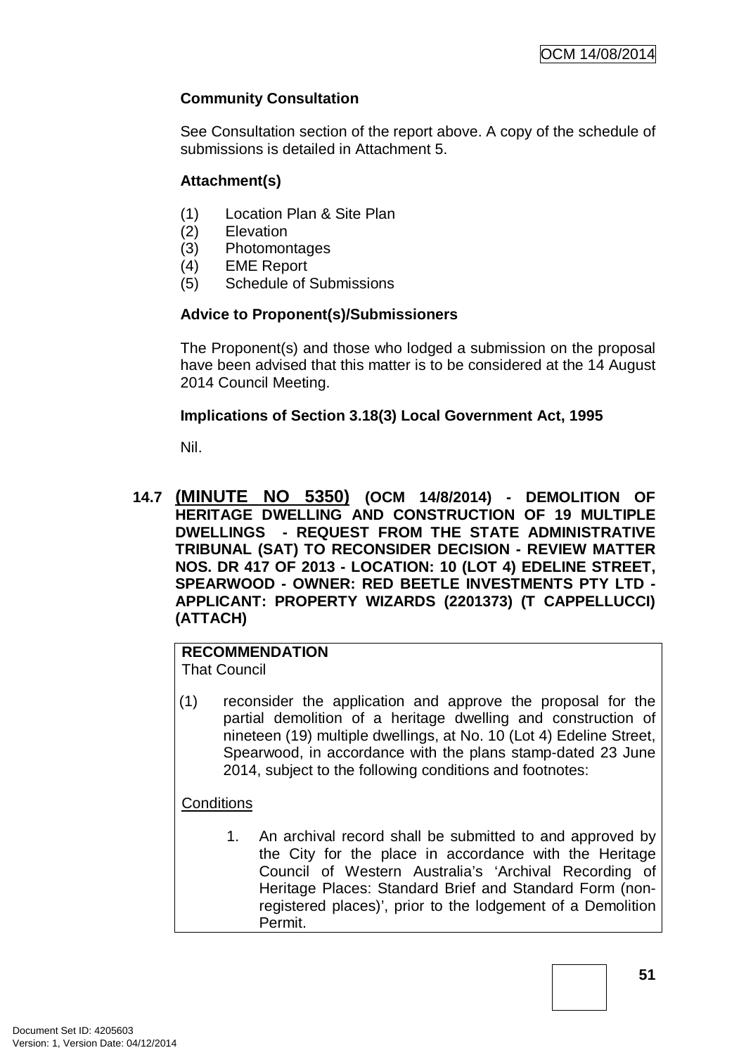**Community Consultation**

See Consultation section of the report above. A copy of the schedule of submissions is detailed in Attachment 5.

**Attachment(s)**

(1) Location Plan & Site Plan
(2) Elevation
(3) Photomontages
(4) EME Report
(5) Schedule of Submissions

**Advice to Proponent(s)/Submissioners**

The Proponent(s) and those who lodged a submission on the proposal have been advised that this matter is to be considered at the 14 August 2014 Council Meeting.

**Implications of Section 3.18(3) Local Government Act, 1995**

Nil.

## 14.7 (MINUTE NO 5350) (OCM 14/8/2014) - DEMOLITION OF HERITAGE DWELLING AND CONSTRUCTION OF 19 MULTIPLE DWELLINGS - REQUEST FROM THE STATE ADMINISTRATIVE TRIBUNAL (SAT) TO RECONSIDER DECISION - REVIEW MATTER NOS. DR 417 OF 2013 - LOCATION: 10 (LOT 4) EDELINE STREET, SPEARWOOD - OWNER: RED BEETLE INVESTMENTS PTY LTD - APPLICANT: PROPERTY WIZARDS (2201373) (T CAPPELLUCCI) (ATTACH)

**RECOMMENDATION**
That Council

(1) reconsider the application and approve the proposal for the partial demolition of a heritage dwelling and construction of nineteen (19) multiple dwellings, at No. 10 (Lot 4) Edeline Street, Spearwood, in accordance with the plans stamp-dated 23 June 2014, subject to the following conditions and footnotes:

Conditions

1. An archival record shall be submitted to and approved by the City for the place in accordance with the Heritage Council of Western Australia's 'Archival Recording of Heritage Places: Standard Brief and Standard Form (non-registered places)', prior to the lodgement of a Demolition Permit.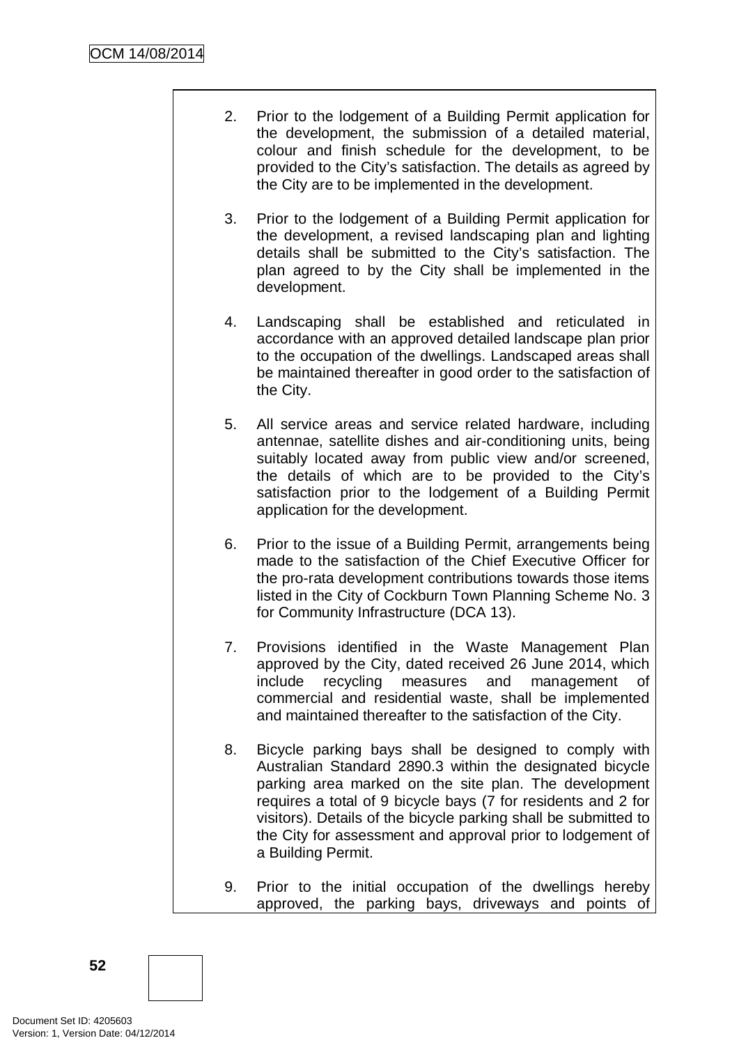2. Prior to the lodgement of a Building Permit application for the development, the submission of a detailed material, colour and finish schedule for the development, to be provided to the City's satisfaction. The details as agreed by the City are to be implemented in the development.

3. Prior to the lodgement of a Building Permit application for the development, a revised landscaping plan and lighting details shall be submitted to the City's satisfaction. The plan agreed to by the City shall be implemented in the development.

4. Landscaping shall be established and reticulated in accordance with an approved detailed landscape plan prior to the occupation of the dwellings. Landscaped areas shall be maintained thereafter in good order to the satisfaction of the City.

5. All service areas and service related hardware, including antennae, satellite dishes and air-conditioning units, being suitably located away from public view and/or screened, the details of which are to be provided to the City's satisfaction prior to the lodgement of a Building Permit application for the development.

6. Prior to the issue of a Building Permit, arrangements being made to the satisfaction of the Chief Executive Officer for the pro-rata development contributions towards those items listed in the City of Cockburn Town Planning Scheme No. 3 for Community Infrastructure (DCA 13).

7. Provisions identified in the Waste Management Plan approved by the City, dated received 26 June 2014, which include recycling measures and management of commercial and residential waste, shall be implemented and maintained thereafter to the satisfaction of the City.

8. Bicycle parking bays shall be designed to comply with Australian Standard 2890.3 within the designated bicycle parking area marked on the site plan. The development requires a total of 9 bicycle bays (7 for residents and 2 for visitors). Details of the bicycle parking shall be submitted to the City for assessment and approval prior to lodgement of a Building Permit.

9. Prior to the initial occupation of the dwellings hereby approved, the parking bays, driveways and points of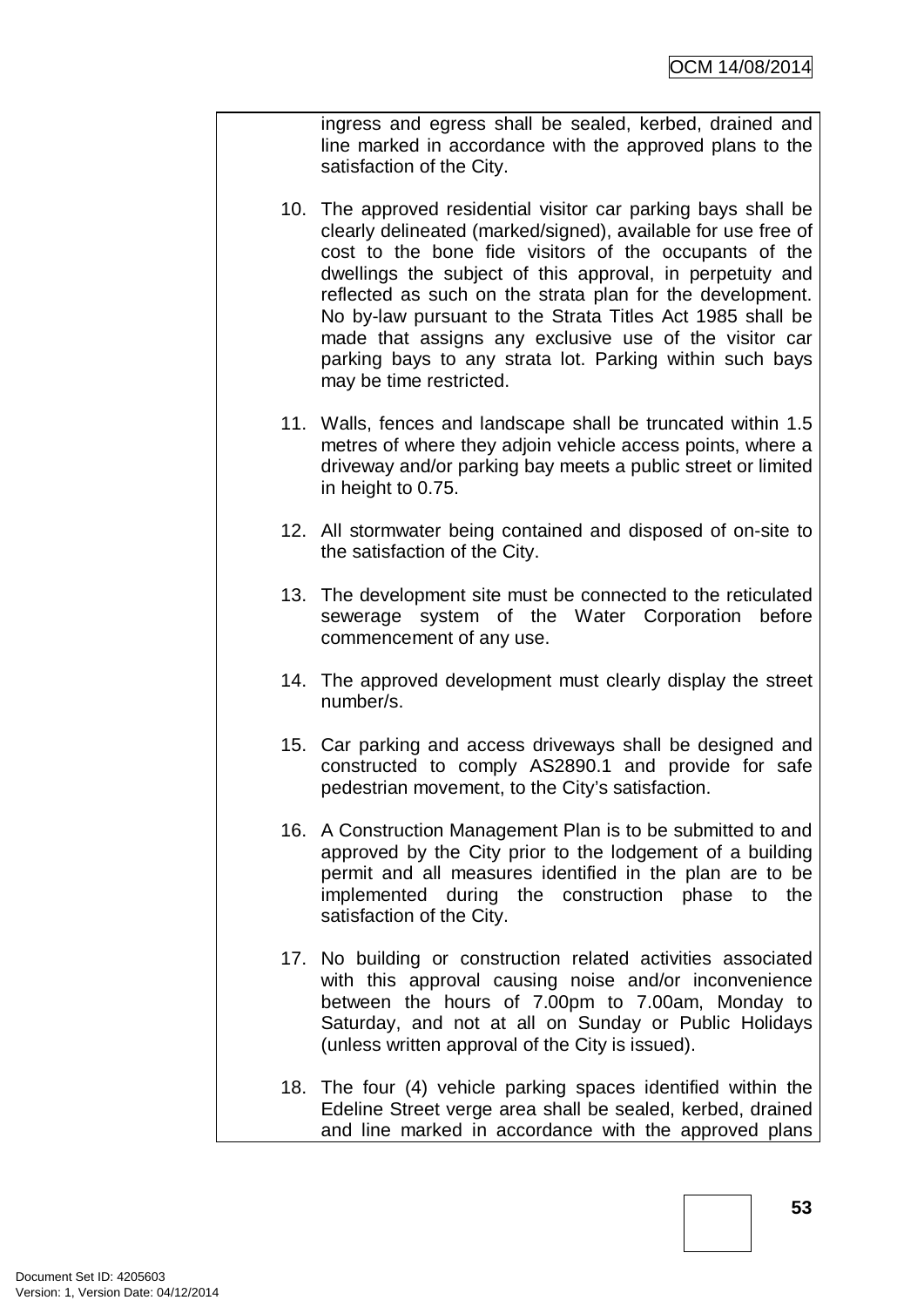ingress and egress shall be sealed, kerbed, drained and line marked in accordance with the approved plans to the satisfaction of the City.

10. The approved residential visitor car parking bays shall be clearly delineated (marked/signed), available for use free of cost to the bone fide visitors of the occupants of the dwellings the subject of this approval, in perpetuity and reflected as such on the strata plan for the development. No by-law pursuant to the Strata Titles Act 1985 shall be made that assigns any exclusive use of the visitor car parking bays to any strata lot. Parking within such bays may be time restricted.

11. Walls, fences and landscape shall be truncated within 1.5 metres of where they adjoin vehicle access points, where a driveway and/or parking bay meets a public street or limited in height to 0.75.

12. All stormwater being contained and disposed of on-site to the satisfaction of the City.

13. The development site must be connected to the reticulated sewerage system of the Water Corporation before commencement of any use.

14. The approved development must clearly display the street number/s.

15. Car parking and access driveways shall be designed and constructed to comply AS2890.1 and provide for safe pedestrian movement, to the City's satisfaction.

16. A Construction Management Plan is to be submitted to and approved by the City prior to the lodgement of a building permit and all measures identified in the plan are to be implemented during the construction phase to the satisfaction of the City.

17. No building or construction related activities associated with this approval causing noise and/or inconvenience between the hours of 7.00pm to 7.00am, Monday to Saturday, and not at all on Sunday or Public Holidays (unless written approval of the City is issued).

18. The four (4) vehicle parking spaces identified within the Edeline Street verge area shall be sealed, kerbed, drained and line marked in accordance with the approved plans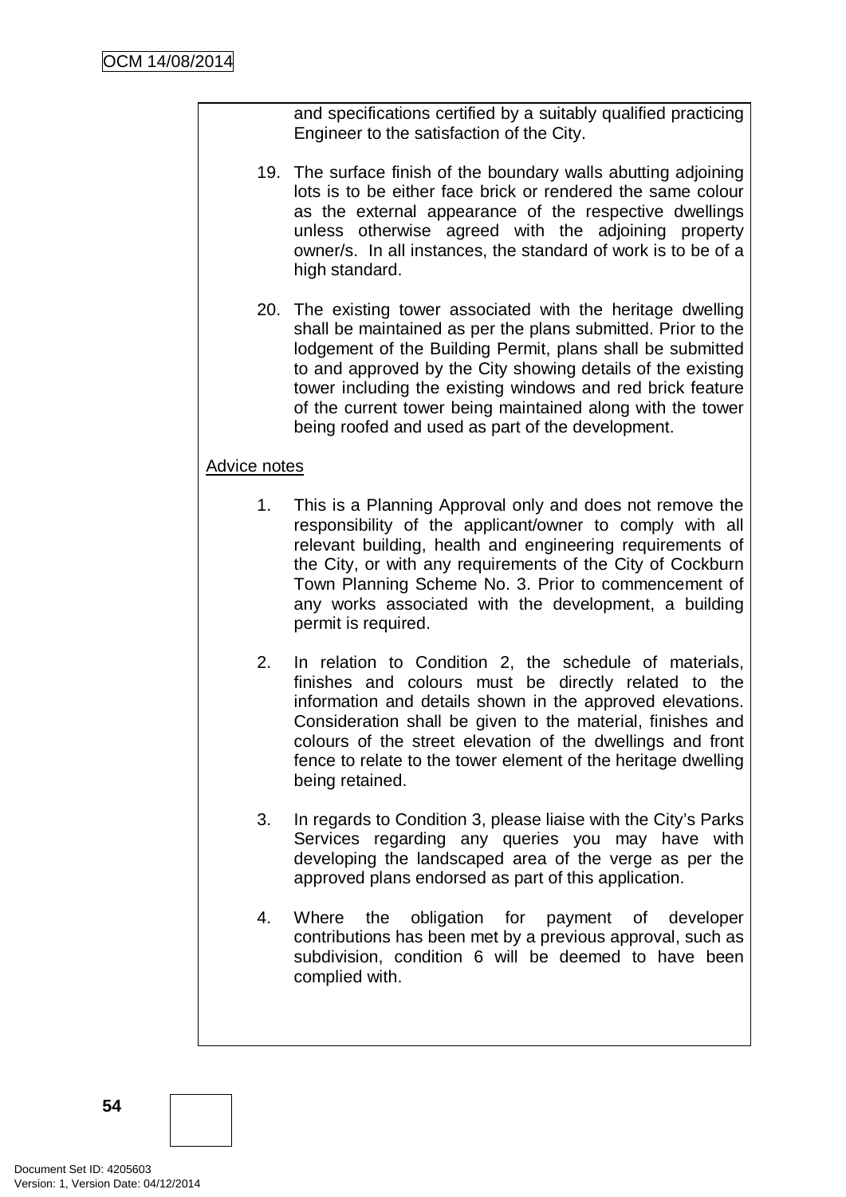and specifications certified by a suitably qualified practicing Engineer to the satisfaction of the City.

19. The surface finish of the boundary walls abutting adjoining lots is to be either face brick or rendered the same colour as the external appearance of the respective dwellings unless otherwise agreed with the adjoining property owner/s. In all instances, the standard of work is to be of a high standard.

20. The existing tower associated with the heritage dwelling shall be maintained as per the plans submitted. Prior to the lodgement of the Building Permit, plans shall be submitted to and approved by the City showing details of the existing tower including the existing windows and red brick feature of the current tower being maintained along with the tower being roofed and used as part of the development.

Advice notes

1. This is a Planning Approval only and does not remove the responsibility of the applicant/owner to comply with all relevant building, health and engineering requirements of the City, or with any requirements of the City of Cockburn Town Planning Scheme No. 3. Prior to commencement of any works associated with the development, a building permit is required.

2. In relation to Condition 2, the schedule of materials, finishes and colours must be directly related to the information and details shown in the approved elevations. Consideration shall be given to the material, finishes and colours of the street elevation of the dwellings and front fence to relate to the tower element of the heritage dwelling being retained.

3. In regards to Condition 3, please liaise with the City's Parks Services regarding any queries you may have with developing the landscaped area of the verge as per the approved plans endorsed as part of this application.

4. Where the obligation for payment of developer contributions has been met by a previous approval, such as subdivision, condition 6 will be deemed to have been complied with.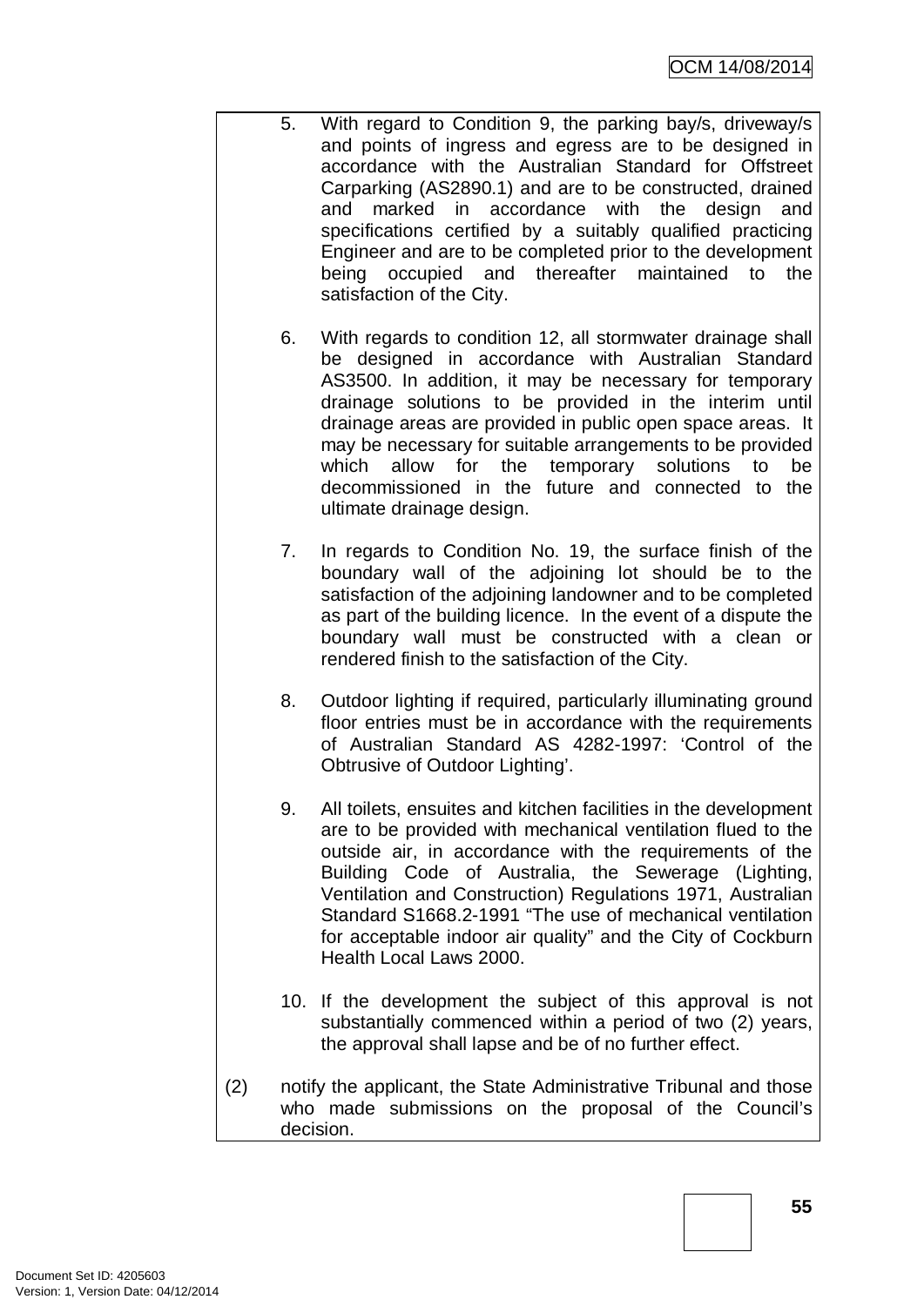5. With regard to Condition 9, the parking bay/s, driveway/s and points of ingress and egress are to be designed in accordance with the Australian Standard for Offstreet Carparking (AS2890.1) and are to be constructed, drained and marked in accordance with the design and specifications certified by a suitably qualified practicing Engineer and are to be completed prior to the development being occupied and thereafter maintained to the satisfaction of the City.

6. With regards to condition 12, all stormwater drainage shall be designed in accordance with Australian Standard AS3500. In addition, it may be necessary for temporary drainage solutions to be provided in the interim until drainage areas are provided in public open space areas. It may be necessary for suitable arrangements to be provided which allow for the temporary solutions to be decommissioned in the future and connected to the ultimate drainage design.

7. In regards to Condition No. 19, the surface finish of the boundary wall of the adjoining lot should be to the satisfaction of the adjoining landowner and to be completed as part of the building licence. In the event of a dispute the boundary wall must be constructed with a clean or rendered finish to the satisfaction of the City.

8. Outdoor lighting if required, particularly illuminating ground floor entries must be in accordance with the requirements of Australian Standard AS 4282-1997: 'Control of the Obtrusive of Outdoor Lighting'.

9. All toilets, ensuites and kitchen facilities in the development are to be provided with mechanical ventilation flued to the outside air, in accordance with the requirements of the Building Code of Australia, the Sewerage (Lighting, Ventilation and Construction) Regulations 1971, Australian Standard S1668.2-1991 "The use of mechanical ventilation for acceptable indoor air quality" and the City of Cockburn Health Local Laws 2000.

10. If the development the subject of this approval is not substantially commenced within a period of two (2) years, the approval shall lapse and be of no further effect.

(2) notify the applicant, the State Administrative Tribunal and those who made submissions on the proposal of the Council's decision.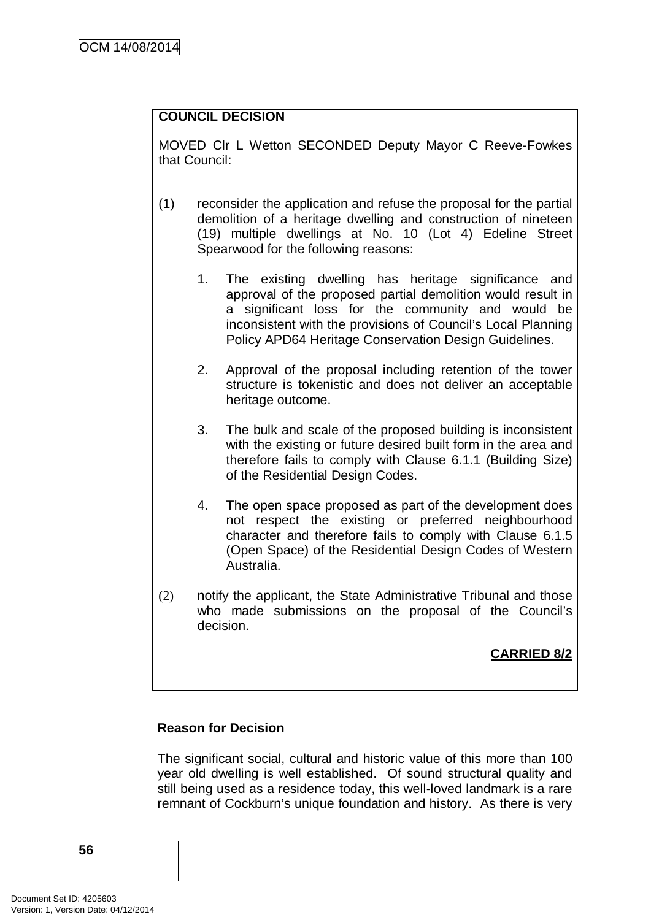**COUNCIL DECISION**

MOVED Clr L Wetton SECONDED Deputy Mayor C Reeve-Fowkes that Council:

(1) reconsider the application and refuse the proposal for the partial demolition of a heritage dwelling and construction of nineteen (19) multiple dwellings at No. 10 (Lot 4) Edeline Street Spearwood for the following reasons:

1. The existing dwelling has heritage significance and approval of the proposed partial demolition would result in a significant loss for the community and would be inconsistent with the provisions of Council's Local Planning Policy APD64 Heritage Conservation Design Guidelines.

2. Approval of the proposal including retention of the tower structure is tokenistic and does not deliver an acceptable heritage outcome.

3. The bulk and scale of the proposed building is inconsistent with the existing or future desired built form in the area and therefore fails to comply with Clause 6.1.1 (Building Size) of the Residential Design Codes.

4. The open space proposed as part of the development does not respect the existing or preferred neighbourhood character and therefore fails to comply with Clause 6.1.5 (Open Space) of the Residential Design Codes of Western Australia.

(2) notify the applicant, the State Administrative Tribunal and those who made submissions on the proposal of the Council's decision.

**CARRIED 8/2**

**Reason for Decision**

The significant social, cultural and historic value of this more than 100 year old dwelling is well established. Of sound structural quality and still being used as a residence today, this well-loved landmark is a rare remnant of Cockburn's unique foundation and history. As there is very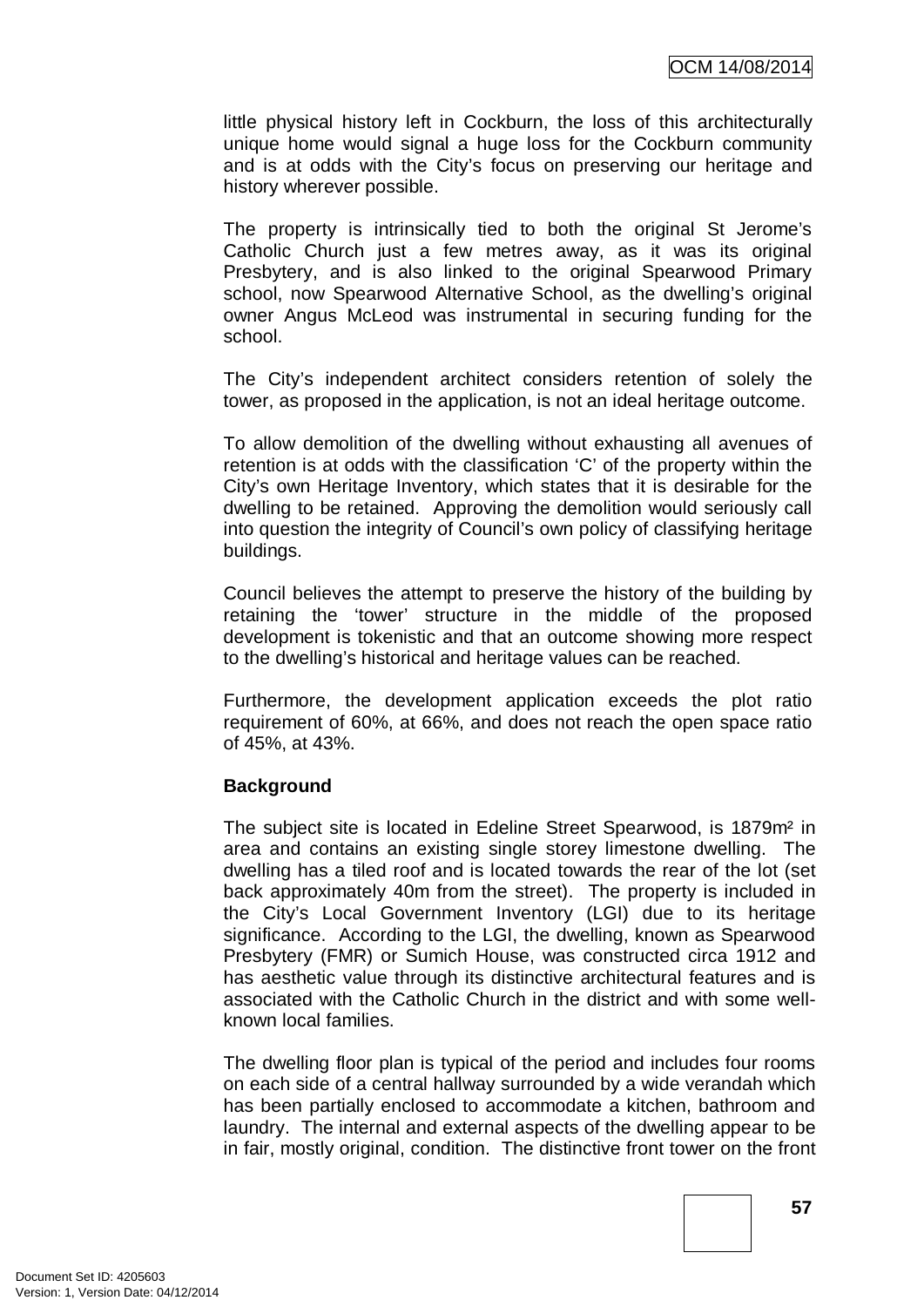little physical history left in Cockburn, the loss of this architecturally unique home would signal a huge loss for the Cockburn community and is at odds with the City's focus on preserving our heritage and history wherever possible.

The property is intrinsically tied to both the original St Jerome's Catholic Church just a few metres away, as it was its original Presbytery, and is also linked to the original Spearwood Primary school, now Spearwood Alternative School, as the dwelling's original owner Angus McLeod was instrumental in securing funding for the school.

The City's independent architect considers retention of solely the tower, as proposed in the application, is not an ideal heritage outcome.

To allow demolition of the dwelling without exhausting all avenues of retention is at odds with the classification 'C' of the property within the City's own Heritage Inventory, which states that it is desirable for the dwelling to be retained. Approving the demolition would seriously call into question the integrity of Council's own policy of classifying heritage buildings.

Council believes the attempt to preserve the history of the building by retaining the 'tower' structure in the middle of the proposed development is tokenistic and that an outcome showing more respect to the dwelling's historical and heritage values can be reached.

Furthermore, the development application exceeds the plot ratio requirement of 60%, at 66%, and does not reach the open space ratio of 45%, at 43%.

**Background**

The subject site is located in Edeline Street Spearwood, is 1879m² in area and contains an existing single storey limestone dwelling. The dwelling has a tiled roof and is located towards the rear of the lot (set back approximately 40m from the street). The property is included in the City's Local Government Inventory (LGI) due to its heritage significance. According to the LGI, the dwelling, known as Spearwood Presbytery (FMR) or Sumich House, was constructed circa 1912 and has aesthetic value through its distinctive architectural features and is associated with the Catholic Church in the district and with some well-known local families.

The dwelling floor plan is typical of the period and includes four rooms on each side of a central hallway surrounded by a wide verandah which has been partially enclosed to accommodate a kitchen, bathroom and laundry. The internal and external aspects of the dwelling appear to be in fair, mostly original, condition. The distinctive front tower on the front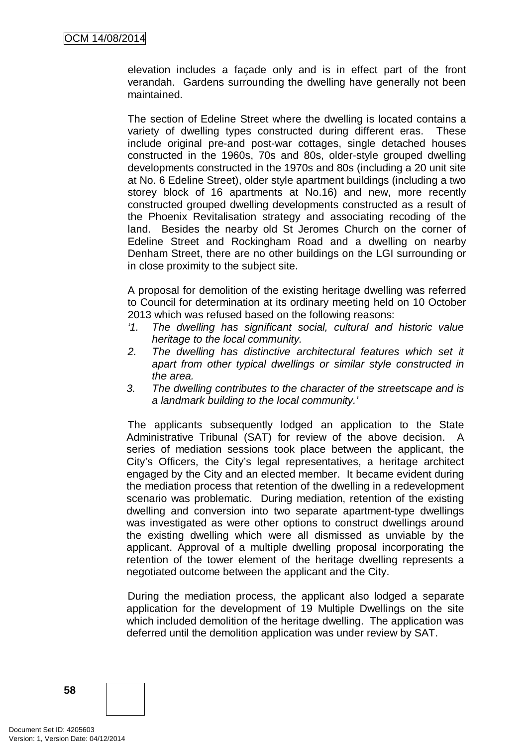elevation includes a façade only and is in effect part of the front verandah. Gardens surrounding the dwelling have generally not been maintained.

The section of Edeline Street where the dwelling is located contains a variety of dwelling types constructed during different eras. These include original pre-and post-war cottages, single detached houses constructed in the 1960s, 70s and 80s, older-style grouped dwelling developments constructed in the 1970s and 80s (including a 20 unit site at No. 6 Edeline Street), older style apartment buildings (including a two storey block of 16 apartments at No.16) and new, more recently constructed grouped dwelling developments constructed as a result of the Phoenix Revitalisation strategy and associating recoding of the land. Besides the nearby old St Jeromes Church on the corner of Edeline Street and Rockingham Road and a dwelling on nearby Denham Street, there are no other buildings on the LGI surrounding or in close proximity to the subject site.

A proposal for demolition of the existing heritage dwelling was referred to Council for determination at its ordinary meeting held on 10 October 2013 which was refused based on the following reasons:

*'1. The dwelling has significant social, cultural and historic value heritage to the local community.*
*2. The dwelling has distinctive architectural features which set it apart from other typical dwellings or similar style constructed in the area.*
*3. The dwelling contributes to the character of the streetscape and is a landmark building to the local community.'*

The applicants subsequently lodged an application to the State Administrative Tribunal (SAT) for review of the above decision. A series of mediation sessions took place between the applicant, the City's Officers, the City's legal representatives, a heritage architect engaged by the City and an elected member. It became evident during the mediation process that retention of the dwelling in a redevelopment scenario was problematic. During mediation, retention of the existing dwelling and conversion into two separate apartment-type dwellings was investigated as were other options to construct dwellings around the existing dwelling which were all dismissed as unviable by the applicant. Approval of a multiple dwelling proposal incorporating the retention of the tower element of the heritage dwelling represents a negotiated outcome between the applicant and the City.

During the mediation process, the applicant also lodged a separate application for the development of 19 Multiple Dwellings on the site which included demolition of the heritage dwelling. The application was deferred until the demolition application was under review by SAT.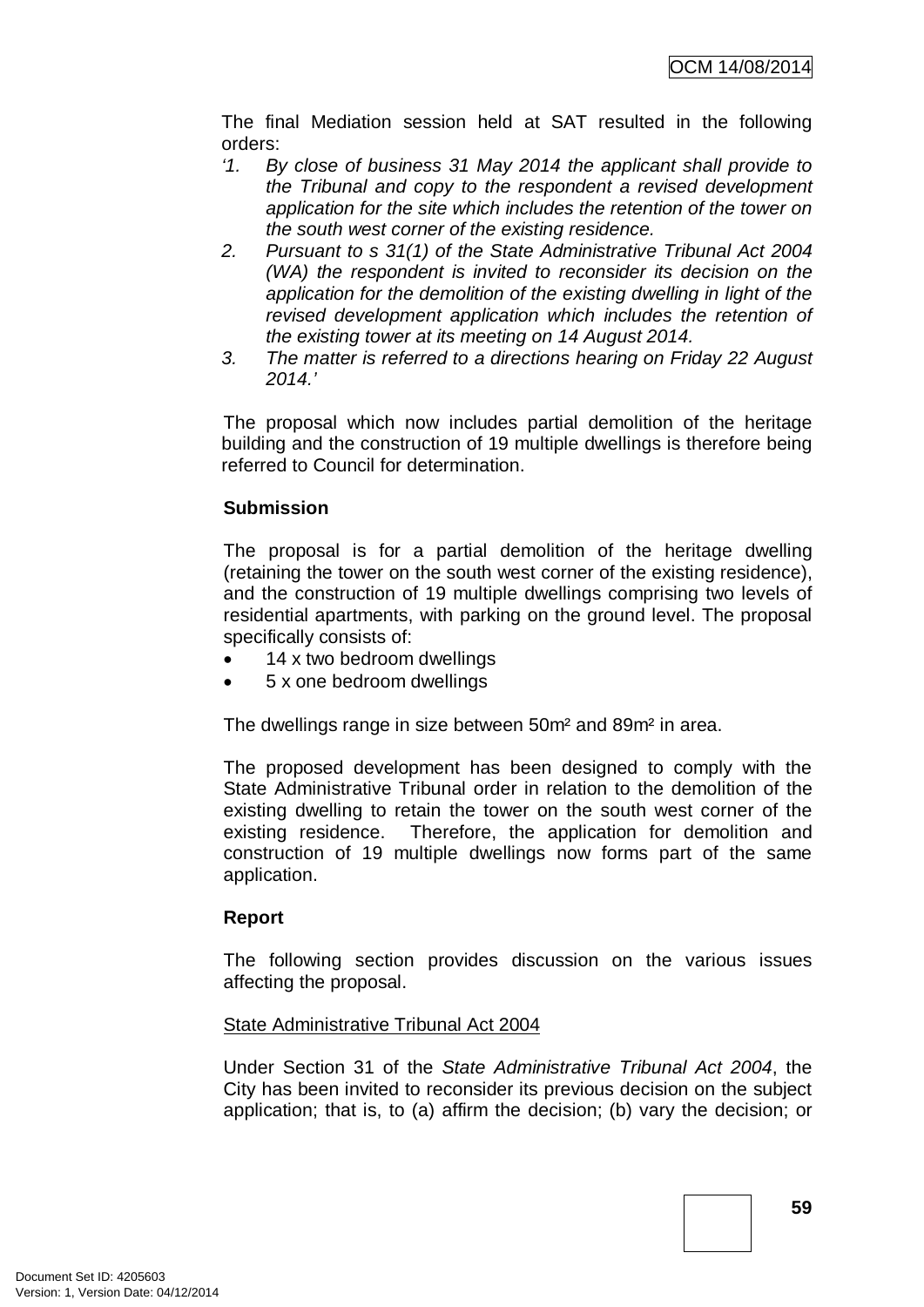The final Mediation session held at SAT resulted in the following orders:

'1. *By close of business 31 May 2014 the applicant shall provide to the Tribunal and copy to the respondent a revised development application for the site which includes the retention of the tower on the south west corner of the existing residence.*

2. *Pursuant to s 31(1) of the State Administrative Tribunal Act 2004 (WA) the respondent is invited to reconsider its decision on the application for the demolition of the existing dwelling in light of the revised development application which includes the retention of the existing tower at its meeting on 14 August 2014.*

3. *The matter is referred to a directions hearing on Friday 22 August 2014.*'

The proposal which now includes partial demolition of the heritage building and the construction of 19 multiple dwellings is therefore being referred to Council for determination.

**Submission**

The proposal is for a partial demolition of the heritage dwelling (retaining the tower on the south west corner of the existing residence), and the construction of 19 multiple dwellings comprising two levels of residential apartments, with parking on the ground level. The proposal specifically consists of:

- 14 x two bedroom dwellings
- 5 x one bedroom dwellings

The dwellings range in size between 50m² and 89m² in area.

The proposed development has been designed to comply with the State Administrative Tribunal order in relation to the demolition of the existing dwelling to retain the tower on the south west corner of the existing residence. Therefore, the application for demolition and construction of 19 multiple dwellings now forms part of the same application.

**Report**

The following section provides discussion on the various issues affecting the proposal.

State Administrative Tribunal Act 2004

Under Section 31 of the *State Administrative Tribunal Act 2004*, the City has been invited to reconsider its previous decision on the subject application; that is, to (a) affirm the decision; (b) vary the decision; or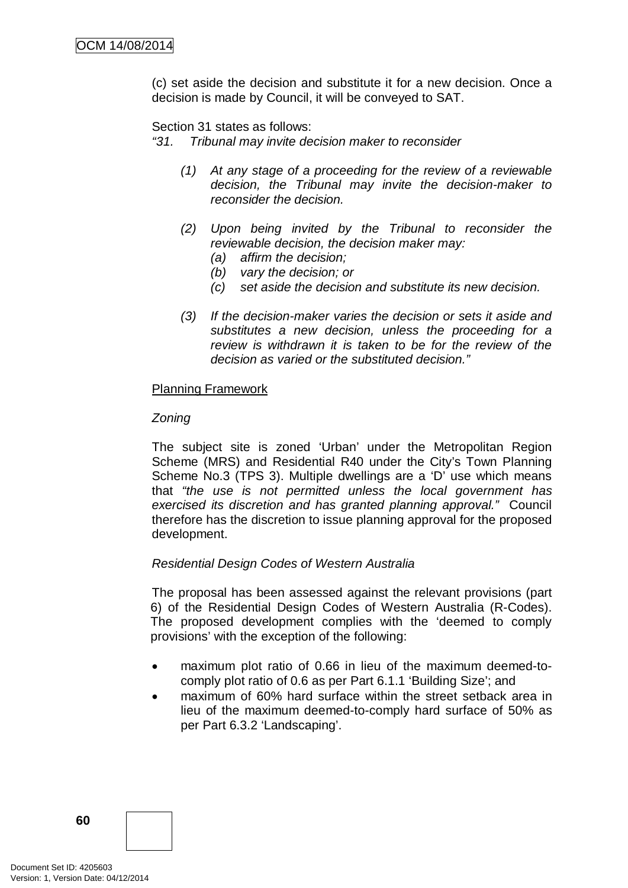(c) set aside the decision and substitute it for a new decision. Once a decision is made by Council, it will be conveyed to SAT.

Section 31 states as follows:

*"31. Tribunal may invite decision maker to reconsider*

> *(1) At any stage of a proceeding for the review of a reviewable decision, the Tribunal may invite the decision-maker to reconsider the decision.*
>
> *(2) Upon being invited by the Tribunal to reconsider the reviewable decision, the decision maker may:*
> *(a) affirm the decision;*
> *(b) vary the decision; or*
> *(c) set aside the decision and substitute its new decision.*
>
> *(3) If the decision-maker varies the decision or sets it aside and substitutes a new decision, unless the proceeding for a review is withdrawn it is taken to be for the review of the decision as varied or the substituted decision."*

Planning Framework

*Zoning*

The subject site is zoned 'Urban' under the Metropolitan Region Scheme (MRS) and Residential R40 under the City's Town Planning Scheme No.3 (TPS 3). Multiple dwellings are a 'D' use which means that *"the use is not permitted unless the local government has exercised its discretion and has granted planning approval."* Council therefore has the discretion to issue planning approval for the proposed development.

*Residential Design Codes of Western Australia*

The proposal has been assessed against the relevant provisions (part 6) of the Residential Design Codes of Western Australia (R-Codes). The proposed development complies with the 'deemed to comply provisions' with the exception of the following:

- maximum plot ratio of 0.66 in lieu of the maximum deemed-to-comply plot ratio of 0.6 as per Part 6.1.1 'Building Size'; and
- maximum of 60% hard surface within the street setback area in lieu of the maximum deemed-to-comply hard surface of 50% as per Part 6.3.2 'Landscaping'.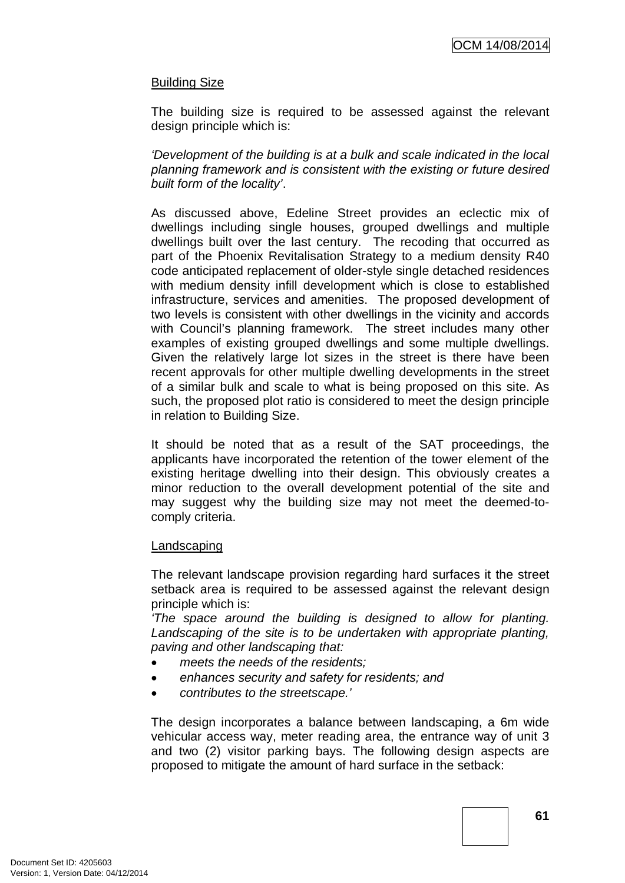Building Size

The building size is required to be assessed against the relevant design principle which is:

*'Development of the building is at a bulk and scale indicated in the local planning framework and is consistent with the existing or future desired built form of the locality'*.

As discussed above, Edeline Street provides an eclectic mix of dwellings including single houses, grouped dwellings and multiple dwellings built over the last century. The recoding that occurred as part of the Phoenix Revitalisation Strategy to a medium density R40 code anticipated replacement of older-style single detached residences with medium density infill development which is close to established infrastructure, services and amenities. The proposed development of two levels is consistent with other dwellings in the vicinity and accords with Council's planning framework. The street includes many other examples of existing grouped dwellings and some multiple dwellings. Given the relatively large lot sizes in the street is there have been recent approvals for other multiple dwelling developments in the street of a similar bulk and scale to what is being proposed on this site. As such, the proposed plot ratio is considered to meet the design principle in relation to Building Size.

It should be noted that as a result of the SAT proceedings, the applicants have incorporated the retention of the tower element of the existing heritage dwelling into their design. This obviously creates a minor reduction to the overall development potential of the site and may suggest why the building size may not meet the deemed-to-comply criteria.

Landscaping

The relevant landscape provision regarding hard surfaces it the street setback area is required to be assessed against the relevant design principle which is:

*'The space around the building is designed to allow for planting. Landscaping of the site is to be undertaken with appropriate planting, paving and other landscaping that:*

- *meets the needs of the residents;*
- *enhances security and safety for residents; and*
- *contributes to the streetscape.'*

The design incorporates a balance between landscaping, a 6m wide vehicular access way, meter reading area, the entrance way of unit 3 and two (2) visitor parking bays. The following design aspects are proposed to mitigate the amount of hard surface in the setback: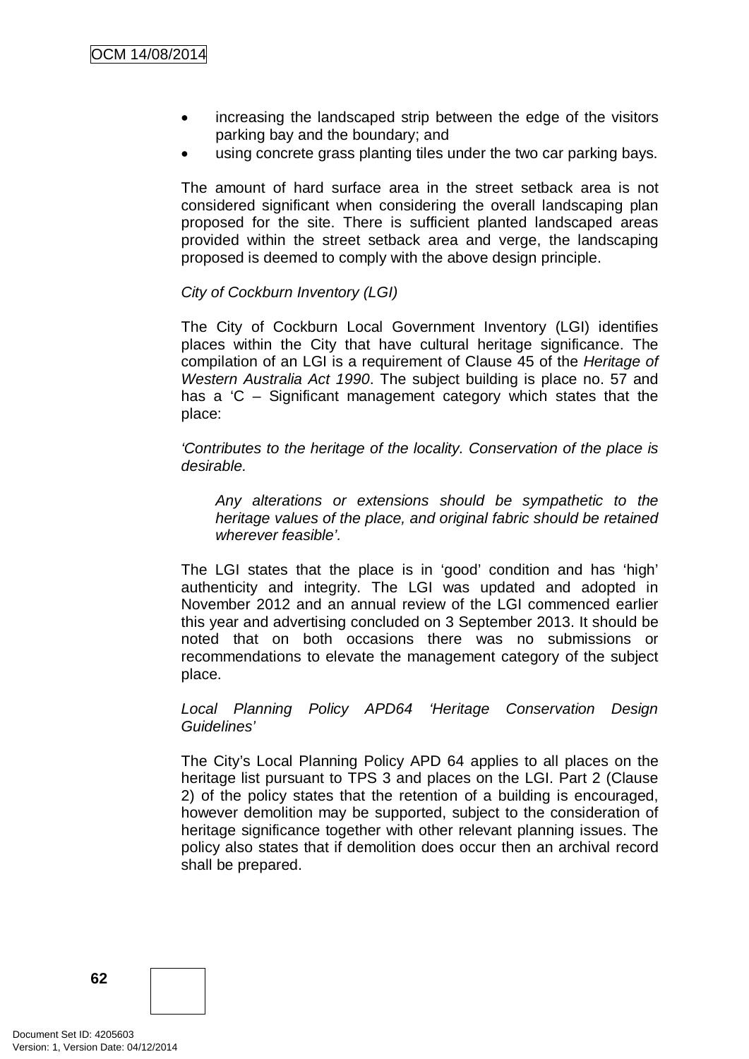- increasing the landscaped strip between the edge of the visitors parking bay and the boundary; and
- using concrete grass planting tiles under the two car parking bays.

The amount of hard surface area in the street setback area is not considered significant when considering the overall landscaping plan proposed for the site. There is sufficient planted landscaped areas provided within the street setback area and verge, the landscaping proposed is deemed to comply with the above design principle.

*City of Cockburn Inventory (LGI)*

The City of Cockburn Local Government Inventory (LGI) identifies places within the City that have cultural heritage significance. The compilation of an LGI is a requirement of Clause 45 of the *Heritage of Western Australia Act 1990*. The subject building is place no. 57 and has a 'C – Significant management category which states that the place:

*'Contributes to the heritage of the locality. Conservation of the place is desirable.*

> *Any alterations or extensions should be sympathetic to the heritage values of the place, and original fabric should be retained wherever feasible'.*

The LGI states that the place is in 'good' condition and has 'high' authenticity and integrity. The LGI was updated and adopted in November 2012 and an annual review of the LGI commenced earlier this year and advertising concluded on 3 September 2013. It should be noted that on both occasions there was no submissions or recommendations to elevate the management category of the subject place.

*Local Planning Policy APD64 'Heritage Conservation Design Guidelines'*

The City's Local Planning Policy APD 64 applies to all places on the heritage list pursuant to TPS 3 and places on the LGI. Part 2 (Clause 2) of the policy states that the retention of a building is encouraged, however demolition may be supported, subject to the consideration of heritage significance together with other relevant planning issues. The policy also states that if demolition does occur then an archival record shall be prepared.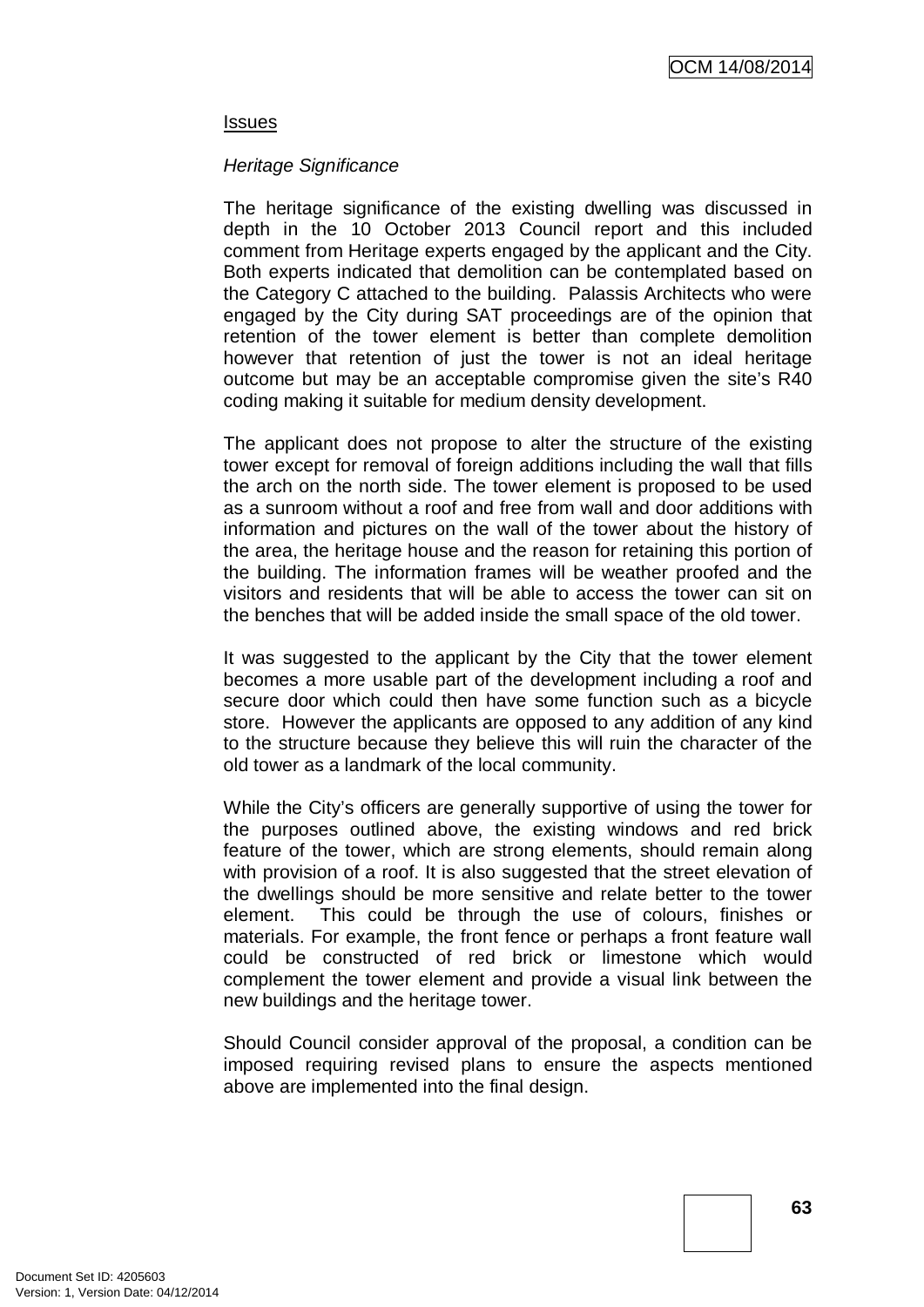Issues

*Heritage Significance*

The heritage significance of the existing dwelling was discussed in depth in the 10 October 2013 Council report and this included comment from Heritage experts engaged by the applicant and the City. Both experts indicated that demolition can be contemplated based on the Category C attached to the building. Palassis Architects who were engaged by the City during SAT proceedings are of the opinion that retention of the tower element is better than complete demolition however that retention of just the tower is not an ideal heritage outcome but may be an acceptable compromise given the site's R40 coding making it suitable for medium density development.

The applicant does not propose to alter the structure of the existing tower except for removal of foreign additions including the wall that fills the arch on the north side. The tower element is proposed to be used as a sunroom without a roof and free from wall and door additions with information and pictures on the wall of the tower about the history of the area, the heritage house and the reason for retaining this portion of the building. The information frames will be weather proofed and the visitors and residents that will be able to access the tower can sit on the benches that will be added inside the small space of the old tower.

It was suggested to the applicant by the City that the tower element becomes a more usable part of the development including a roof and secure door which could then have some function such as a bicycle store. However the applicants are opposed to any addition of any kind to the structure because they believe this will ruin the character of the old tower as a landmark of the local community.

While the City's officers are generally supportive of using the tower for the purposes outlined above, the existing windows and red brick feature of the tower, which are strong elements, should remain along with provision of a roof. It is also suggested that the street elevation of the dwellings should be more sensitive and relate better to the tower element. This could be through the use of colours, finishes or materials. For example, the front fence or perhaps a front feature wall could be constructed of red brick or limestone which would complement the tower element and provide a visual link between the new buildings and the heritage tower.

Should Council consider approval of the proposal, a condition can be imposed requiring revised plans to ensure the aspects mentioned above are implemented into the final design.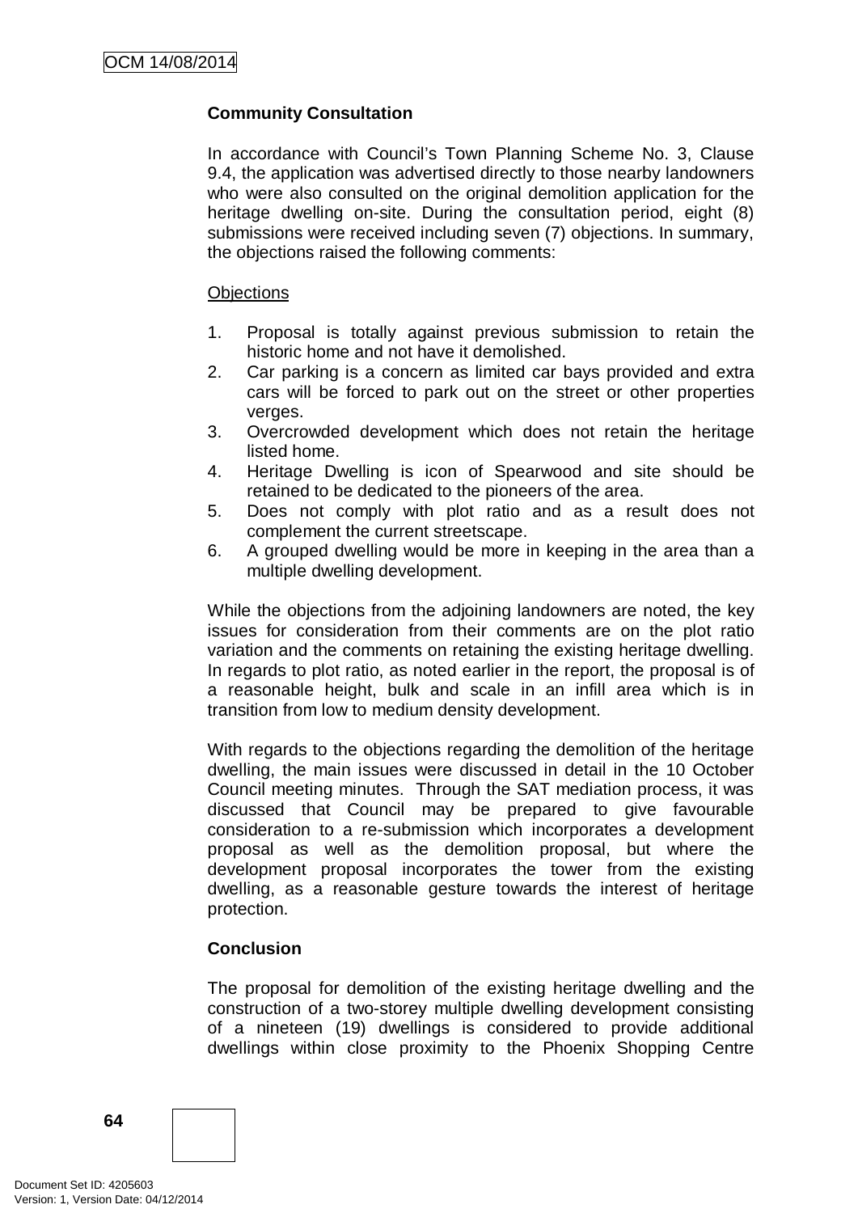**Community Consultation**

In accordance with Council's Town Planning Scheme No. 3, Clause 9.4, the application was advertised directly to those nearby landowners who were also consulted on the original demolition application for the heritage dwelling on-site. During the consultation period, eight (8) submissions were received including seven (7) objections. In summary, the objections raised the following comments:

Objections

1. Proposal is totally against previous submission to retain the historic home and not have it demolished.
2. Car parking is a concern as limited car bays provided and extra cars will be forced to park out on the street or other properties verges.
3. Overcrowded development which does not retain the heritage listed home.
4. Heritage Dwelling is icon of Spearwood and site should be retained to be dedicated to the pioneers of the area.
5. Does not comply with plot ratio and as a result does not complement the current streetscape.
6. A grouped dwelling would be more in keeping in the area than a multiple dwelling development.

While the objections from the adjoining landowners are noted, the key issues for consideration from their comments are on the plot ratio variation and the comments on retaining the existing heritage dwelling. In regards to plot ratio, as noted earlier in the report, the proposal is of a reasonable height, bulk and scale in an infill area which is in transition from low to medium density development.

With regards to the objections regarding the demolition of the heritage dwelling, the main issues were discussed in detail in the 10 October Council meeting minutes. Through the SAT mediation process, it was discussed that Council may be prepared to give favourable consideration to a re-submission which incorporates a development proposal as well as the demolition proposal, but where the development proposal incorporates the tower from the existing dwelling, as a reasonable gesture towards the interest of heritage protection.

**Conclusion**

The proposal for demolition of the existing heritage dwelling and the construction of a two-storey multiple dwelling development consisting of a nineteen (19) dwellings is considered to provide additional dwellings within close proximity to the Phoenix Shopping Centre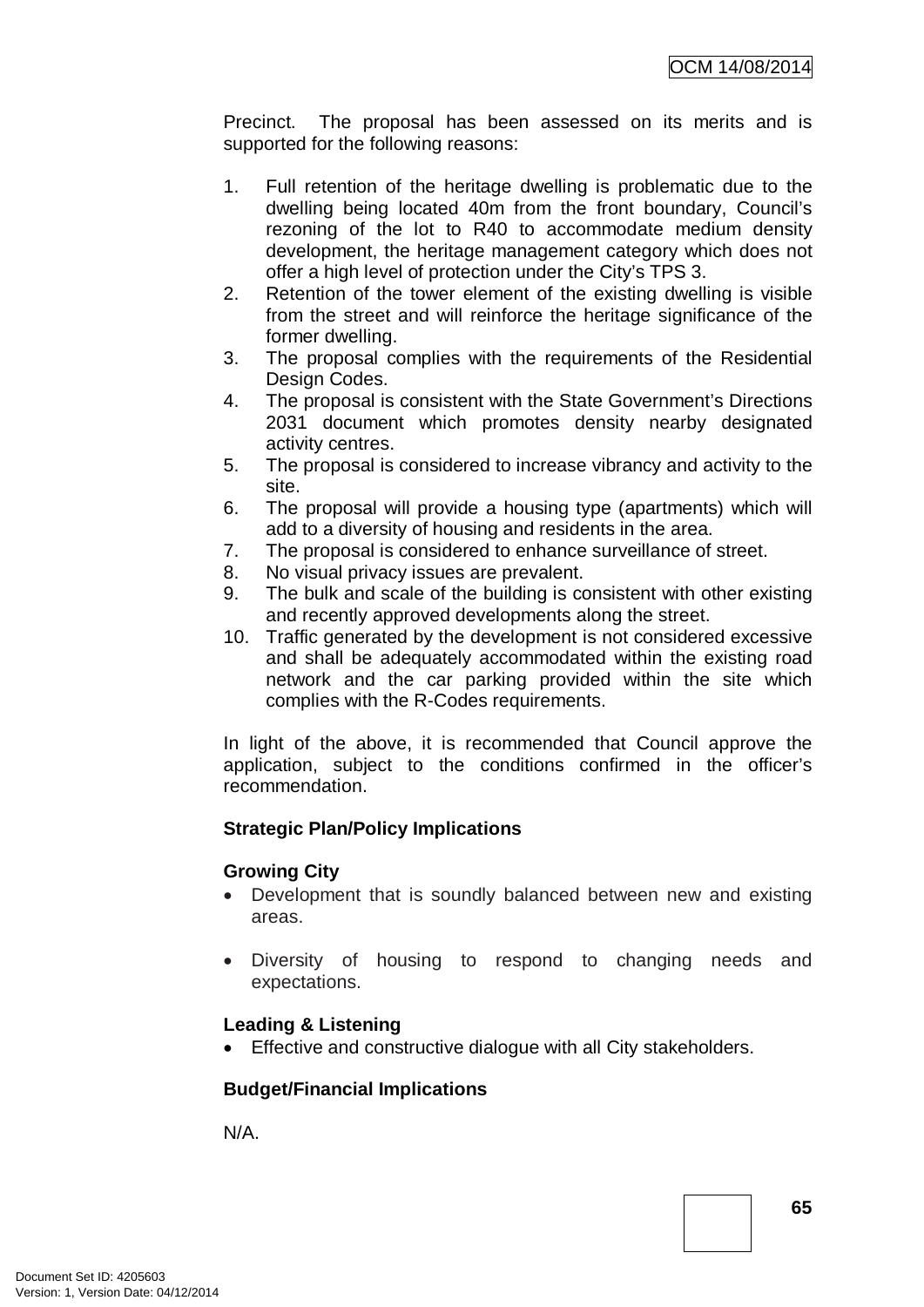Precinct. The proposal has been assessed on its merits and is supported for the following reasons:

1. Full retention of the heritage dwelling is problematic due to the dwelling being located 40m from the front boundary, Council's rezoning of the lot to R40 to accommodate medium density development, the heritage management category which does not offer a high level of protection under the City's TPS 3.
2. Retention of the tower element of the existing dwelling is visible from the street and will reinforce the heritage significance of the former dwelling.
3. The proposal complies with the requirements of the Residential Design Codes.
4. The proposal is consistent with the State Government's Directions 2031 document which promotes density nearby designated activity centres.
5. The proposal is considered to increase vibrancy and activity to the site.
6. The proposal will provide a housing type (apartments) which will add to a diversity of housing and residents in the area.
7. The proposal is considered to enhance surveillance of street.
8. No visual privacy issues are prevalent.
9. The bulk and scale of the building is consistent with other existing and recently approved developments along the street.
10. Traffic generated by the development is not considered excessive and shall be adequately accommodated within the existing road network and the car parking provided within the site which complies with the R-Codes requirements.

In light of the above, it is recommended that Council approve the application, subject to the conditions confirmed in the officer's recommendation.

**Strategic Plan/Policy Implications**

**Growing City**

- Development that is soundly balanced between new and existing areas.
- Diversity of housing to respond to changing needs and expectations.

**Leading & Listening**

- Effective and constructive dialogue with all City stakeholders.

**Budget/Financial Implications**

N/A.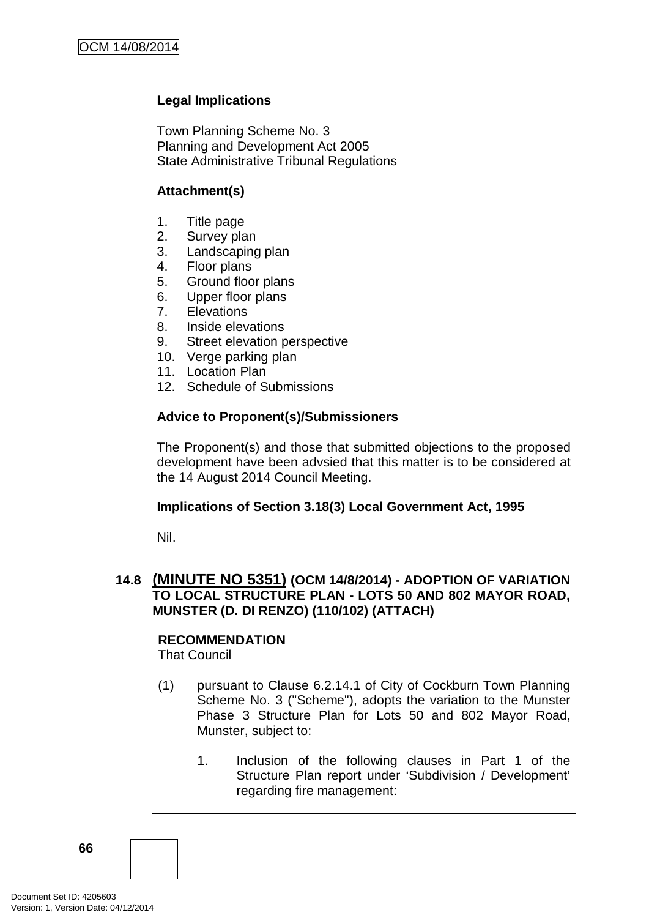**Legal Implications**

Town Planning Scheme No. 3
Planning and Development Act 2005
State Administrative Tribunal Regulations

**Attachment(s)**

1. Title page
2. Survey plan
3. Landscaping plan
4. Floor plans
5. Ground floor plans
6. Upper floor plans
7. Elevations
8. Inside elevations
9. Street elevation perspective
10. Verge parking plan
11. Location Plan
12. Schedule of Submissions

**Advice to Proponent(s)/Submissioners**

The Proponent(s) and those that submitted objections to the proposed development have been advsied that this matter is to be considered at the 14 August 2014 Council Meeting.

**Implications of Section 3.18(3) Local Government Act, 1995**

Nil.

### 14.8 (MINUTE NO 5351) (OCM 14/8/2014) - ADOPTION OF VARIATION TO LOCAL STRUCTURE PLAN - LOTS 50 AND 802 MAYOR ROAD, MUNSTER (D. DI RENZO) (110/102) (ATTACH)

**RECOMMENDATION**
That Council

(1) pursuant to Clause 6.2.14.1 of City of Cockburn Town Planning Scheme No. 3 ("Scheme"), adopts the variation to the Munster Phase 3 Structure Plan for Lots 50 and 802 Mayor Road, Munster, subject to:

   1. Inclusion of the following clauses in Part 1 of the Structure Plan report under 'Subdivision / Development' regarding fire management: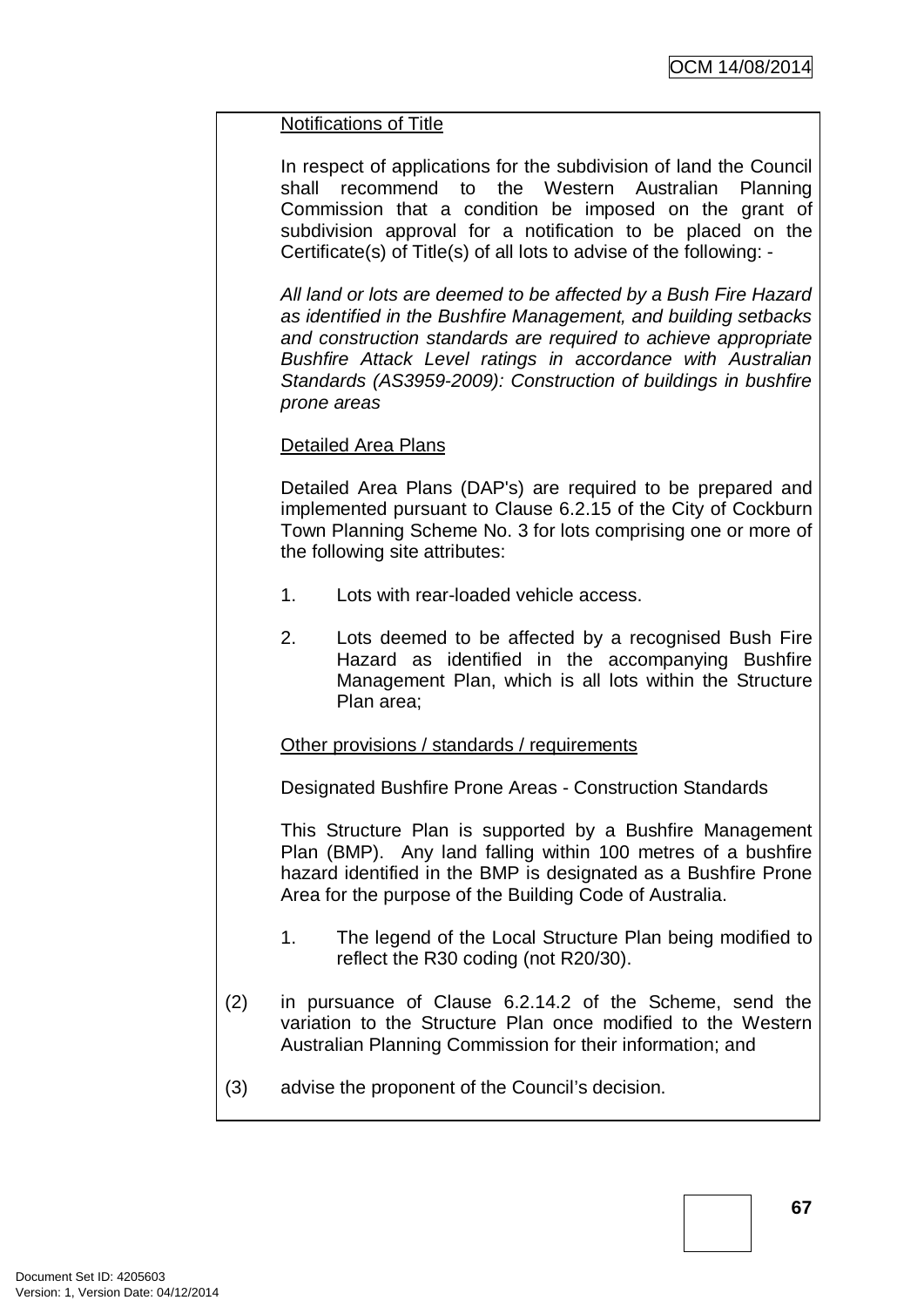Notifications of Title

In respect of applications for the subdivision of land the Council shall recommend to the Western Australian Planning Commission that a condition be imposed on the grant of subdivision approval for a notification to be placed on the Certificate(s) of Title(s) of all lots to advise of the following: -

*All land or lots are deemed to be affected by a Bush Fire Hazard as identified in the Bushfire Management, and building setbacks and construction standards are required to achieve appropriate Bushfire Attack Level ratings in accordance with Australian Standards (AS3959-2009): Construction of buildings in bushfire prone areas*

Detailed Area Plans

Detailed Area Plans (DAP's) are required to be prepared and implemented pursuant to Clause 6.2.15 of the City of Cockburn Town Planning Scheme No. 3 for lots comprising one or more of the following site attributes:

1. Lots with rear-loaded vehicle access.
2. Lots deemed to be affected by a recognised Bush Fire Hazard as identified in the accompanying Bushfire Management Plan, which is all lots within the Structure Plan area;

Other provisions / standards / requirements

Designated Bushfire Prone Areas - Construction Standards

This Structure Plan is supported by a Bushfire Management Plan (BMP). Any land falling within 100 metres of a bushfire hazard identified in the BMP is designated as a Bushfire Prone Area for the purpose of the Building Code of Australia.

1. The legend of the Local Structure Plan being modified to reflect the R30 coding (not R20/30).

(2) in pursuance of Clause 6.2.14.2 of the Scheme, send the variation to the Structure Plan once modified to the Western Australian Planning Commission for their information; and

(3) advise the proponent of the Council's decision.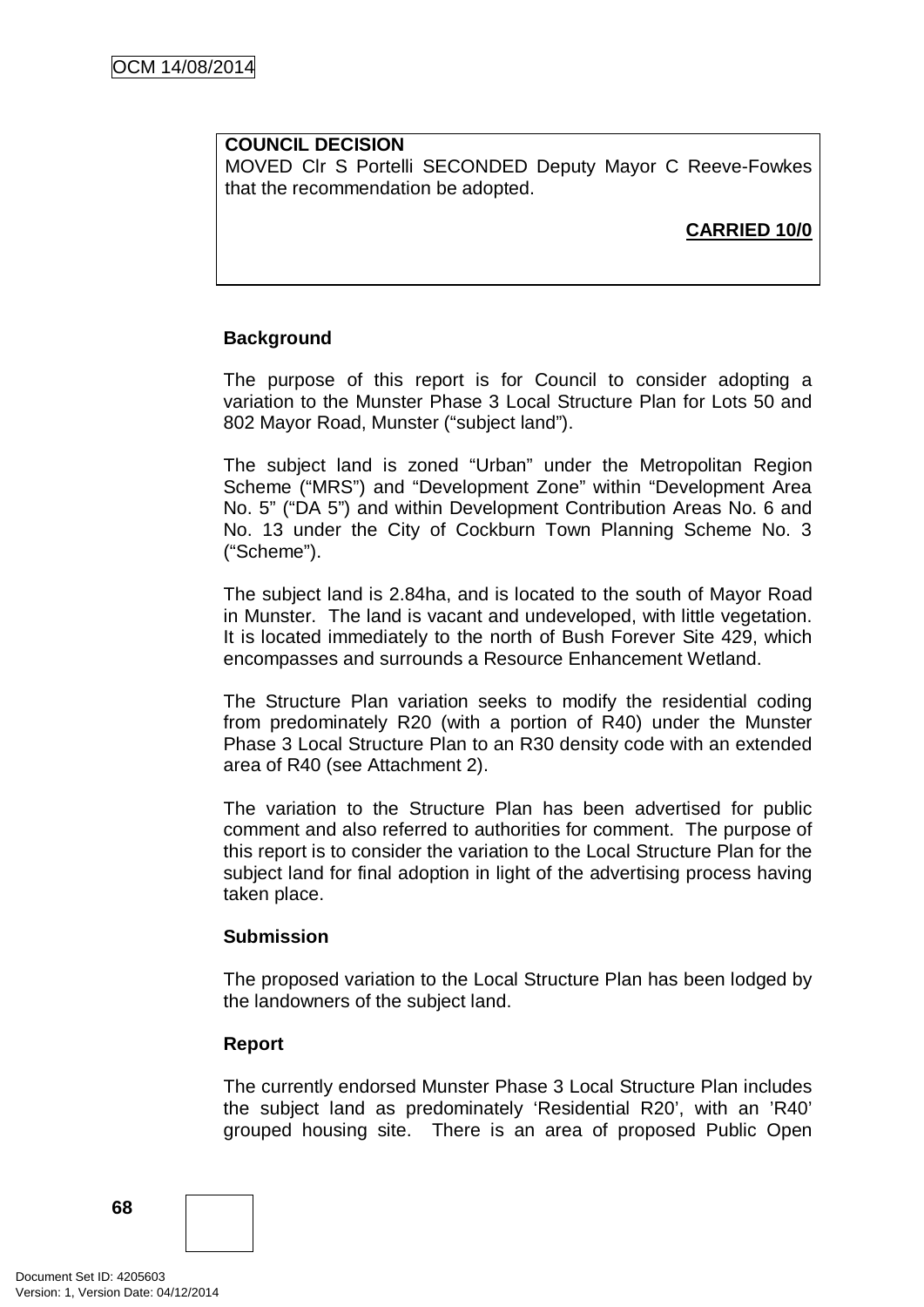**COUNCIL DECISION**
MOVED Clr S Portelli SECONDED Deputy Mayor C Reeve-Fowkes that the recommendation be adopted.

**CARRIED 10/0**

**Background**

The purpose of this report is for Council to consider adopting a variation to the Munster Phase 3 Local Structure Plan for Lots 50 and 802 Mayor Road, Munster ("subject land").

The subject land is zoned "Urban" under the Metropolitan Region Scheme ("MRS") and "Development Zone" within "Development Area No. 5" ("DA 5") and within Development Contribution Areas No. 6 and No. 13 under the City of Cockburn Town Planning Scheme No. 3 ("Scheme").

The subject land is 2.84ha, and is located to the south of Mayor Road in Munster. The land is vacant and undeveloped, with little vegetation. It is located immediately to the north of Bush Forever Site 429, which encompasses and surrounds a Resource Enhancement Wetland.

The Structure Plan variation seeks to modify the residential coding from predominately R20 (with a portion of R40) under the Munster Phase 3 Local Structure Plan to an R30 density code with an extended area of R40 (see Attachment 2).

The variation to the Structure Plan has been advertised for public comment and also referred to authorities for comment. The purpose of this report is to consider the variation to the Local Structure Plan for the subject land for final adoption in light of the advertising process having taken place.

**Submission**

The proposed variation to the Local Structure Plan has been lodged by the landowners of the subject land.

**Report**

The currently endorsed Munster Phase 3 Local Structure Plan includes the subject land as predominately 'Residential R20', with an 'R40' grouped housing site. There is an area of proposed Public Open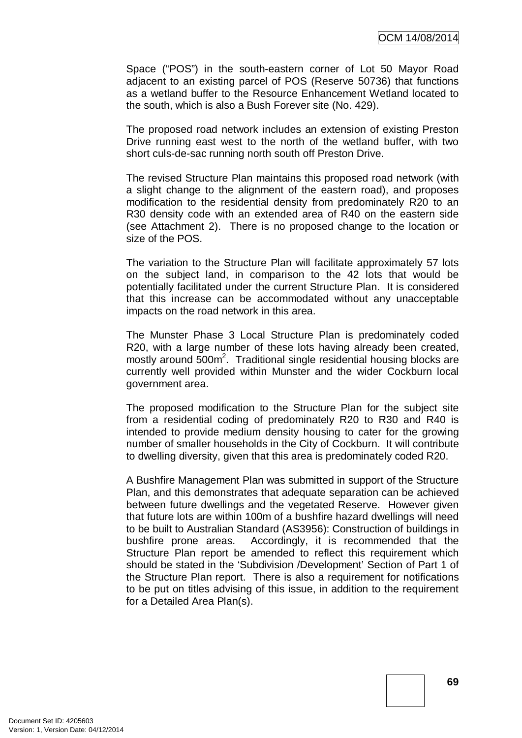Space ("POS") in the south-eastern corner of Lot 50 Mayor Road adjacent to an existing parcel of POS (Reserve 50736) that functions as a wetland buffer to the Resource Enhancement Wetland located to the south, which is also a Bush Forever site (No. 429).

The proposed road network includes an extension of existing Preston Drive running east west to the north of the wetland buffer, with two short culs-de-sac running north south off Preston Drive.

The revised Structure Plan maintains this proposed road network (with a slight change to the alignment of the eastern road), and proposes modification to the residential density from predominately R20 to an R30 density code with an extended area of R40 on the eastern side (see Attachment 2). There is no proposed change to the location or size of the POS.

The variation to the Structure Plan will facilitate approximately 57 lots on the subject land, in comparison to the 42 lots that would be potentially facilitated under the current Structure Plan. It is considered that this increase can be accommodated without any unacceptable impacts on the road network in this area.

The Munster Phase 3 Local Structure Plan is predominately coded R20, with a large number of these lots having already been created, mostly around 500m$^2$. Traditional single residential housing blocks are currently well provided within Munster and the wider Cockburn local government area.

The proposed modification to the Structure Plan for the subject site from a residential coding of predominately R20 to R30 and R40 is intended to provide medium density housing to cater for the growing number of smaller households in the City of Cockburn. It will contribute to dwelling diversity, given that this area is predominately coded R20.

A Bushfire Management Plan was submitted in support of the Structure Plan, and this demonstrates that adequate separation can be achieved between future dwellings and the vegetated Reserve. However given that future lots are within 100m of a bushfire hazard dwellings will need to be built to Australian Standard (AS3956): Construction of buildings in bushfire prone areas. Accordingly, it is recommended that the Structure Plan report be amended to reflect this requirement which should be stated in the 'Subdivision /Development' Section of Part 1 of the Structure Plan report. There is also a requirement for notifications to be put on titles advising of this issue, in addition to the requirement for a Detailed Area Plan(s).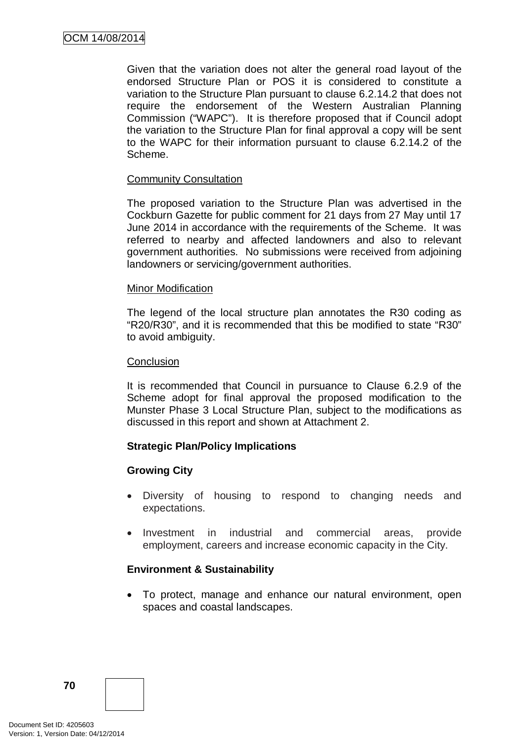Given that the variation does not alter the general road layout of the endorsed Structure Plan or POS it is considered to constitute a variation to the Structure Plan pursuant to clause 6.2.14.2 that does not require the endorsement of the Western Australian Planning Commission ("WAPC"). It is therefore proposed that if Council adopt the variation to the Structure Plan for final approval a copy will be sent to the WAPC for their information pursuant to clause 6.2.14.2 of the Scheme.

Community Consultation

The proposed variation to the Structure Plan was advertised in the Cockburn Gazette for public comment for 21 days from 27 May until 17 June 2014 in accordance with the requirements of the Scheme. It was referred to nearby and affected landowners and also to relevant government authorities. No submissions were received from adjoining landowners or servicing/government authorities.

Minor Modification

The legend of the local structure plan annotates the R30 coding as "R20/R30", and it is recommended that this be modified to state "R30" to avoid ambiguity.

Conclusion

It is recommended that Council in pursuance to Clause 6.2.9 of the Scheme adopt for final approval the proposed modification to the Munster Phase 3 Local Structure Plan, subject to the modifications as discussed in this report and shown at Attachment 2.

**Strategic Plan/Policy Implications**

**Growing City**

- Diversity of housing to respond to changing needs and expectations.
- Investment in industrial and commercial areas, provide employment, careers and increase economic capacity in the City.

**Environment & Sustainability**

- To protect, manage and enhance our natural environment, open spaces and coastal landscapes.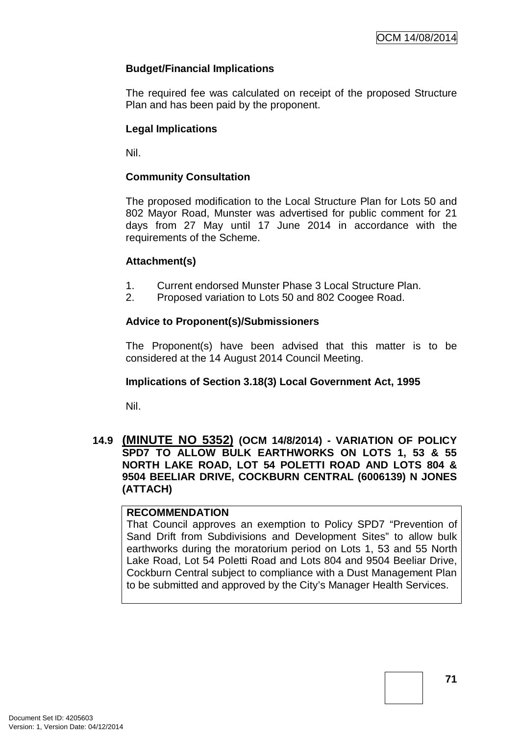**Budget/Financial Implications**

The required fee was calculated on receipt of the proposed Structure Plan and has been paid by the proponent.

**Legal Implications**

Nil.

**Community Consultation**

The proposed modification to the Local Structure Plan for Lots 50 and 802 Mayor Road, Munster was advertised for public comment for 21 days from 27 May until 17 June 2014 in accordance with the requirements of the Scheme.

**Attachment(s)**

1. Current endorsed Munster Phase 3 Local Structure Plan.
2. Proposed variation to Lots 50 and 802 Coogee Road.

**Advice to Proponent(s)/Submissioners**

The Proponent(s) have been advised that this matter is to be considered at the 14 August 2014 Council Meeting.

**Implications of Section 3.18(3) Local Government Act, 1995**

Nil.

### 14.9 (MINUTE NO 5352) (OCM 14/8/2014) - VARIATION OF POLICY SPD7 TO ALLOW BULK EARTHWORKS ON LOTS 1, 53 & 55 NORTH LAKE ROAD, LOT 54 POLETTI ROAD AND LOTS 804 & 9504 BEELIAR DRIVE, COCKBURN CENTRAL (6006139) N JONES (ATTACH)

**RECOMMENDATION**

That Council approves an exemption to Policy SPD7 "Prevention of Sand Drift from Subdivisions and Development Sites" to allow bulk earthworks during the moratorium period on Lots 1, 53 and 55 North Lake Road, Lot 54 Poletti Road and Lots 804 and 9504 Beeliar Drive, Cockburn Central subject to compliance with a Dust Management Plan to be submitted and approved by the City's Manager Health Services.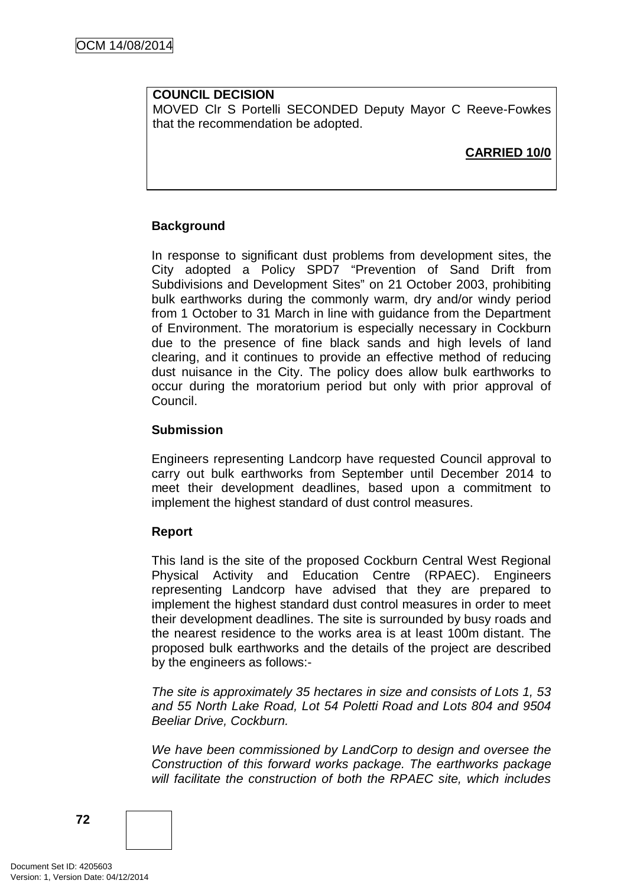**COUNCIL DECISION**
MOVED Clr S Portelli SECONDED Deputy Mayor C Reeve-Fowkes that the recommendation be adopted.

**CARRIED 10/0**

**Background**

In response to significant dust problems from development sites, the City adopted a Policy SPD7 "Prevention of Sand Drift from Subdivisions and Development Sites" on 21 October 2003, prohibiting bulk earthworks during the commonly warm, dry and/or windy period from 1 October to 31 March in line with guidance from the Department of Environment. The moratorium is especially necessary in Cockburn due to the presence of fine black sands and high levels of land clearing, and it continues to provide an effective method of reducing dust nuisance in the City. The policy does allow bulk earthworks to occur during the moratorium period but only with prior approval of Council.

**Submission**

Engineers representing Landcorp have requested Council approval to carry out bulk earthworks from September until December 2014 to meet their development deadlines, based upon a commitment to implement the highest standard of dust control measures.

**Report**

This land is the site of the proposed Cockburn Central West Regional Physical Activity and Education Centre (RPAEC). Engineers representing Landcorp have advised that they are prepared to implement the highest standard dust control measures in order to meet their development deadlines. The site is surrounded by busy roads and the nearest residence to the works area is at least 100m distant. The proposed bulk earthworks and the details of the project are described by the engineers as follows:-

*The site is approximately 35 hectares in size and consists of Lots 1, 53 and 55 North Lake Road, Lot 54 Poletti Road and Lots 804 and 9504 Beeliar Drive, Cockburn.*

*We have been commissioned by LandCorp to design and oversee the Construction of this forward works package. The earthworks package will facilitate the construction of both the RPAEC site, which includes*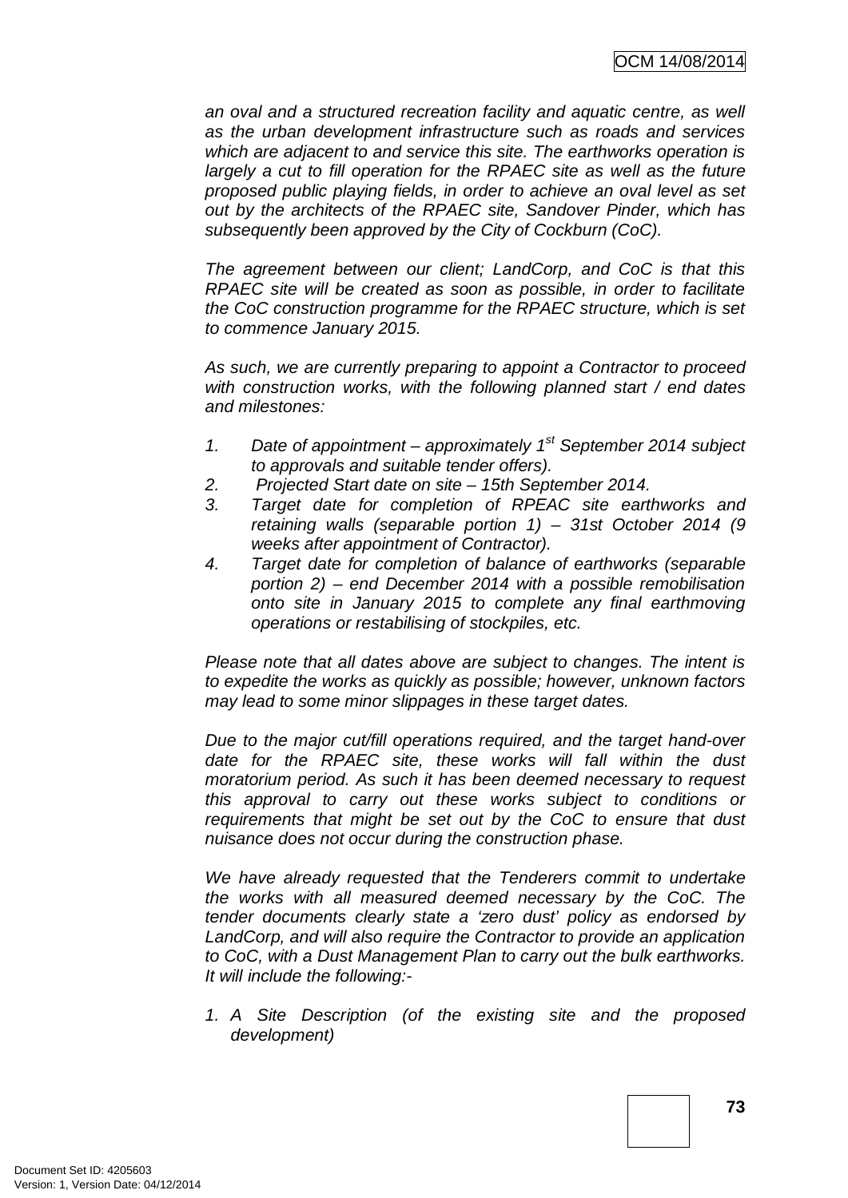*an oval and a structured recreation facility and aquatic centre, as well as the urban development infrastructure such as roads and services which are adjacent to and service this site. The earthworks operation is largely a cut to fill operation for the RPAEC site as well as the future proposed public playing fields, in order to achieve an oval level as set out by the architects of the RPAEC site, Sandover Pinder, which has subsequently been approved by the City of Cockburn (CoC).*

*The agreement between our client; LandCorp, and CoC is that this RPAEC site will be created as soon as possible, in order to facilitate the CoC construction programme for the RPAEC structure, which is set to commence January 2015.*

*As such, we are currently preparing to appoint a Contractor to proceed with construction works, with the following planned start / end dates and milestones:*

1. *Date of appointment – approximately 1st September 2014 subject to approvals and suitable tender offers).*
2. *Projected Start date on site – 15th September 2014.*
3. *Target date for completion of RPEAC site earthworks and retaining walls (separable portion 1) – 31st October 2014 (9 weeks after appointment of Contractor).*
4. *Target date for completion of balance of earthworks (separable portion 2) – end December 2014 with a possible remobilisation onto site in January 2015 to complete any final earthmoving operations or restabilising of stockpiles, etc.*

*Please note that all dates above are subject to changes. The intent is to expedite the works as quickly as possible; however, unknown factors may lead to some minor slippages in these target dates.*

*Due to the major cut/fill operations required, and the target hand-over date for the RPAEC site, these works will fall within the dust moratorium period. As such it has been deemed necessary to request this approval to carry out these works subject to conditions or requirements that might be set out by the CoC to ensure that dust nuisance does not occur during the construction phase.*

*We have already requested that the Tenderers commit to undertake the works with all measured deemed necessary by the CoC. The tender documents clearly state a 'zero dust' policy as endorsed by LandCorp, and will also require the Contractor to provide an application to CoC, with a Dust Management Plan to carry out the bulk earthworks. It will include the following:-*

1. *A Site Description (of the existing site and the proposed development)*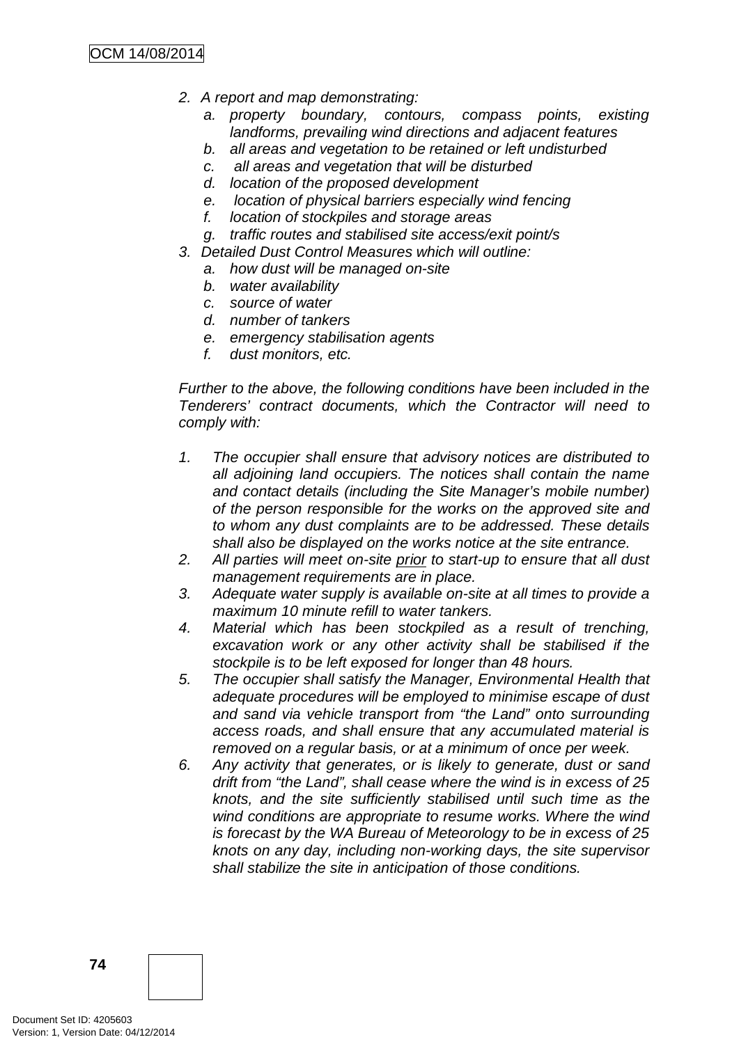2. *A report and map demonstrating:*
    a. *property boundary, contours, compass points, existing landforms, prevailing wind directions and adjacent features*
    b. *all areas and vegetation to be retained or left undisturbed*
    c. *all areas and vegetation that will be disturbed*
    d. *location of the proposed development*
    e. *location of physical barriers especially wind fencing*
    f. *location of stockpiles and storage areas*
    g. *traffic routes and stabilised site access/exit point/s*
3. *Detailed Dust Control Measures which will outline:*
    a. *how dust will be managed on-site*
    b. *water availability*
    c. *source of water*
    d. *number of tankers*
    e. *emergency stabilisation agents*
    f. *dust monitors, etc.*

*Further to the above, the following conditions have been included in the Tenderers' contract documents, which the Contractor will need to comply with:*

1. *The occupier shall ensure that advisory notices are distributed to all adjoining land occupiers. The notices shall contain the name and contact details (including the Site Manager's mobile number) of the person responsible for the works on the approved site and to whom any dust complaints are to be addressed. These details shall also be displayed on the works notice at the site entrance.*
2. *All parties will meet on-site prior to start-up to ensure that all dust management requirements are in place.*
3. *Adequate water supply is available on-site at all times to provide a maximum 10 minute refill to water tankers.*
4. *Material which has been stockpiled as a result of trenching, excavation work or any other activity shall be stabilised if the stockpile is to be left exposed for longer than 48 hours.*
5. *The occupier shall satisfy the Manager, Environmental Health that adequate procedures will be employed to minimise escape of dust and sand via vehicle transport from "the Land" onto surrounding access roads, and shall ensure that any accumulated material is removed on a regular basis, or at a minimum of once per week.*
6. *Any activity that generates, or is likely to generate, dust or sand drift from "the Land", shall cease where the wind is in excess of 25 knots, and the site sufficiently stabilised until such time as the wind conditions are appropriate to resume works. Where the wind is forecast by the WA Bureau of Meteorology to be in excess of 25 knots on any day, including non-working days, the site supervisor shall stabilize the site in anticipation of those conditions.*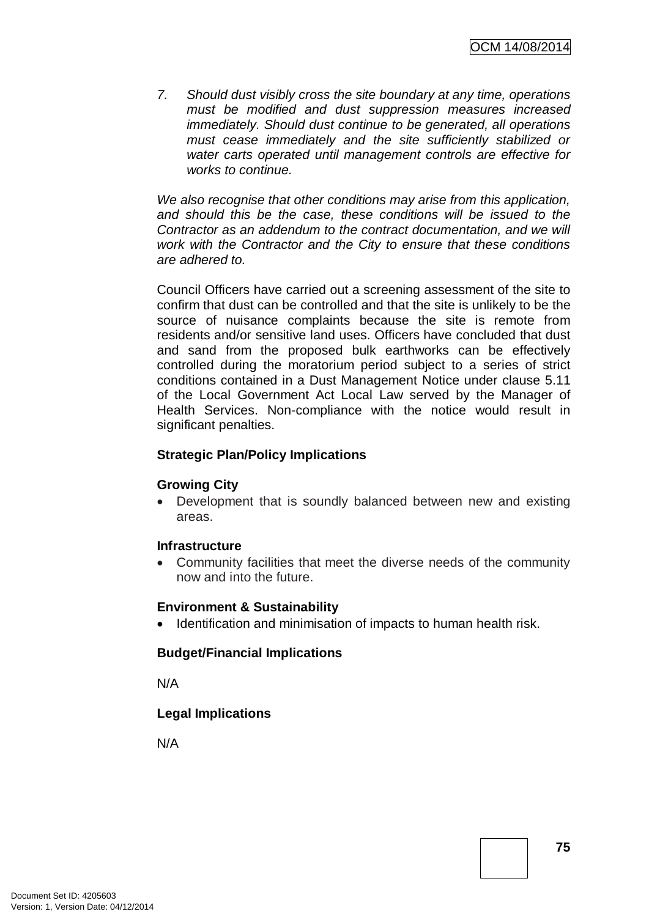7. *Should dust visibly cross the site boundary at any time, operations must be modified and dust suppression measures increased immediately. Should dust continue to be generated, all operations must cease immediately and the site sufficiently stabilized or water carts operated until management controls are effective for works to continue.*

*We also recognise that other conditions may arise from this application, and should this be the case, these conditions will be issued to the Contractor as an addendum to the contract documentation, and we will work with the Contractor and the City to ensure that these conditions are adhered to.*

Council Officers have carried out a screening assessment of the site to confirm that dust can be controlled and that the site is unlikely to be the source of nuisance complaints because the site is remote from residents and/or sensitive land uses. Officers have concluded that dust and sand from the proposed bulk earthworks can be effectively controlled during the moratorium period subject to a series of strict conditions contained in a Dust Management Notice under clause 5.11 of the Local Government Act Local Law served by the Manager of Health Services. Non-compliance with the notice would result in significant penalties.

**Strategic Plan/Policy Implications**

**Growing City**

- Development that is soundly balanced between new and existing areas.

**Infrastructure**

- Community facilities that meet the diverse needs of the community now and into the future.

**Environment & Sustainability**

- Identification and minimisation of impacts to human health risk.

**Budget/Financial Implications**

N/A

**Legal Implications**

N/A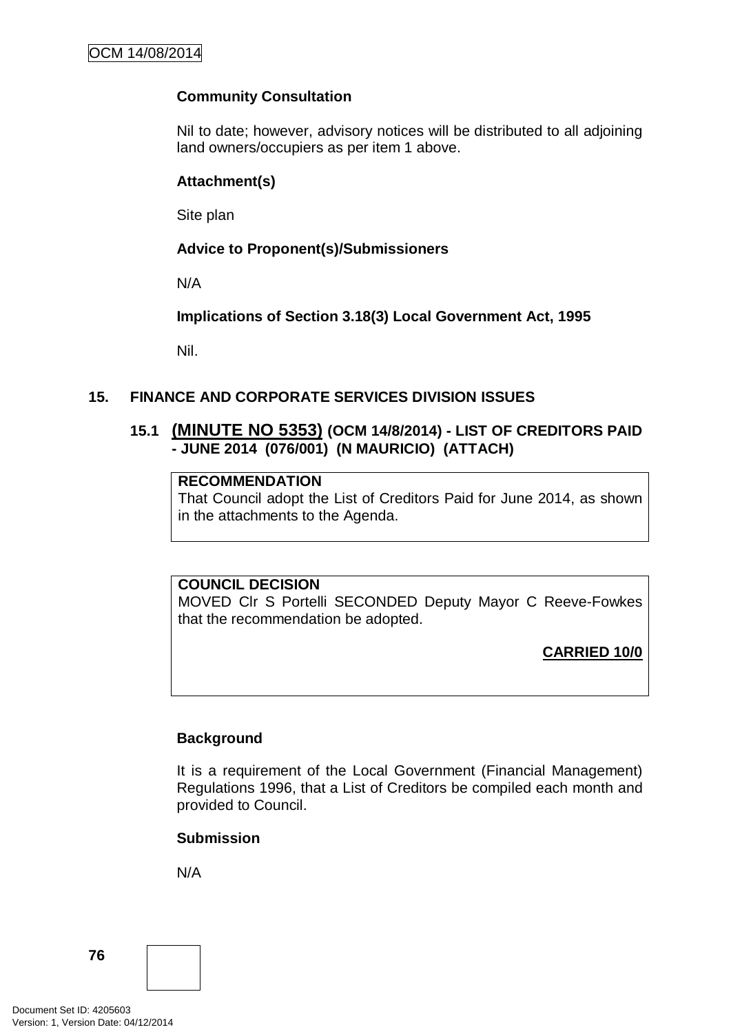**Community Consultation**

Nil to date; however, advisory notices will be distributed to all adjoining land owners/occupiers as per item 1 above.

**Attachment(s)**

Site plan

**Advice to Proponent(s)/Submissioners**

N/A

**Implications of Section 3.18(3) Local Government Act, 1995**

Nil.

## 15. FINANCE AND CORPORATE SERVICES DIVISION ISSUES

### 15.1 (MINUTE NO 5353) (OCM 14/8/2014) - LIST OF CREDITORS PAID - JUNE 2014 (076/001) (N MAURICIO) (ATTACH)

**RECOMMENDATION**
That Council adopt the List of Creditors Paid for June 2014, as shown in the attachments to the Agenda.

**COUNCIL DECISION**
MOVED Clr S Portelli SECONDED Deputy Mayor C Reeve-Fowkes that the recommendation be adopted.

**CARRIED 10/0**

**Background**

It is a requirement of the Local Government (Financial Management) Regulations 1996, that a List of Creditors be compiled each month and provided to Council.

**Submission**

N/A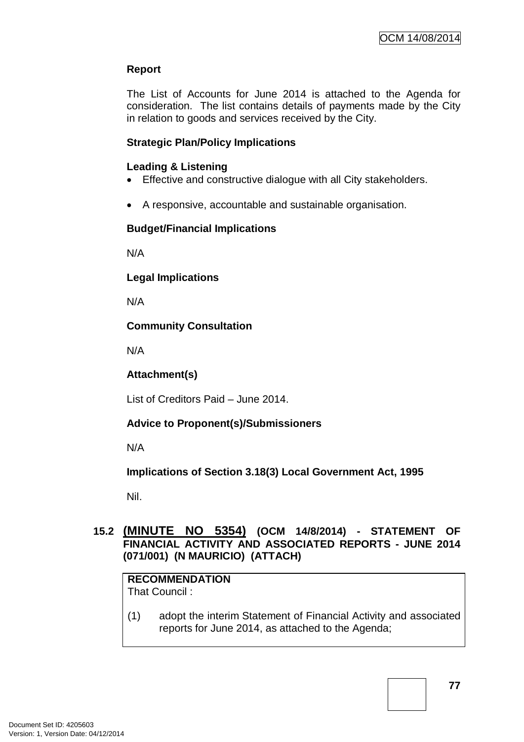**Report**

The List of Accounts for June 2014 is attached to the Agenda for consideration. The list contains details of payments made by the City in relation to goods and services received by the City.

**Strategic Plan/Policy Implications**

**Leading & Listening**

- Effective and constructive dialogue with all City stakeholders.
- A responsive, accountable and sustainable organisation.

**Budget/Financial Implications**

N/A

**Legal Implications**

N/A

**Community Consultation**

N/A

**Attachment(s)**

List of Creditors Paid – June 2014.

**Advice to Proponent(s)/Submissioners**

N/A

**Implications of Section 3.18(3) Local Government Act, 1995**

Nil.

## 15.2 (MINUTE NO 5354) (OCM 14/8/2014) - STATEMENT OF FINANCIAL ACTIVITY AND ASSOCIATED REPORTS - JUNE 2014 (071/001) (N MAURICIO) (ATTACH)

**RECOMMENDATION**

That Council :

(1) adopt the interim Statement of Financial Activity and associated reports for June 2014, as attached to the Agenda;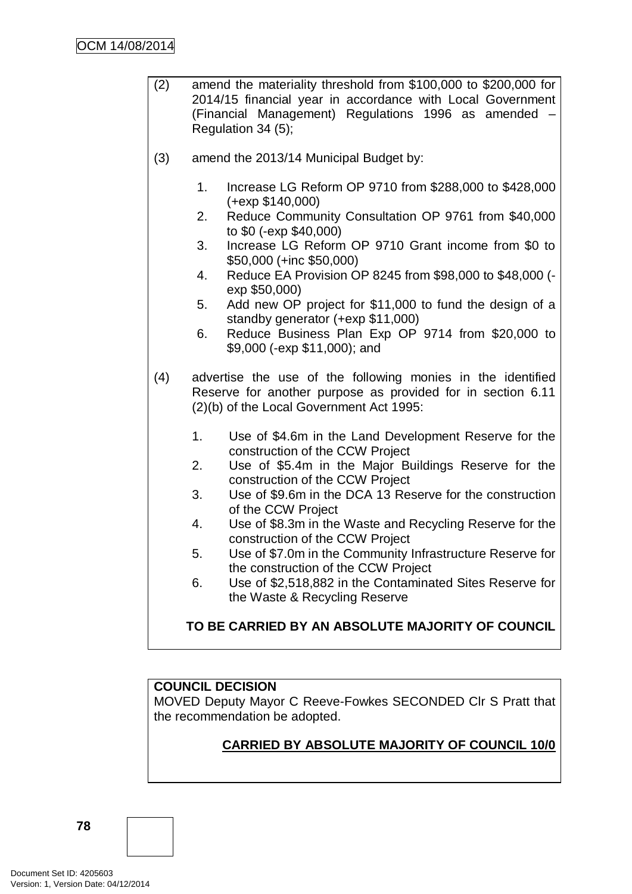(2) amend the materiality threshold from $100,000 to $200,000 for 2014/15 financial year in accordance with Local Government (Financial Management) Regulations 1996 as amended – Regulation 34 (5);

(3) amend the 2013/14 Municipal Budget by:

1. Increase LG Reform OP 9710 from $288,000 to $428,000 (+exp $140,000)
2. Reduce Community Consultation OP 9761 from $40,000 to $0 (-exp $40,000)
3. Increase LG Reform OP 9710 Grant income from $0 to $50,000 (+inc $50,000)
4. Reduce EA Provision OP 8245 from $98,000 to $48,000 (-exp $50,000)
5. Add new OP project for $11,000 to fund the design of a standby generator (+exp $11,000)
6. Reduce Business Plan Exp OP 9714 from $20,000 to $9,000 (-exp $11,000); and

(4) advertise the use of the following monies in the identified Reserve for another purpose as provided for in section 6.11 (2)(b) of the Local Government Act 1995:

1. Use of $4.6m in the Land Development Reserve for the construction of the CCW Project
2. Use of $5.4m in the Major Buildings Reserve for the construction of the CCW Project
3. Use of $9.6m in the DCA 13 Reserve for the construction of the CCW Project
4. Use of $8.3m in the Waste and Recycling Reserve for the construction of the CCW Project
5. Use of $7.0m in the Community Infrastructure Reserve for the construction of the CCW Project
6. Use of $2,518,882 in the Contaminated Sites Reserve for the Waste & Recycling Reserve

**TO BE CARRIED BY AN ABSOLUTE MAJORITY OF COUNCIL**

**COUNCIL DECISION**

MOVED Deputy Mayor C Reeve-Fowkes SECONDED Clr S Pratt that the recommendation be adopted.

**CARRIED BY ABSOLUTE MAJORITY OF COUNCIL 10/0**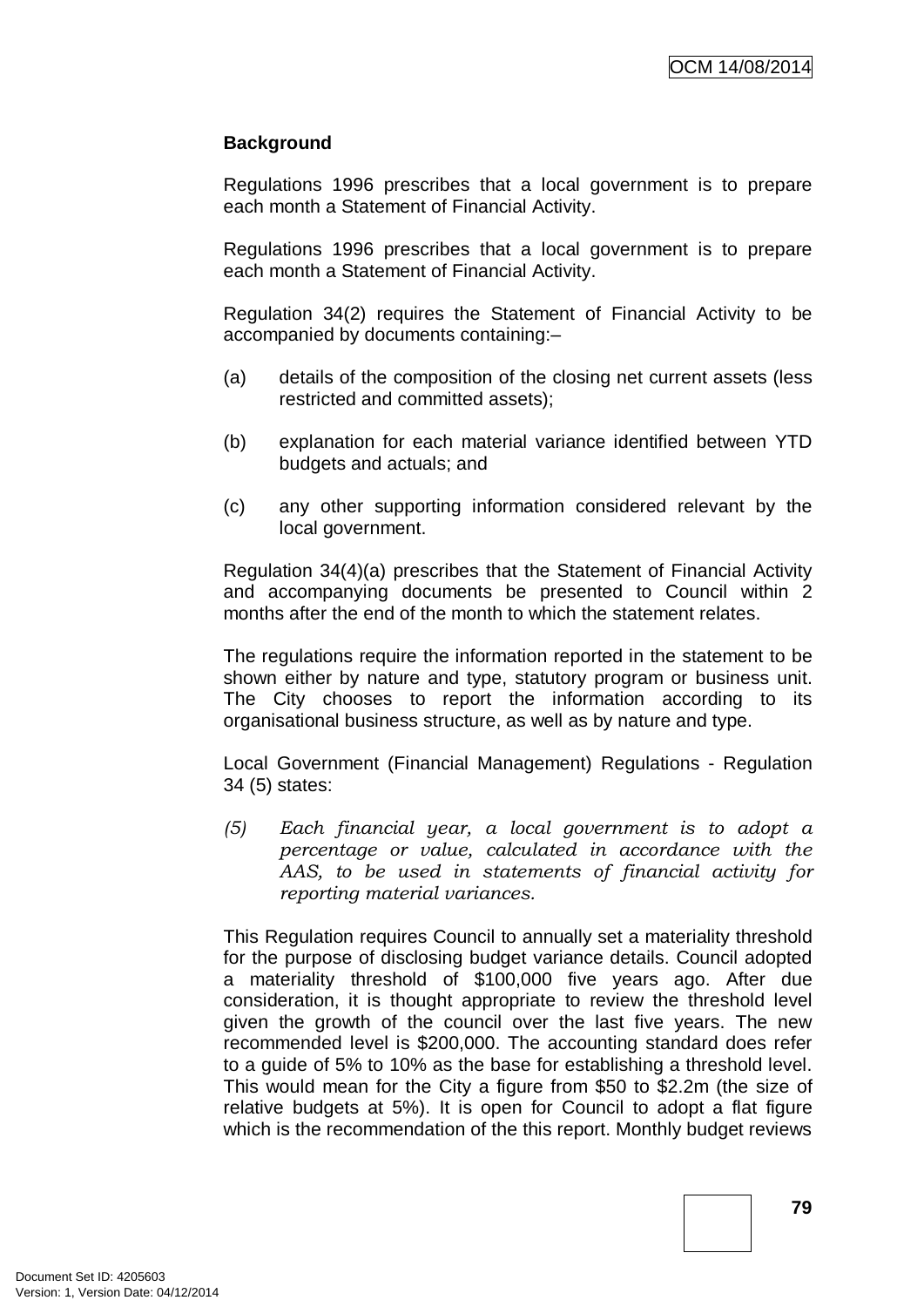### Background

Regulations 1996 prescribes that a local government is to prepare each month a Statement of Financial Activity.

Regulations 1996 prescribes that a local government is to prepare each month a Statement of Financial Activity.

Regulation 34(2) requires the Statement of Financial Activity to be accompanied by documents containing:–

(a) details of the composition of the closing net current assets (less restricted and committed assets);

(b) explanation for each material variance identified between YTD budgets and actuals; and

(c) any other supporting information considered relevant by the local government.

Regulation 34(4)(a) prescribes that the Statement of Financial Activity and accompanying documents be presented to Council within 2 months after the end of the month to which the statement relates.

The regulations require the information reported in the statement to be shown either by nature and type, statutory program or business unit. The City chooses to report the information according to its organisational business structure, as well as by nature and type.

Local Government (Financial Management) Regulations - Regulation 34 (5) states:

*(5) Each financial year, a local government is to adopt a percentage or value, calculated in accordance with the AAS, to be used in statements of financial activity for reporting material variances.*

This Regulation requires Council to annually set a materiality threshold for the purpose of disclosing budget variance details. Council adopted a materiality threshold of $100,000 five years ago. After due consideration, it is thought appropriate to review the threshold level given the growth of the council over the last five years. The new recommended level is $200,000. The accounting standard does refer to a guide of 5% to 10% as the base for establishing a threshold level. This would mean for the City a figure from $50 to $2.2m (the size of relative budgets at 5%). It is open for Council to adopt a flat figure which is the recommendation of the this report. Monthly budget reviews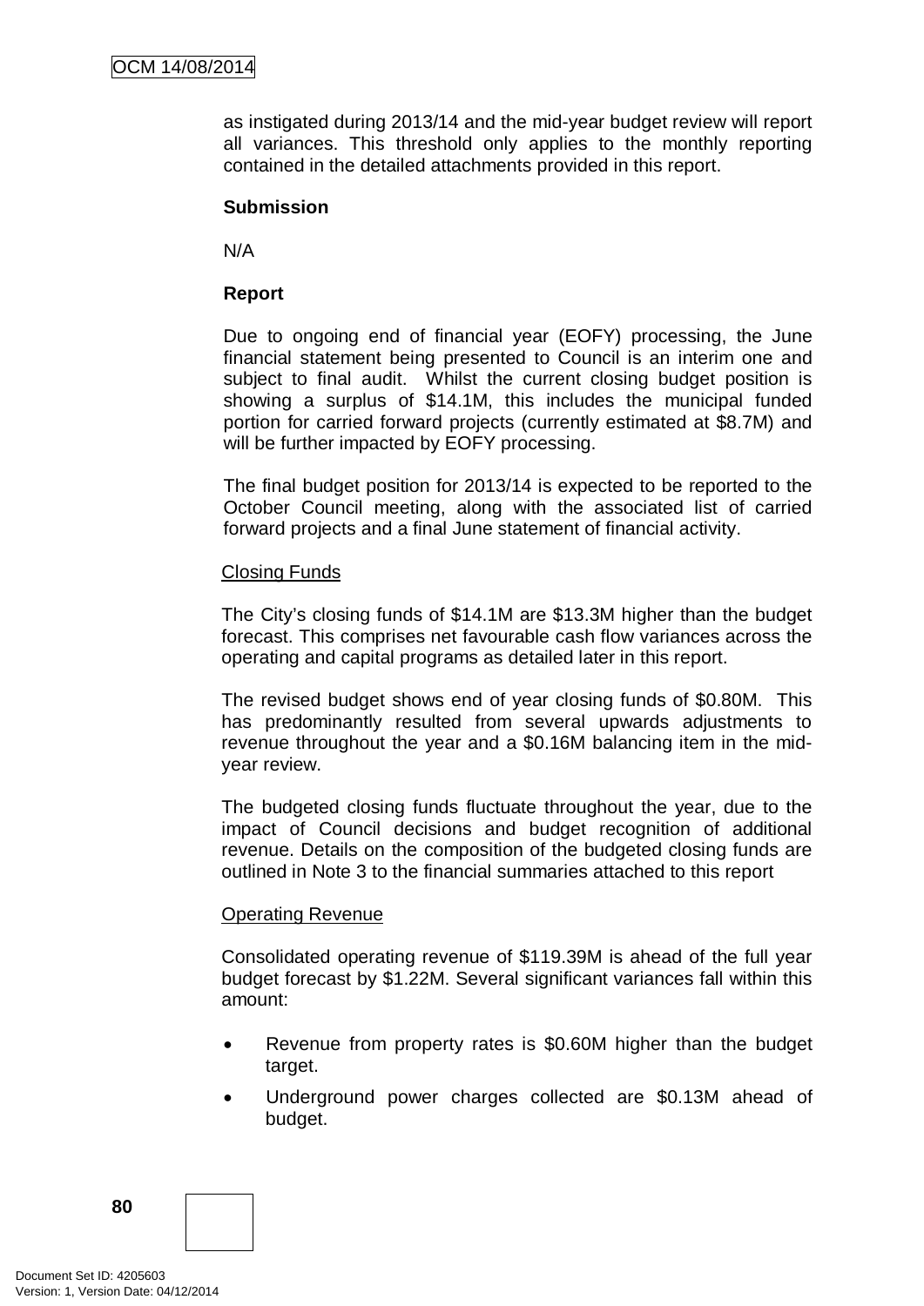as instigated during 2013/14 and the mid-year budget review will report all variances. This threshold only applies to the monthly reporting contained in the detailed attachments provided in this report.

**Submission**

N/A

**Report**

Due to ongoing end of financial year (EOFY) processing, the June financial statement being presented to Council is an interim one and subject to final audit. Whilst the current closing budget position is showing a surplus of $14.1M, this includes the municipal funded portion for carried forward projects (currently estimated at $8.7M) and will be further impacted by EOFY processing.

The final budget position for 2013/14 is expected to be reported to the October Council meeting, along with the associated list of carried forward projects and a final June statement of financial activity.

Closing Funds

The City's closing funds of $14.1M are $13.3M higher than the budget forecast. This comprises net favourable cash flow variances across the operating and capital programs as detailed later in this report.

The revised budget shows end of year closing funds of $0.80M. This has predominantly resulted from several upwards adjustments to revenue throughout the year and a $0.16M balancing item in the mid-year review.

The budgeted closing funds fluctuate throughout the year, due to the impact of Council decisions and budget recognition of additional revenue. Details on the composition of the budgeted closing funds are outlined in Note 3 to the financial summaries attached to this report

Operating Revenue

Consolidated operating revenue of $119.39M is ahead of the full year budget forecast by $1.22M. Several significant variances fall within this amount:

- Revenue from property rates is $0.60M higher than the budget target.
- Underground power charges collected are $0.13M ahead of budget.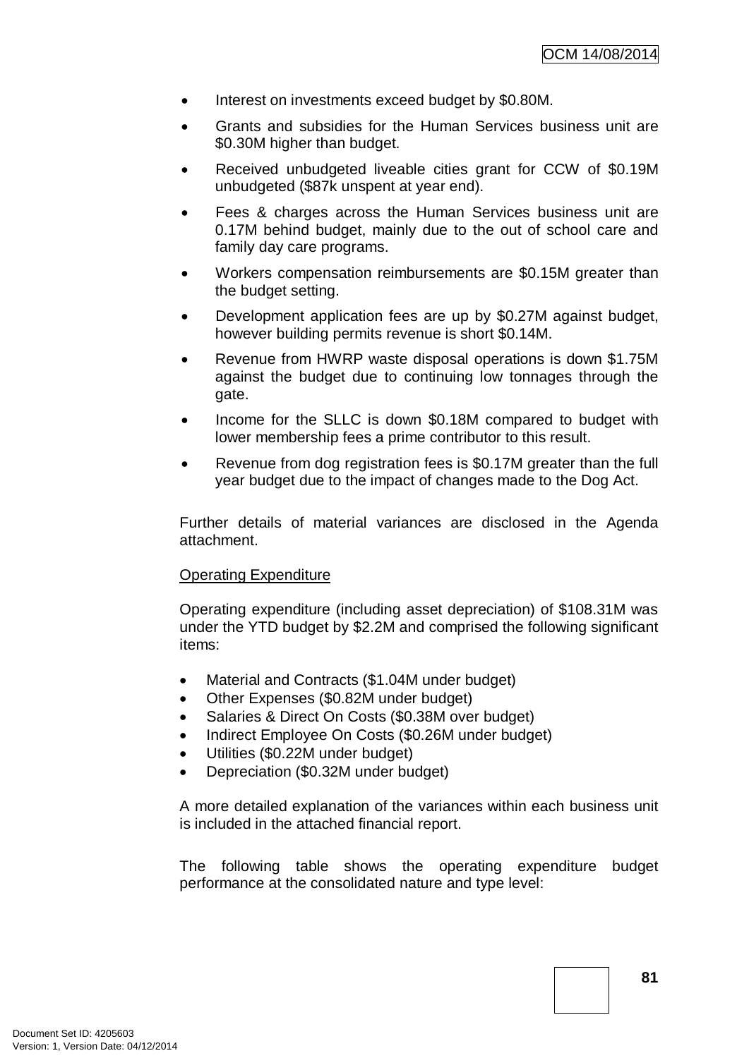- Interest on investments exceed budget by $0.80M.
- Grants and subsidies for the Human Services business unit are $0.30M higher than budget.
- Received unbudgeted liveable cities grant for CCW of $0.19M unbudgeted ($87k unspent at year end).
- Fees & charges across the Human Services business unit are 0.17M behind budget, mainly due to the out of school care and family day care programs.
- Workers compensation reimbursements are $0.15M greater than the budget setting.
- Development application fees are up by $0.27M against budget, however building permits revenue is short $0.14M.
- Revenue from HWRP waste disposal operations is down $1.75M against the budget due to continuing low tonnages through the gate.
- Income for the SLLC is down $0.18M compared to budget with lower membership fees a prime contributor to this result.
- Revenue from dog registration fees is $0.17M greater than the full year budget due to the impact of changes made to the Dog Act.

Further details of material variances are disclosed in the Agenda attachment.

Operating Expenditure

Operating expenditure (including asset depreciation) of $108.31M was under the YTD budget by $2.2M and comprised the following significant items:

- Material and Contracts ($1.04M under budget)
- Other Expenses ($0.82M under budget)
- Salaries & Direct On Costs ($0.38M over budget)
- Indirect Employee On Costs ($0.26M under budget)
- Utilities ($0.22M under budget)
- Depreciation ($0.32M under budget)

A more detailed explanation of the variances within each business unit is included in the attached financial report.

The following table shows the operating expenditure budget performance at the consolidated nature and type level: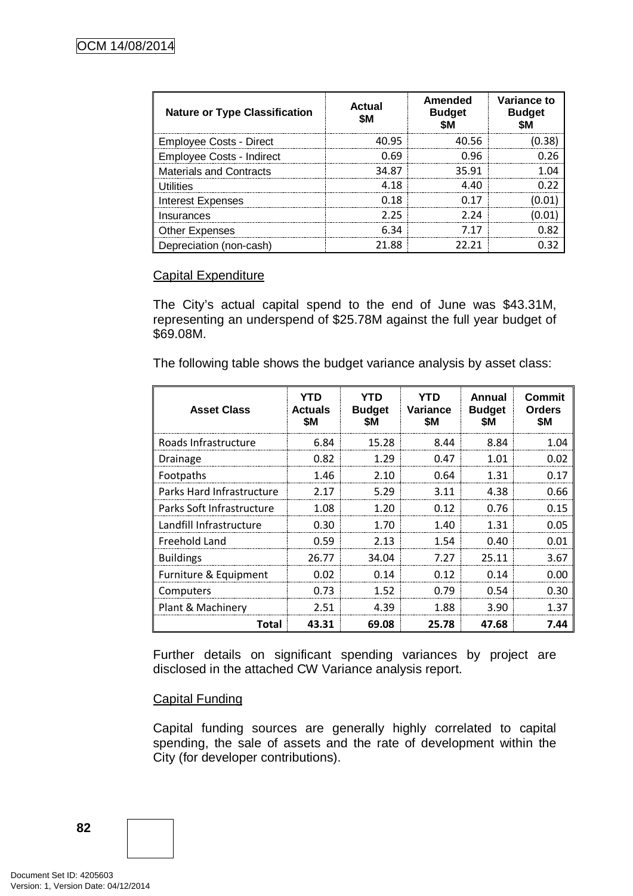| Nature or Type Classification | Actual $M | Amended Budget $M | Variance to Budget $M |
|---|---|---|---|
| Employee Costs - Direct | 40.95 | 40.56 | (0.38) |
| Employee Costs - Indirect | 0.69 | 0.96 | 0.26 |
| Materials and Contracts | 34.87 | 35.91 | 1.04 |
| Utilities | 4.18 | 4.40 | 0.22 |
| Interest Expenses | 0.18 | 0.17 | (0.01) |
| Insurances | 2.25 | 2.24 | (0.01) |
| Other Expenses | 6.34 | 7.17 | 0.82 |
| Depreciation (non-cash) | 21.88 | 22.21 | 0.32 |

Capital Expenditure

The City's actual capital spend to the end of June was $43.31M, representing an underspend of $25.78M against the full year budget of $69.08M.

The following table shows the budget variance analysis by asset class:

| Asset Class | YTD Actuals $M | YTD Budget $M | YTD Variance $M | Annual Budget $M | Commit Orders $M |
|---|---|---|---|---|---|
| Roads Infrastructure | 6.84 | 15.28 | 8.44 | 8.84 | 1.04 |
| Drainage | 0.82 | 1.29 | 0.47 | 1.01 | 0.02 |
| Footpaths | 1.46 | 2.10 | 0.64 | 1.31 | 0.17 |
| Parks Hard Infrastructure | 2.17 | 5.29 | 3.11 | 4.38 | 0.66 |
| Parks Soft Infrastructure | 1.08 | 1.20 | 0.12 | 0.76 | 0.15 |
| Landfill Infrastructure | 0.30 | 1.70 | 1.40 | 1.31 | 0.05 |
| Freehold Land | 0.59 | 2.13 | 1.54 | 0.40 | 0.01 |
| Buildings | 26.77 | 34.04 | 7.27 | 25.11 | 3.67 |
| Furniture & Equipment | 0.02 | 0.14 | 0.12 | 0.14 | 0.00 |
| Computers | 0.73 | 1.52 | 0.79 | 0.54 | 0.30 |
| Plant & Machinery | 2.51 | 4.39 | 1.88 | 3.90 | 1.37 |
| **Total** | **43.31** | **69.08** | **25.78** | **47.68** | **7.44** |

Further details on significant spending variances by project are disclosed in the attached CW Variance analysis report.

Capital Funding

Capital funding sources are generally highly correlated to capital spending, the sale of assets and the rate of development within the City (for developer contributions).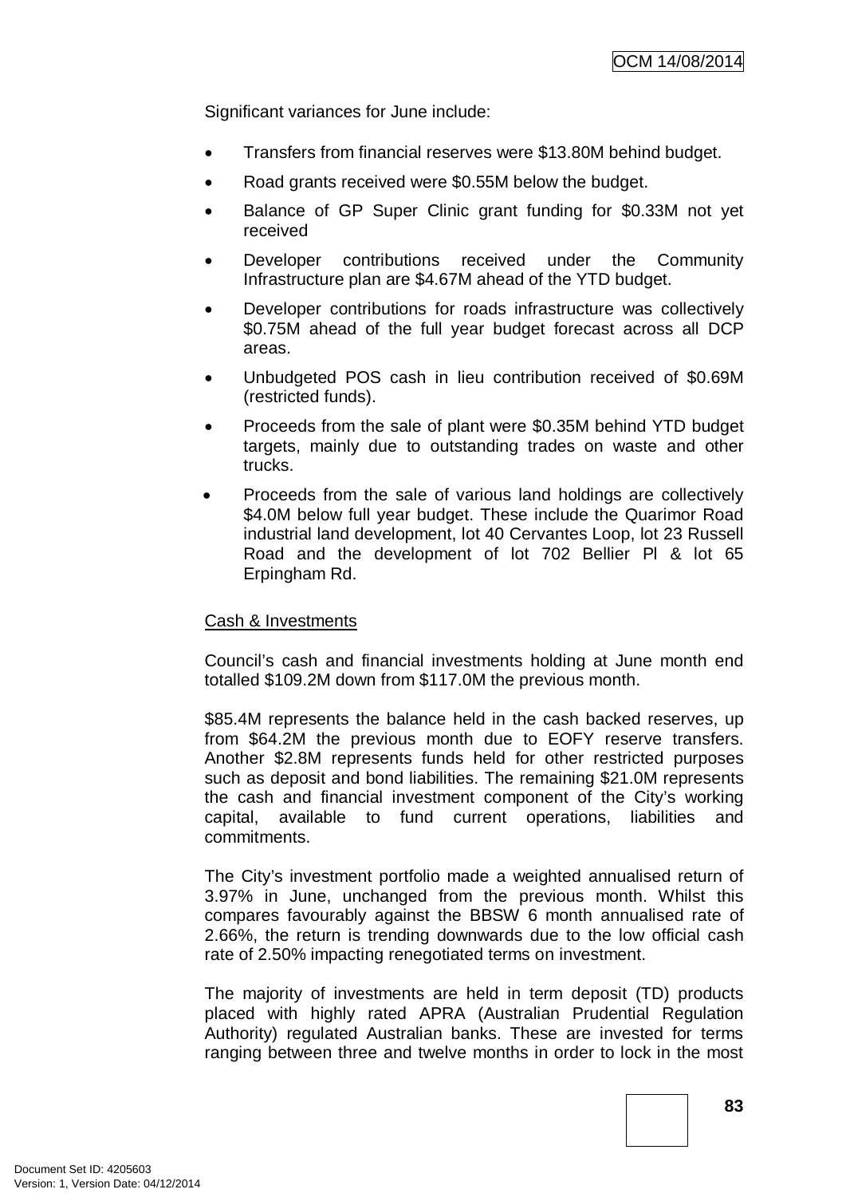Significant variances for June include:

- Transfers from financial reserves were $13.80M behind budget.
- Road grants received were $0.55M below the budget.
- Balance of GP Super Clinic grant funding for $0.33M not yet received
- Developer contributions received under the Community Infrastructure plan are $4.67M ahead of the YTD budget.
- Developer contributions for roads infrastructure was collectively $0.75M ahead of the full year budget forecast across all DCP areas.
- Unbudgeted POS cash in lieu contribution received of $0.69M (restricted funds).
- Proceeds from the sale of plant were $0.35M behind YTD budget targets, mainly due to outstanding trades on waste and other trucks.
- Proceeds from the sale of various land holdings are collectively $4.0M below full year budget. These include the Quarimor Road industrial land development, lot 40 Cervantes Loop, lot 23 Russell Road and the development of lot 702 Bellier Pl & lot 65 Erpingham Rd.

<u>Cash & Investments</u>

Council's cash and financial investments holding at June month end totalled $109.2M down from $117.0M the previous month.

$85.4M represents the balance held in the cash backed reserves, up from $64.2M the previous month due to EOFY reserve transfers. Another $2.8M represents funds held for other restricted purposes such as deposit and bond liabilities. The remaining $21.0M represents the cash and financial investment component of the City's working capital, available to fund current operations, liabilities and commitments.

The City's investment portfolio made a weighted annualised return of 3.97% in June, unchanged from the previous month. Whilst this compares favourably against the BBSW 6 month annualised rate of 2.66%, the return is trending downwards due to the low official cash rate of 2.50% impacting renegotiated terms on investment.

The majority of investments are held in term deposit (TD) products placed with highly rated APRA (Australian Prudential Regulation Authority) regulated Australian banks. These are invested for terms ranging between three and twelve months in order to lock in the most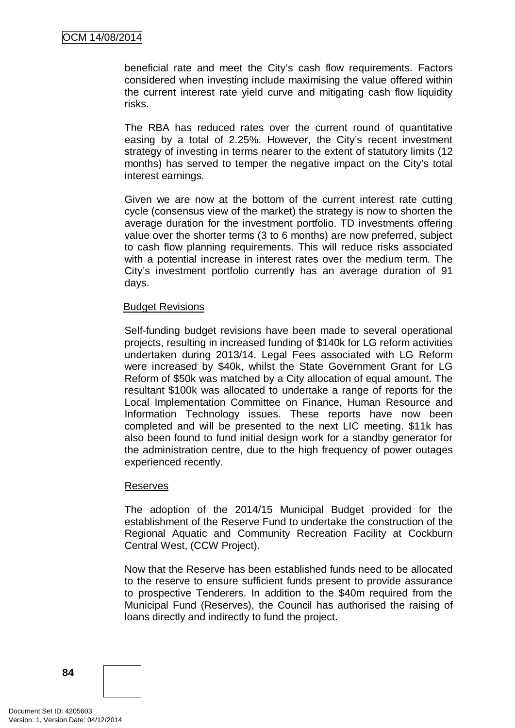beneficial rate and meet the City's cash flow requirements. Factors considered when investing include maximising the value offered within the current interest rate yield curve and mitigating cash flow liquidity risks.

The RBA has reduced rates over the current round of quantitative easing by a total of 2.25%. However, the City's recent investment strategy of investing in terms nearer to the extent of statutory limits (12 months) has served to temper the negative impact on the City's total interest earnings.

Given we are now at the bottom of the current interest rate cutting cycle (consensus view of the market) the strategy is now to shorten the average duration for the investment portfolio. TD investments offering value over the shorter terms (3 to 6 months) are now preferred, subject to cash flow planning requirements. This will reduce risks associated with a potential increase in interest rates over the medium term. The City's investment portfolio currently has an average duration of 91 days.

<u>Budget Revisions</u>

Self-funding budget revisions have been made to several operational projects, resulting in increased funding of $140k for LG reform activities undertaken during 2013/14. Legal Fees associated with LG Reform were increased by $40k, whilst the State Government Grant for LG Reform of $50k was matched by a City allocation of equal amount. The resultant $100k was allocated to undertake a range of reports for the Local Implementation Committee on Finance, Human Resource and Information Technology issues. These reports have now been completed and will be presented to the next LIC meeting. $11k has also been found to fund initial design work for a standby generator for the administration centre, due to the high frequency of power outages experienced recently.

<u>Reserves</u>

The adoption of the 2014/15 Municipal Budget provided for the establishment of the Reserve Fund to undertake the construction of the Regional Aquatic and Community Recreation Facility at Cockburn Central West, (CCW Project).

Now that the Reserve has been established funds need to be allocated to the reserve to ensure sufficient funds present to provide assurance to prospective Tenderers. In addition to the $40m required from the Municipal Fund (Reserves), the Council has authorised the raising of loans directly and indirectly to fund the project.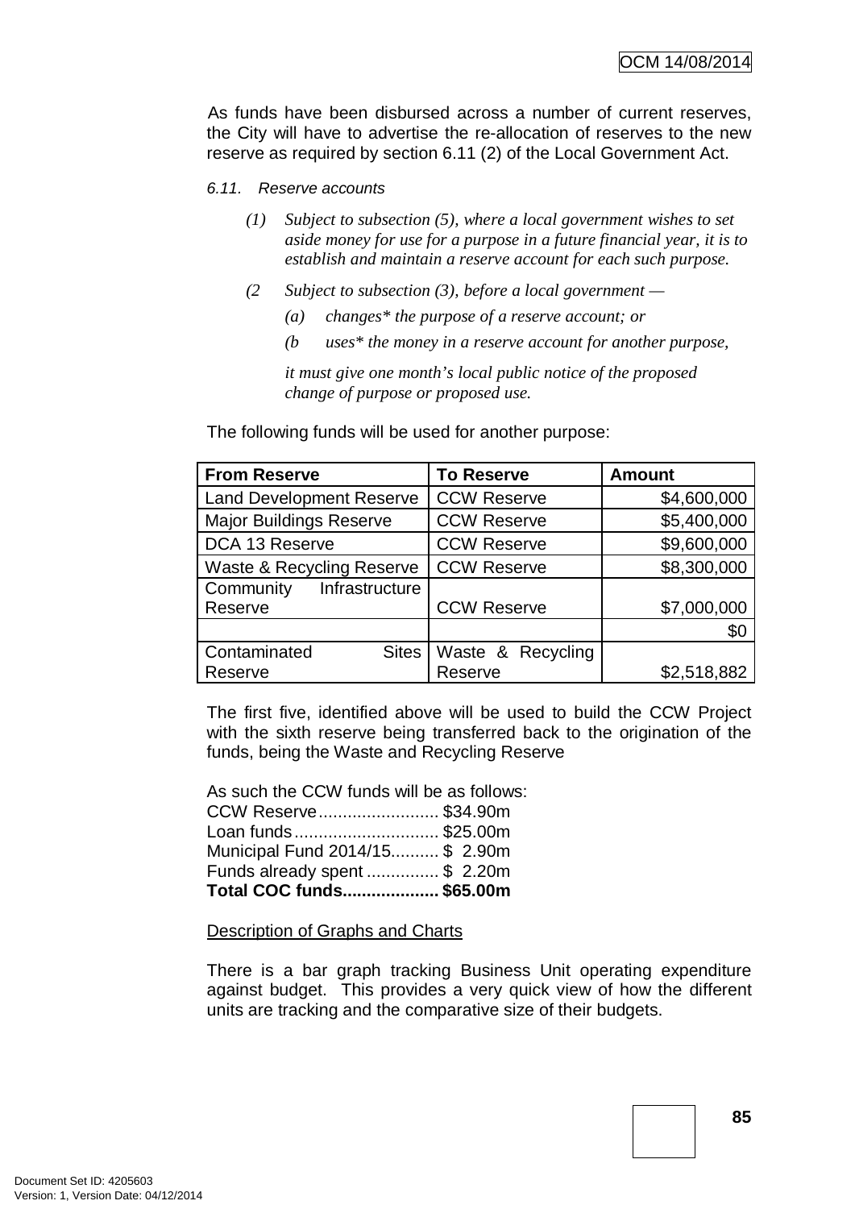As funds have been disbursed across a number of current reserves, the City will have to advertise the re-allocation of reserves to the new reserve as required by section 6.11 (2) of the Local Government Act.

*6.11. Reserve accounts*

*(1) Subject to subsection (5), where a local government wishes to set aside money for use for a purpose in a future financial year, it is to establish and maintain a reserve account for each such purpose.*

*(2 Subject to subsection (3), before a local government —*

*(a) changes\* the purpose of a reserve account; or*

*(b uses\* the money in a reserve account for another purpose,*

*it must give one month's local public notice of the proposed change of purpose or proposed use.*

The following funds will be used for another purpose:

| From Reserve | To Reserve | Amount |
|---|---|---|
| Land Development Reserve | CCW Reserve | $4,600,000 |
| Major Buildings Reserve | CCW Reserve | $5,400,000 |
| DCA 13 Reserve | CCW Reserve | $9,600,000 |
| Waste & Recycling Reserve | CCW Reserve | $8,300,000 |
| Community Infrastructure Reserve | CCW Reserve | $7,000,000 |
| | | $0 |
| Contaminated Sites Reserve | Waste & Recycling Reserve | $2,518,882 |

The first five, identified above will be used to build the CCW Project with the sixth reserve being transferred back to the origination of the funds, being the Waste and Recycling Reserve

As such the CCW funds will be as follows:
CCW Reserve......................... $34.90m
Loan funds.............................. $25.00m
Municipal Fund 2014/15.......... $ 2.90m
Funds already spent ............... $ 2.20m
**Total COC funds.................... $65.00m**

<u>Description of Graphs and Charts</u>

There is a bar graph tracking Business Unit operating expenditure against budget. This provides a very quick view of how the different units are tracking and the comparative size of their budgets.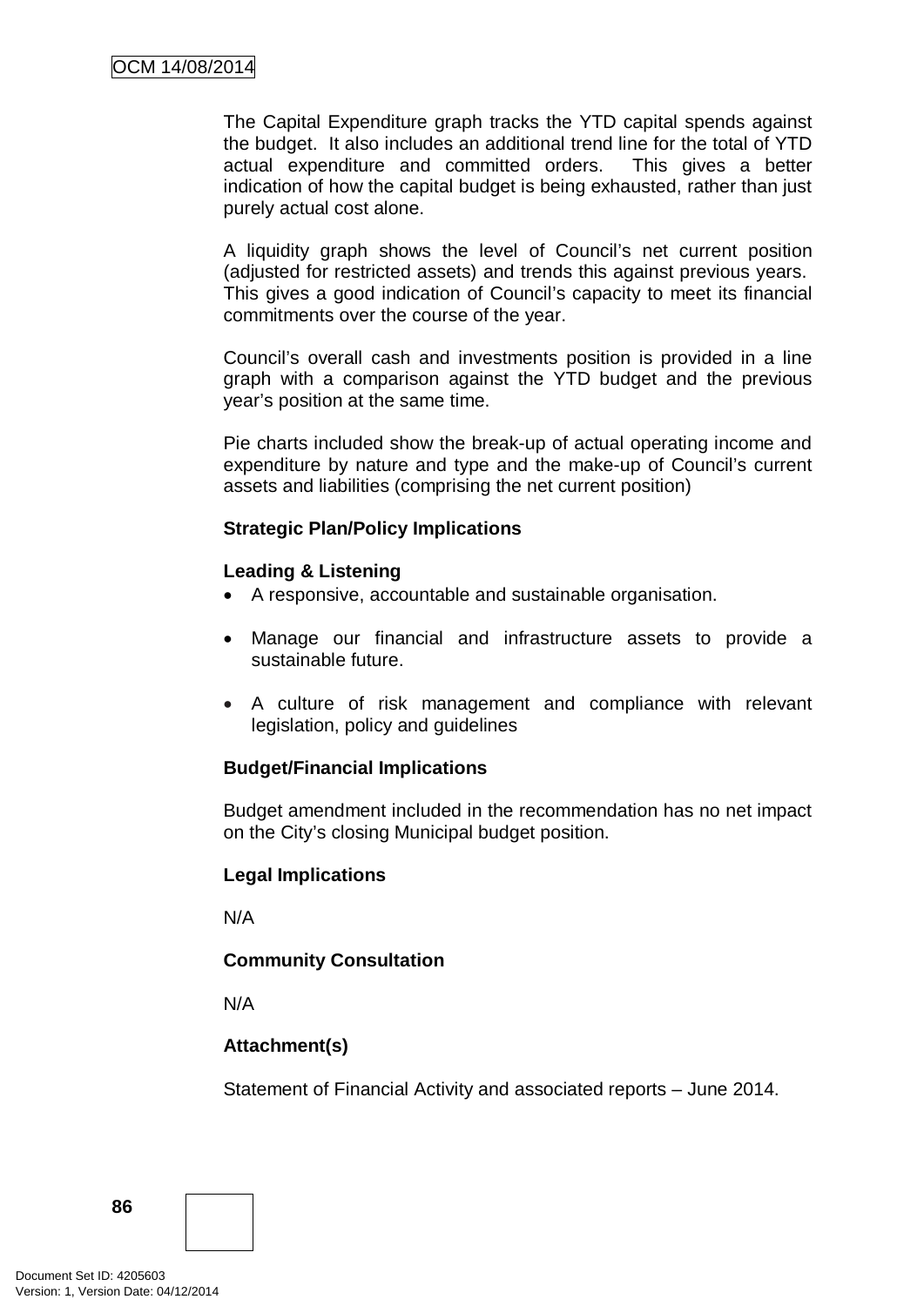The Capital Expenditure graph tracks the YTD capital spends against the budget. It also includes an additional trend line for the total of YTD actual expenditure and committed orders. This gives a better indication of how the capital budget is being exhausted, rather than just purely actual cost alone.

A liquidity graph shows the level of Council's net current position (adjusted for restricted assets) and trends this against previous years. This gives a good indication of Council's capacity to meet its financial commitments over the course of the year.

Council's overall cash and investments position is provided in a line graph with a comparison against the YTD budget and the previous year's position at the same time.

Pie charts included show the break-up of actual operating income and expenditure by nature and type and the make-up of Council's current assets and liabilities (comprising the net current position)

**Strategic Plan/Policy Implications**

**Leading & Listening**

- A responsive, accountable and sustainable organisation.
- Manage our financial and infrastructure assets to provide a sustainable future.
- A culture of risk management and compliance with relevant legislation, policy and guidelines

**Budget/Financial Implications**

Budget amendment included in the recommendation has no net impact on the City's closing Municipal budget position.

**Legal Implications**

N/A

**Community Consultation**

N/A

**Attachment(s)**

Statement of Financial Activity and associated reports – June 2014.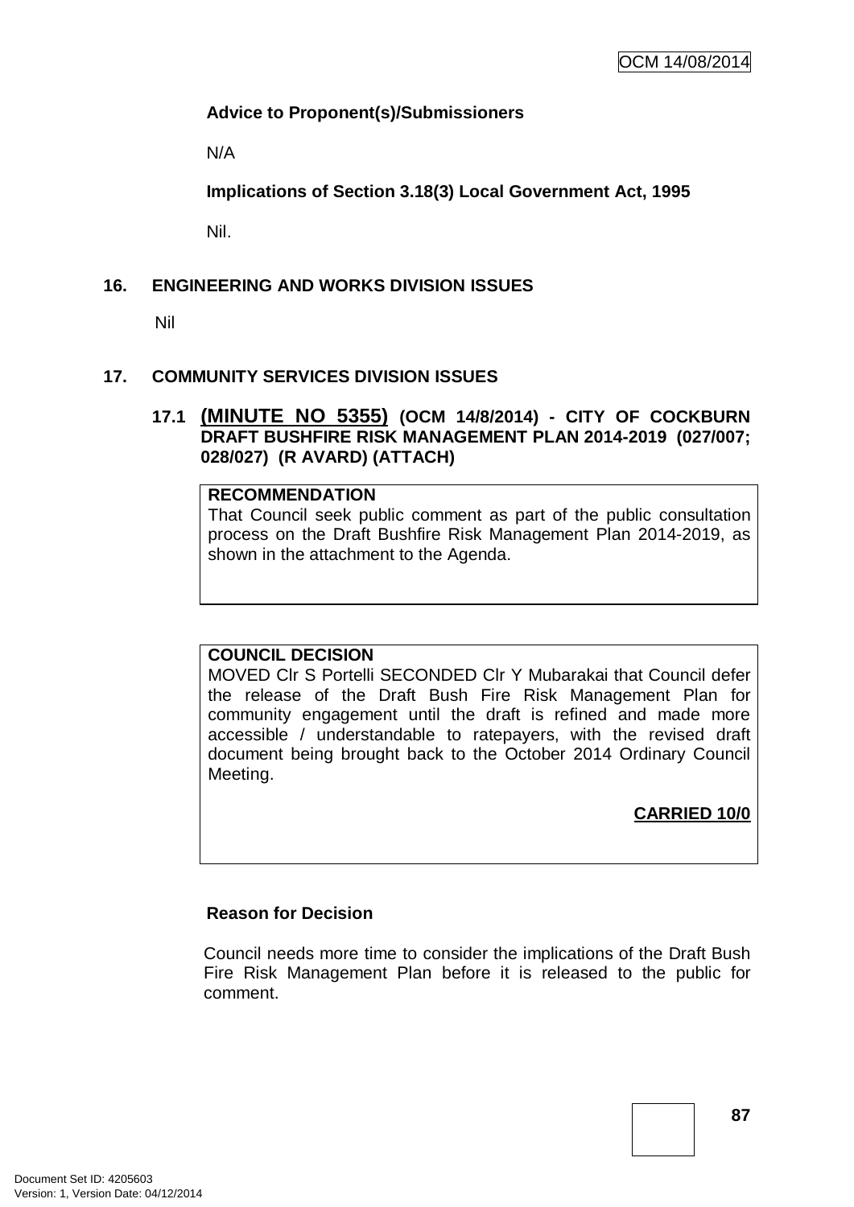**Advice to Proponent(s)/Submissioners**

N/A

**Implications of Section 3.18(3) Local Government Act, 1995**

Nil.

## 16. ENGINEERING AND WORKS DIVISION ISSUES

Nil

## 17. COMMUNITY SERVICES DIVISION ISSUES

### 17.1 (MINUTE NO 5355) (OCM 14/8/2014) - CITY OF COCKBURN DRAFT BUSHFIRE RISK MANAGEMENT PLAN 2014-2019 (027/007; 028/027) (R AVARD) (ATTACH)

**RECOMMENDATION**
That Council seek public comment as part of the public consultation process on the Draft Bushfire Risk Management Plan 2014-2019, as shown in the attachment to the Agenda.

**COUNCIL DECISION**
MOVED Clr S Portelli SECONDED Clr Y Mubarakai that Council defer the release of the Draft Bush Fire Risk Management Plan for community engagement until the draft is refined and made more accessible / understandable to ratepayers, with the revised draft document being brought back to the October 2014 Ordinary Council Meeting.

**CARRIED 10/0**

**Reason for Decision**

Council needs more time to consider the implications of the Draft Bush Fire Risk Management Plan before it is released to the public for comment.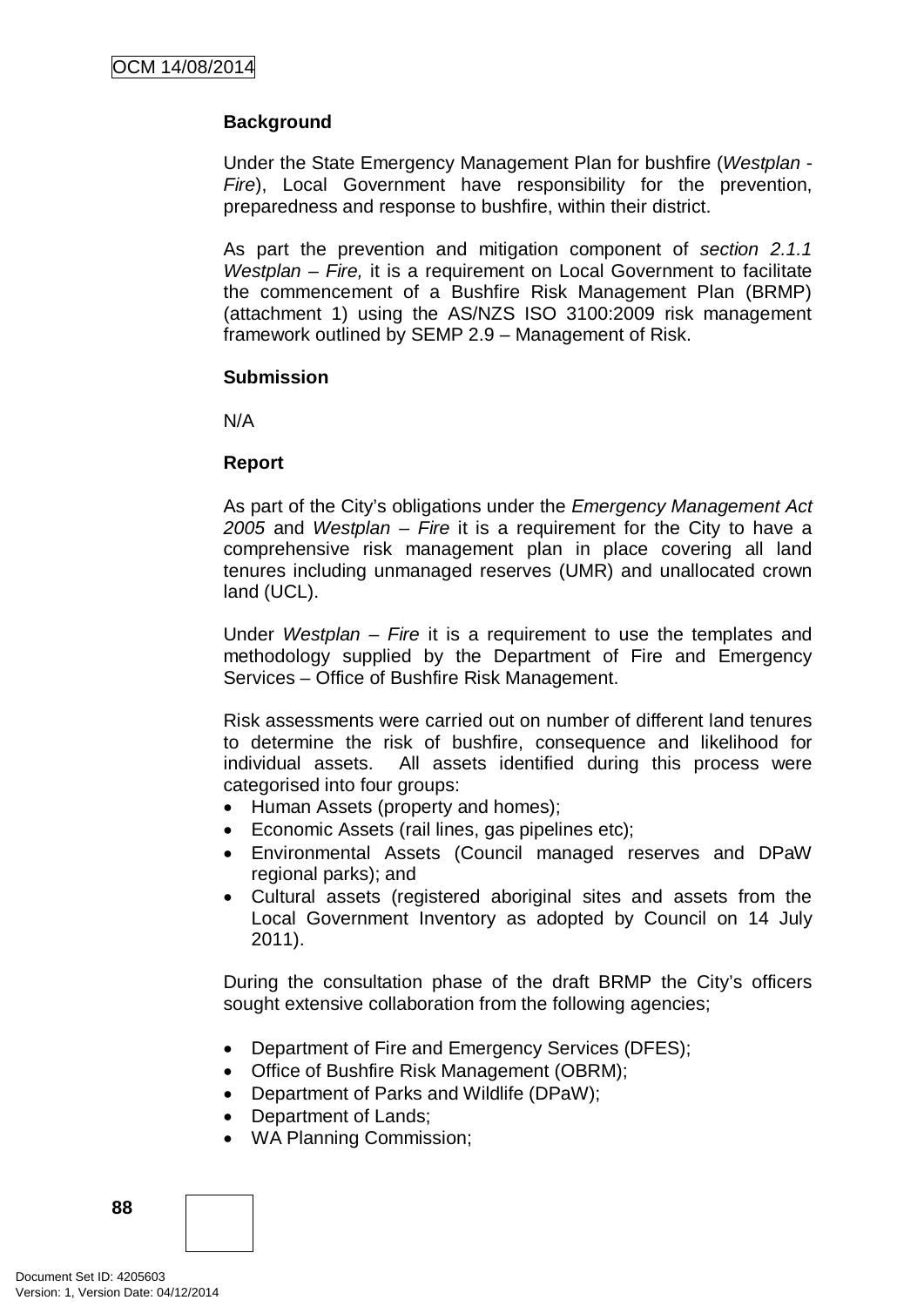**Background**

Under the State Emergency Management Plan for bushfire (*Westplan - Fire*), Local Government have responsibility for the prevention, preparedness and response to bushfire, within their district.

As part the prevention and mitigation component of *section 2.1.1 Westplan – Fire,* it is a requirement on Local Government to facilitate the commencement of a Bushfire Risk Management Plan (BRMP) (attachment 1) using the AS/NZS ISO 3100:2009 risk management framework outlined by SEMP 2.9 – Management of Risk.

**Submission**

N/A

**Report**

As part of the City's obligations under the *Emergency Management Act 2005* and *Westplan – Fire* it is a requirement for the City to have a comprehensive risk management plan in place covering all land tenures including unmanaged reserves (UMR) and unallocated crown land (UCL).

Under *Westplan – Fire* it is a requirement to use the templates and methodology supplied by the Department of Fire and Emergency Services – Office of Bushfire Risk Management.

Risk assessments were carried out on number of different land tenures to determine the risk of bushfire, consequence and likelihood for individual assets. All assets identified during this process were categorised into four groups:

- Human Assets (property and homes);
- Economic Assets (rail lines, gas pipelines etc);
- Environmental Assets (Council managed reserves and DPaW regional parks); and
- Cultural assets (registered aboriginal sites and assets from the Local Government Inventory as adopted by Council on 14 July 2011).

During the consultation phase of the draft BRMP the City's officers sought extensive collaboration from the following agencies;

- Department of Fire and Emergency Services (DFES);
- Office of Bushfire Risk Management (OBRM);
- Department of Parks and Wildlife (DPaW);
- Department of Lands;
- WA Planning Commission;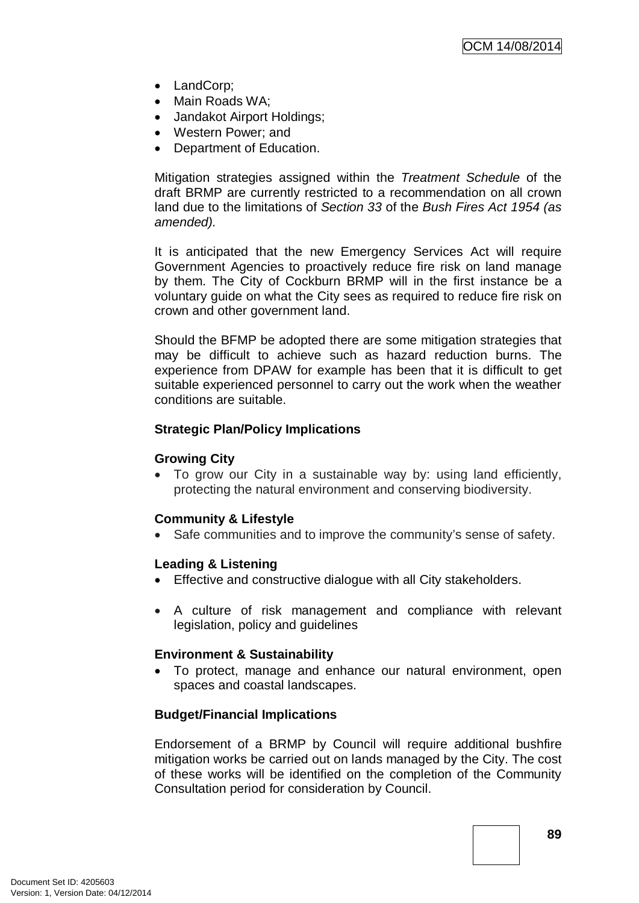- LandCorp;
- Main Roads WA;
- Jandakot Airport Holdings;
- Western Power; and
- Department of Education.

Mitigation strategies assigned within the *Treatment Schedule* of the draft BRMP are currently restricted to a recommendation on all crown land due to the limitations of *Section 33* of the *Bush Fires Act 1954 (as amended).*

It is anticipated that the new Emergency Services Act will require Government Agencies to proactively reduce fire risk on land manage by them. The City of Cockburn BRMP will in the first instance be a voluntary guide on what the City sees as required to reduce fire risk on crown and other government land.

Should the BFMP be adopted there are some mitigation strategies that may be difficult to achieve such as hazard reduction burns. The experience from DPAW for example has been that it is difficult to get suitable experienced personnel to carry out the work when the weather conditions are suitable.

**Strategic Plan/Policy Implications**

**Growing City**

- To grow our City in a sustainable way by: using land efficiently, protecting the natural environment and conserving biodiversity.

**Community & Lifestyle**

- Safe communities and to improve the community's sense of safety.

**Leading & Listening**

- Effective and constructive dialogue with all City stakeholders.

- A culture of risk management and compliance with relevant legislation, policy and guidelines

**Environment & Sustainability**

- To protect, manage and enhance our natural environment, open spaces and coastal landscapes.

**Budget/Financial Implications**

Endorsement of a BRMP by Council will require additional bushfire mitigation works be carried out on lands managed by the City. The cost of these works will be identified on the completion of the Community Consultation period for consideration by Council.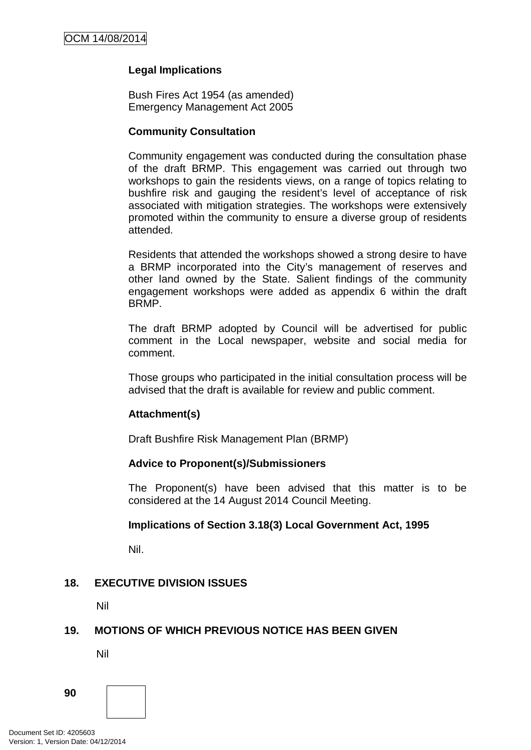**Legal Implications**

Bush Fires Act 1954 (as amended)
Emergency Management Act 2005

**Community Consultation**

Community engagement was conducted during the consultation phase of the draft BRMP. This engagement was carried out through two workshops to gain the residents views, on a range of topics relating to bushfire risk and gauging the resident's level of acceptance of risk associated with mitigation strategies. The workshops were extensively promoted within the community to ensure a diverse group of residents attended.

Residents that attended the workshops showed a strong desire to have a BRMP incorporated into the City's management of reserves and other land owned by the State. Salient findings of the community engagement workshops were added as appendix 6 within the draft BRMP.

The draft BRMP adopted by Council will be advertised for public comment in the Local newspaper, website and social media for comment.

Those groups who participated in the initial consultation process will be advised that the draft is available for review and public comment.

**Attachment(s)**

Draft Bushfire Risk Management Plan (BRMP)

**Advice to Proponent(s)/Submissioners**

The Proponent(s) have been advised that this matter is to be considered at the 14 August 2014 Council Meeting.

**Implications of Section 3.18(3) Local Government Act, 1995**

Nil.

## 18. EXECUTIVE DIVISION ISSUES

Nil

## 19. MOTIONS OF WHICH PREVIOUS NOTICE HAS BEEN GIVEN

Nil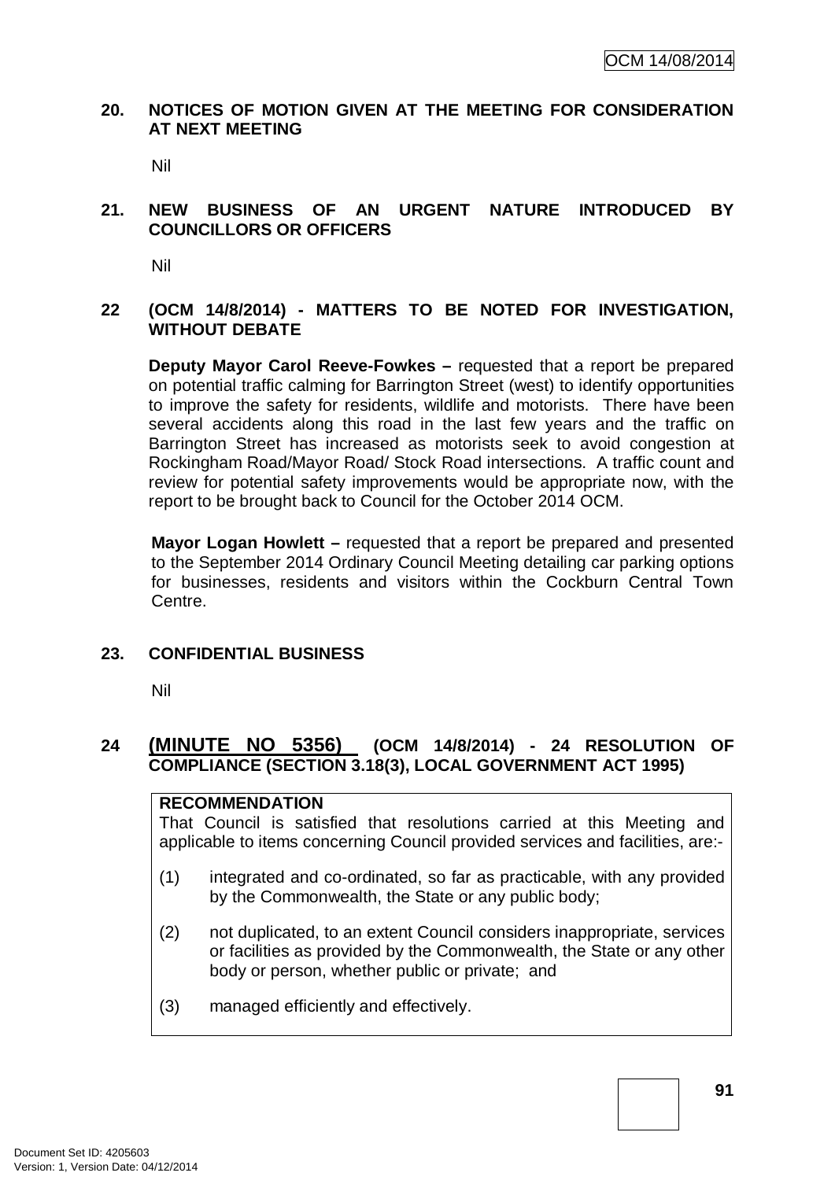## 20. NOTICES OF MOTION GIVEN AT THE MEETING FOR CONSIDERATION AT NEXT MEETING

Nil

## 21. NEW BUSINESS OF AN URGENT NATURE INTRODUCED BY COUNCILLORS OR OFFICERS

Nil

## 22 (OCM 14/8/2014) - MATTERS TO BE NOTED FOR INVESTIGATION, WITHOUT DEBATE

**Deputy Mayor Carol Reeve-Fowkes –** requested that a report be prepared on potential traffic calming for Barrington Street (west) to identify opportunities to improve the safety for residents, wildlife and motorists. There have been several accidents along this road in the last few years and the traffic on Barrington Street has increased as motorists seek to avoid congestion at Rockingham Road/Mayor Road/ Stock Road intersections. A traffic count and review for potential safety improvements would be appropriate now, with the report to be brought back to Council for the October 2014 OCM.

**Mayor Logan Howlett –** requested that a report be prepared and presented to the September 2014 Ordinary Council Meeting detailing car parking options for businesses, residents and visitors within the Cockburn Central Town Centre.

## 23. CONFIDENTIAL BUSINESS

Nil

## 24 (MINUTE NO 5356) (OCM 14/8/2014) - 24 RESOLUTION OF COMPLIANCE (SECTION 3.18(3), LOCAL GOVERNMENT ACT 1995)

**RECOMMENDATION**

That Council is satisfied that resolutions carried at this Meeting and applicable to items concerning Council provided services and facilities, are:-

(1) integrated and co-ordinated, so far as practicable, with any provided by the Commonwealth, the State or any public body;

(2) not duplicated, to an extent Council considers inappropriate, services or facilities as provided by the Commonwealth, the State or any other body or person, whether public or private; and

(3) managed efficiently and effectively.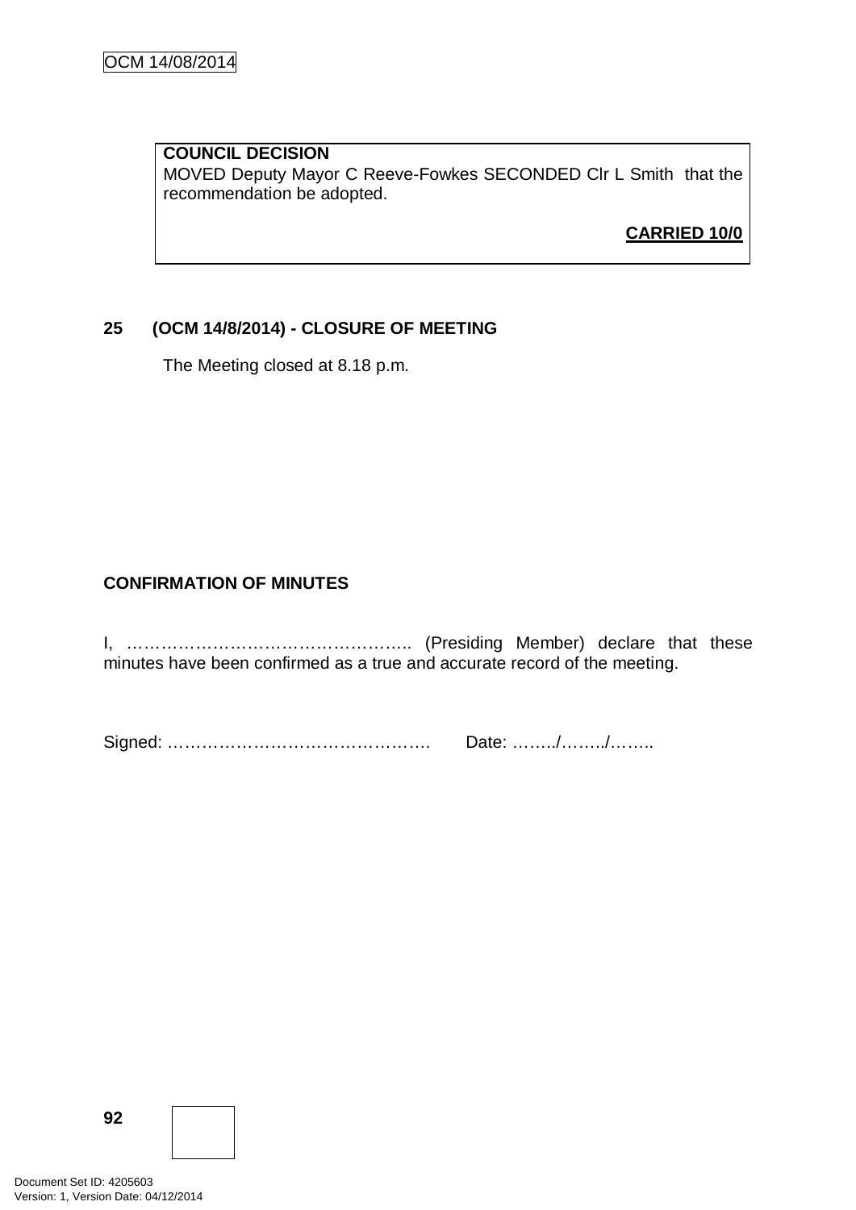**COUNCIL DECISION**

MOVED Deputy Mayor C Reeve-Fowkes SECONDED Clr L Smith that the recommendation be adopted.

**CARRIED 10/0**

## 25 (OCM 14/8/2014) - CLOSURE OF MEETING

The Meeting closed at 8.18 p.m.

## CONFIRMATION OF MINUTES

I, …………………………………………. (Presiding Member) declare that these minutes have been confirmed as a true and accurate record of the meeting.

Signed: ………………………………………. Date: ……../……../……..

Document Set ID: 4205603
Version: 1, Version Date: 04/12/2014